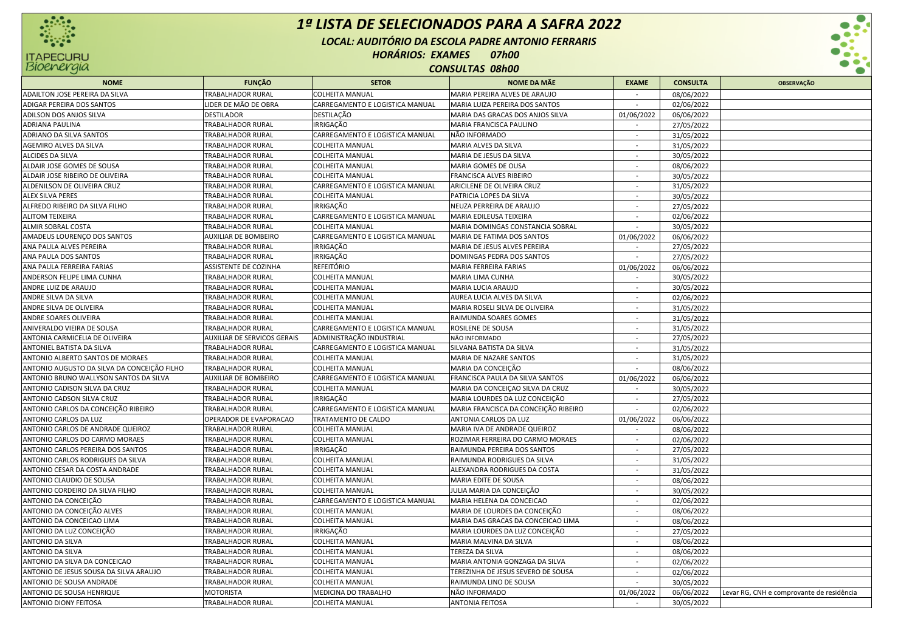# 1ª LISTA DE SELECIONADOS PARA A SAFRA 2022

**LOCAL: AUDITÓRIO DA ESCOLA PADRE ANTONIO FERRARIS**

**HORÁRIOS: EXAMES 07h00**

**CONSULTAS 08h00**

| NOME | FUNÇÃO | SETOR | NOME DA MÃE | EXAME | CONSULTA | OBSERVAÇÃO |
|---|---|---|---|---|---|---|
| ADAILTON JOSE PEREIRA DA SILVA | TRABALHADOR RURAL | COLHEITA MANUAL | MARIA PEREIRA ALVES DE ARAUJO | - | 08/06/2022 | |
| ADIGAR PEREIRA DOS SANTOS | LIDER DE MÃO DE OBRA | CARREGAMENTO E LOGISTICA MANUAL | MARIA LUIZA PEREIRA DOS SANTOS | - | 02/06/2022 | |
| ADILSON DOS ANJOS SILVA | DESTILADOR | DESTILAÇÃO | MARIA DAS GRACAS DOS ANJOS SILVA | 01/06/2022 | 06/06/2022 | |
| ADRIANA PAULINA | TRABALHADOR RURAL | IRRIGAÇÃO | MARIA FRANCISCA PAULINO | - | 27/05/2022 | |
| ADRIANO DA SILVA SANTOS | TRABALHADOR RURAL | CARREGAMENTO E LOGISTICA MANUAL | NÃO INFORMADO | - | 31/05/2022 | |
| AGEMIRO ALVES DA SILVA | TRABALHADOR RURAL | COLHEITA MANUAL | MARIA ALVES DA SILVA | - | 31/05/2022 | |
| ALCIDES DA SILVA | TRABALHADOR RURAL | COLHEITA MANUAL | MARIA DE JESUS DA SILVA | - | 30/05/2022 | |
| ALDAIR JOSE GOMES DE SOUSA | TRABALHADOR RURAL | COLHEITA MANUAL | MARIA GOMES DE OUSA | - | 08/06/2022 | |
| ALDAIR JOSE RIBEIRO DE OLIVEIRA | TRABALHADOR RURAL | COLHEITA MANUAL | FRANCISCA ALVES RIBEIRO | - | 30/05/2022 | |
| ALDENILSON DE OLIVEIRA CRUZ | TRABALHADOR RURAL | CARREGAMENTO E LOGISTICA MANUAL | ARICILENE DE OLIVEIRA CRUZ | - | 31/05/2022 | |
| ALEX SILVA PERES | TRABALHADOR RURAL | COLHEITA MANUAL | PATRICIA LOPES DA SILVA | - | 30/05/2022 | |
| ALFREDO RIBEIRO DA SILVA FILHO | TRABALHADOR RURAL | IRRIGAÇÃO | NEUZA PERREIRA DE ARAUJO | - | 27/05/2022 | |
| ALITOM TEIXEIRA | TRABALHADOR RURAL | CARREGAMENTO E LOGISTICA MANUAL | MARIA EDILEUSA TEIXEIRA | - | 02/06/2022 | |
| ALMIR SOBRAL COSTA | TRABALHADOR RURAL | COLHEITA MANUAL | MARIA DOMINGAS CONSTANCIA SOBRAL | - | 30/05/2022 | |
| AMADEUS LOURENÇO DOS SANTOS | AUXILIAR DE BOMBEIRO | CARREGAMENTO E LOGISTICA MANUAL | MARIA DE FATIMA DOS SANTOS | 01/06/2022 | 06/06/2022 | |
| ANA PAULA ALVES PEREIRA | TRABALHADOR RURAL | IRRIGAÇÃO | MARIA DE JESUS ALVES PEREIRA | - | 27/05/2022 | |
| ANA PAULA DOS SANTOS | TRABALHADOR RURAL | IRRIGAÇÃO | DOMINGAS PEDRA DOS SANTOS | - | 27/05/2022 | |
| ANA PAULA FERREIRA FARIAS | ASSISTENTE DE COZINHA | REFEITÓRIO | MARIA FERREIRA FARIAS | 01/06/2022 | 06/06/2022 | |
| ANDERSON FELIPE LIMA CUNHA | TRABALHADOR RURAL | COLHEITA MANUAL | MARIA LIMA CUNHA | - | 30/05/2022 | |
| ANDRE LUIZ DE ARAUJO | TRABALHADOR RURAL | COLHEITA MANUAL | MARIA LUCIA ARAUJO | - | 30/05/2022 | |
| ANDRE SILVA DA SILVA | TRABALHADOR RURAL | COLHEITA MANUAL | AUREA LUCIA ALVES DA SILVA | - | 02/06/2022 | |
| ANDRE SILVA DE OLIVEIRA | TRABALHADOR RURAL | COLHEITA MANUAL | MARIA ROSELI SILVA DE OLIVEIRA | - | 31/05/2022 | |
| ANDRE SOARES OLIVEIRA | TRABALHADOR RURAL | COLHEITA MANUAL | RAIMUNDA SOARES GOMES | - | 31/05/2022 | |
| ANIVERALDO VIEIRA DE SOUSA | TRABALHADOR RURAL | CARREGAMENTO E LOGISTICA MANUAL | ROSILENE DE SOUSA | - | 31/05/2022 | |
| ANTONIA CARMICELIA DE OLIVEIRA | AUXILIAR DE SERVICOS GERAIS | ADMINISTRAÇÃO INDUSTRIAL | NÃO INFORMADO | - | 27/05/2022 | |
| ANTONIEL BATISTA DA SILVA | TRABALHADOR RURAL | CARREGAMENTO E LOGISTICA MANUAL | SILVANA BATISTA DA SILVA | - | 31/05/2022 | |
| ANTONIO ALBERTO SANTOS DE MORAES | TRABALHADOR RURAL | COLHEITA MANUAL | MARIA DE NAZARE SANTOS | - | 31/05/2022 | |
| ANTONIO AUGUSTO DA SILVA DA CONCEIÇÃO FILHO | TRABALHADOR RURAL | COLHEITA MANUAL | MARIA DA CONCEIÇÃO | - | 08/06/2022 | |
| ANTONIO BRUNO WALLYSON SANTOS DA SILVA | AUXILIAR DE BOMBEIRO | CARREGAMENTO E LOGISTICA MANUAL | FRANCISCA PAULA DA SILVA SANTOS | 01/06/2022 | 06/06/2022 | |
| ANTONIO CADISON SILVA DA CRUZ | TRABALHADOR RURAL | COLHEITA MANUAL | MARIA DA CONCEIÇAO SILVA DA CRUZ | - | 30/05/2022 | |
| ANTONIO CADSON SILVA CRUZ | TRABALHADOR RURAL | IRRIGAÇÃO | MARIA LOURDES DA LUZ CONCEIÇÃO | - | 27/05/2022 | |
| ANTONIO CARLOS DA CONCEIÇÃO RIBEIRO | TRABALHADOR RURAL | CARREGAMENTO E LOGISTICA MANUAL | MARIA FRANCISCA DA CONCEIÇÃO RIBEIRO | - | 02/06/2022 | |
| ANTONIO CARLOS DA LUZ | OPERADOR DE EVAPORACAO | TRATAMENTO DE CALDO | ANTONIA CARLOS DA LUZ | 01/06/2022 | 06/06/2022 | |
| ANTONIO CARLOS DE ANDRADE QUEIROZ | TRABALHADOR RURAL | COLHEITA MANUAL | MARIA IVA DE ANDRADE QUEIROZ | - | 08/06/2022 | |
| ANTONIO CARLOS DO CARMO MORAES | TRABALHADOR RURAL | COLHEITA MANUAL | ROZIMAR FERREIRA DO CARMO MORAES | - | 02/06/2022 | |
| ANTONIO CARLOS PEREIRA DOS SANTOS | TRABALHADOR RURAL | IRRIGAÇÃO | RAIMUNDA PEREIRA DOS SANTOS | - | 27/05/2022 | |
| ANTONIO CARLOS RODRIGUES DA SILVA | TRABALHADOR RURAL | COLHEITA MANUAL | RAIMUNDA RODRIGUES DA SILVA | - | 31/05/2022 | |
| ANTONIO CESAR DA COSTA ANDRADE | TRABALHADOR RURAL | COLHEITA MANUAL | ALEXANDRA RODRIGUES DA COSTA | - | 31/05/2022 | |
| ANTONIO CLAUDIO DE SOUSA | TRABALHADOR RURAL | COLHEITA MANUAL | MARIA EDITE DE SOUSA | - | 08/06/2022 | |
| ANTONIO CORDEIRO DA SILVA FILHO | TRABALHADOR RURAL | COLHEITA MANUAL | JULIA MARIA DA CONCEIÇÃO | - | 30/05/2022 | |
| ANTONIO DA CONCEIÇÃO | TRABALHADOR RURAL | CARREGAMENTO E LOGISTICA MANUAL | MARIA HELENA DA CONCEICAO | - | 02/06/2022 | |
| ANTONIO DA CONCEIÇÃO ALVES | TRABALHADOR RURAL | COLHEITA MANUAL | MARIA DE LOURDES DA CONCEIÇÃO | - | 08/06/2022 | |
| ANTONIO DA CONCEICAO LIMA | TRABALHADOR RURAL | COLHEITA MANUAL | MARIA DAS GRACAS DA CONCEICAO LIMA | - | 08/06/2022 | |
| ANTONIO DA LUZ CONCEIÇÃO | TRABALHADOR RURAL | IRRIGAÇÃO | MARIA LOURDES DA LUZ CONCEIÇÃO | - | 27/05/2022 | |
| ANTONIO DA SILVA | TRABALHADOR RURAL | COLHEITA MANUAL | MARIA MALVINA DA SILVA | - | 08/06/2022 | |
| ANTONIO DA SILVA | TRABALHADOR RURAL | COLHEITA MANUAL | TEREZA DA SILVA | - | 08/06/2022 | |
| ANTONIO DA SILVA DA CONCEICAO | TRABALHADOR RURAL | COLHEITA MANUAL | MARIA ANTONIA GONZAGA DA SILVA | - | 02/06/2022 | |
| ANTONIO DE JESUS SOUSA DA SILVA ARAUJO | TRABALHADOR RURAL | COLHEITA MANUAL | TEREZINHA DE JESUS SEVERO DE SOUSA | - | 02/06/2022 | |
| ANTONIO DE SOUSA ANDRADE | TRABALHADOR RURAL | COLHEITA MANUAL | RAIMUNDA LINO DE SOUSA | - | 30/05/2022 | |
| ANTONIO DE SOUSA HENRIQUE | MOTORISTA | MEDICINA DO TRABALHO | NÃO INFORMADO | 01/06/2022 | 06/06/2022 | Levar RG, CNH e comprovante de residência |
| ANTONIO DIONY FEITOSA | TRABALHADOR RURAL | COLHEITA MANUAL | ANTONIA FEITOSA | - | 30/05/2022 | |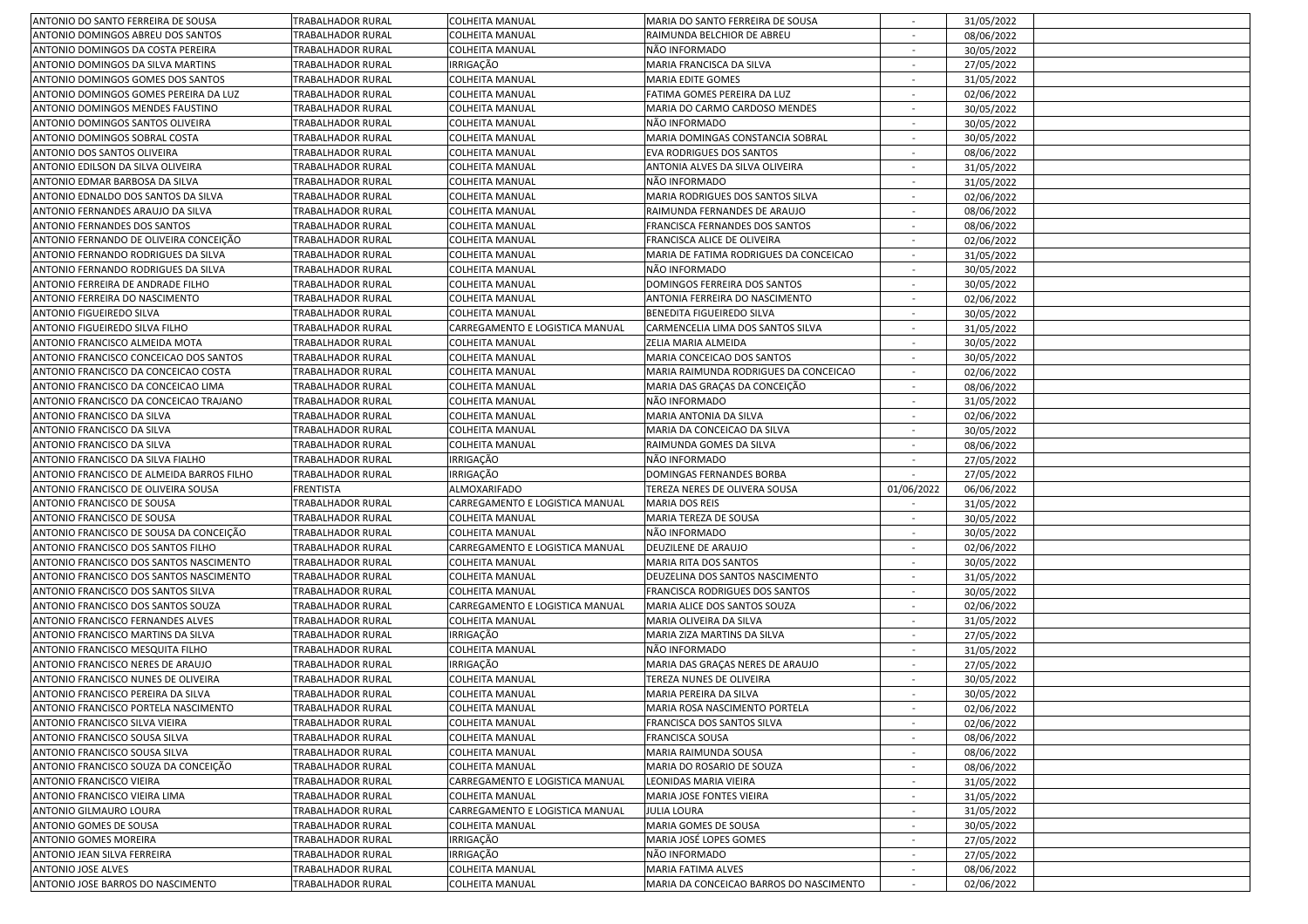| | | | | | | |
|---|---|---|---|---|---|---|
| ANTONIO DO SANTO FERREIRA DE SOUSA | TRABALHADOR RURAL | COLHEITA MANUAL | MARIA DO SANTO FERREIRA DE SOUSA | - | 31/05/2022 | |
| ANTONIO DOMINGOS ABREU DOS SANTOS | TRABALHADOR RURAL | COLHEITA MANUAL | RAIMUNDA BELCHIOR DE ABREU | - | 08/06/2022 | |
| ANTONIO DOMINGOS DA COSTA PEREIRA | TRABALHADOR RURAL | COLHEITA MANUAL | NÃO INFORMADO | - | 30/05/2022 | |
| ANTONIO DOMINGOS DA SILVA MARTINS | TRABALHADOR RURAL | IRRIGAÇÃO | MARIA FRANCISCA DA SILVA | - | 27/05/2022 | |
| ANTONIO DOMINGOS GOMES DOS SANTOS | TRABALHADOR RURAL | COLHEITA MANUAL | MARIA EDITE GOMES | - | 31/05/2022 | |
| ANTONIO DOMINGOS GOMES PEREIRA DA LUZ | TRABALHADOR RURAL | COLHEITA MANUAL | FATIMA GOMES PEREIRA DA LUZ | - | 02/06/2022 | |
| ANTONIO DOMINGOS MENDES FAUSTINO | TRABALHADOR RURAL | COLHEITA MANUAL | MARIA DO CARMO CARDOSO MENDES | - | 30/05/2022 | |
| ANTONIO DOMINGOS SANTOS OLIVEIRA | TRABALHADOR RURAL | COLHEITA MANUAL | NÃO INFORMADO | - | 30/05/2022 | |
| ANTONIO DOMINGOS SOBRAL COSTA | TRABALHADOR RURAL | COLHEITA MANUAL | MARIA DOMINGAS CONSTANCIA SOBRAL | - | 30/05/2022 | |
| ANTONIO DOS SANTOS OLIVEIRA | TRABALHADOR RURAL | COLHEITA MANUAL | EVA RODRIGUES DOS SANTOS | - | 08/06/2022 | |
| ANTONIO EDILSON DA SILVA OLIVEIRA | TRABALHADOR RURAL | COLHEITA MANUAL | ANTONIA ALVES DA SILVA OLIVEIRA | - | 31/05/2022 | |
| ANTONIO EDMAR BARBOSA DA SILVA | TRABALHADOR RURAL | COLHEITA MANUAL | NÃO INFORMADO | - | 31/05/2022 | |
| ANTONIO EDNALDO DOS SANTOS DA SILVA | TRABALHADOR RURAL | COLHEITA MANUAL | MARIA RODRIGUES DOS SANTOS SILVA | - | 02/06/2022 | |
| ANTONIO FERNANDES ARAUJO DA SILVA | TRABALHADOR RURAL | COLHEITA MANUAL | RAIMUNDA FERNANDES DE ARAUJO | - | 08/06/2022 | |
| ANTONIO FERNANDES DOS SANTOS | TRABALHADOR RURAL | COLHEITA MANUAL | FRANCISCA FERNANDES DOS SANTOS | - | 08/06/2022 | |
| ANTONIO FERNANDO DE OLIVEIRA CONCEIÇÃO | TRABALHADOR RURAL | COLHEITA MANUAL | FRANCISCA ALICE DE OLIVEIRA | - | 02/06/2022 | |
| ANTONIO FERNANDO RODRIGUES DA SILVA | TRABALHADOR RURAL | COLHEITA MANUAL | MARIA DE FATIMA RODRIGUES DA CONCEICAO | - | 31/05/2022 | |
| ANTONIO FERNANDO RODRIGUES DA SILVA | TRABALHADOR RURAL | COLHEITA MANUAL | NÃO INFORMADO | - | 30/05/2022 | |
| ANTONIO FERREIRA DE ANDRADE FILHO | TRABALHADOR RURAL | COLHEITA MANUAL | DOMINGOS FERREIRA DOS SANTOS | - | 30/05/2022 | |
| ANTONIO FERREIRA DO NASCIMENTO | TRABALHADOR RURAL | COLHEITA MANUAL | ANTONIA FERREIRA DO NASCIMENTO | - | 02/06/2022 | |
| ANTONIO FIGUEIREDO SILVA | TRABALHADOR RURAL | COLHEITA MANUAL | BENEDITA FIGUEIREDO SILVA | - | 30/05/2022 | |
| ANTONIO FIGUEIREDO SILVA FILHO | TRABALHADOR RURAL | CARREGAMENTO E LOGISTICA MANUAL | CARMENCELIA LIMA DOS SANTOS SILVA | - | 31/05/2022 | |
| ANTONIO FRANCISCO ALMEIDA MOTA | TRABALHADOR RURAL | COLHEITA MANUAL | ZELIA MARIA ALMEIDA | - | 30/05/2022 | |
| ANTONIO FRANCISCO CONCEICAO DOS SANTOS | TRABALHADOR RURAL | COLHEITA MANUAL | MARIA CONCEICAO DOS SANTOS | - | 30/05/2022 | |
| ANTONIO FRANCISCO DA CONCEICAO COSTA | TRABALHADOR RURAL | COLHEITA MANUAL | MARIA RAIMUNDA RODRIGUES DA CONCEICAO | - | 02/06/2022 | |
| ANTONIO FRANCISCO DA CONCEICAO LIMA | TRABALHADOR RURAL | COLHEITA MANUAL | MARIA DAS GRAÇAS DA CONCEIÇÃO | - | 08/06/2022 | |
| ANTONIO FRANCISCO DA CONCEICAO TRAJANO | TRABALHADOR RURAL | COLHEITA MANUAL | NÃO INFORMADO | - | 31/05/2022 | |
| ANTONIO FRANCISCO DA SILVA | TRABALHADOR RURAL | COLHEITA MANUAL | MARIA ANTONIA DA SILVA | - | 02/06/2022 | |
| ANTONIO FRANCISCO DA SILVA | TRABALHADOR RURAL | COLHEITA MANUAL | MARIA DA CONCEICAO DA SILVA | - | 30/05/2022 | |
| ANTONIO FRANCISCO DA SILVA | TRABALHADOR RURAL | COLHEITA MANUAL | RAIMUNDA GOMES DA SILVA | - | 08/06/2022 | |
| ANTONIO FRANCISCO DA SILVA FIALHO | TRABALHADOR RURAL | IRRIGAÇÃO | NÃO INFORMADO | - | 27/05/2022 | |
| ANTONIO FRANCISCO DE ALMEIDA BARROS FILHO | TRABALHADOR RURAL | IRRIGAÇÃO | DOMINGAS FERNANDES BORBA | - | 27/05/2022 | |
| ANTONIO FRANCISCO DE OLIVEIRA SOUSA | FRENTISTA | ALMOXARIFADO | TEREZA NERES DE OLIVERA SOUSA | 01/06/2022 | 06/06/2022 | |
| ANTONIO FRANCISCO DE SOUSA | TRABALHADOR RURAL | CARREGAMENTO E LOGISTICA MANUAL | MARIA DOS REIS | - | 31/05/2022 | |
| ANTONIO FRANCISCO DE SOUSA | TRABALHADOR RURAL | COLHEITA MANUAL | MARIA TEREZA DE SOUSA | - | 30/05/2022 | |
| ANTONIO FRANCISCO DE SOUSA DA CONCEIÇÃO | TRABALHADOR RURAL | COLHEITA MANUAL | NÃO INFORMADO | - | 30/05/2022 | |
| ANTONIO FRANCISCO DOS SANTOS FILHO | TRABALHADOR RURAL | CARREGAMENTO E LOGISTICA MANUAL | DEUZILENE DE ARAUJO | - | 02/06/2022 | |
| ANTONIO FRANCISCO DOS SANTOS NASCIMENTO | TRABALHADOR RURAL | COLHEITA MANUAL | MARIA RITA DOS SANTOS | - | 30/05/2022 | |
| ANTONIO FRANCISCO DOS SANTOS NASCIMENTO | TRABALHADOR RURAL | COLHEITA MANUAL | DEUZELINA DOS SANTOS NASCIMENTO | - | 31/05/2022 | |
| ANTONIO FRANCISCO DOS SANTOS SILVA | TRABALHADOR RURAL | COLHEITA MANUAL | FRANCISCA RODRIGUES DOS SANTOS | - | 30/05/2022 | |
| ANTONIO FRANCISCO DOS SANTOS SOUZA | TRABALHADOR RURAL | CARREGAMENTO E LOGISTICA MANUAL | MARIA ALICE DOS SANTOS SOUZA | - | 02/06/2022 | |
| ANTONIO FRANCISCO FERNANDES ALVES | TRABALHADOR RURAL | COLHEITA MANUAL | MARIA OLIVEIRA DA SILVA | - | 31/05/2022 | |
| ANTONIO FRANCISCO MARTINS DA SILVA | TRABALHADOR RURAL | IRRIGAÇÃO | MARIA ZIZA MARTINS DA SILVA | - | 27/05/2022 | |
| ANTONIO FRANCISCO MESQUITA FILHO | TRABALHADOR RURAL | COLHEITA MANUAL | NÃO INFORMADO | - | 31/05/2022 | |
| ANTONIO FRANCISCO NERES DE ARAUJO | TRABALHADOR RURAL | IRRIGAÇÃO | MARIA DAS GRAÇAS NERES DE ARAUJO | - | 27/05/2022 | |
| ANTONIO FRANCISCO NUNES DE OLIVEIRA | TRABALHADOR RURAL | COLHEITA MANUAL | TEREZA NUNES DE OLIVEIRA | - | 30/05/2022 | |
| ANTONIO FRANCISCO PEREIRA DA SILVA | TRABALHADOR RURAL | COLHEITA MANUAL | MARIA PEREIRA DA SILVA | - | 30/05/2022 | |
| ANTONIO FRANCISCO PORTELA NASCIMENTO | TRABALHADOR RURAL | COLHEITA MANUAL | MARIA ROSA NASCIMENTO PORTELA | - | 02/06/2022 | |
| ANTONIO FRANCISCO SILVA VIEIRA | TRABALHADOR RURAL | COLHEITA MANUAL | FRANCISCA DOS SANTOS SILVA | - | 02/06/2022 | |
| ANTONIO FRANCISCO SOUSA SILVA | TRABALHADOR RURAL | COLHEITA MANUAL | FRANCISCA SOUSA | - | 08/06/2022 | |
| ANTONIO FRANCISCO SOUSA SILVA | TRABALHADOR RURAL | COLHEITA MANUAL | MARIA RAIMUNDA SOUSA | - | 08/06/2022 | |
| ANTONIO FRANCISCO SOUZA DA CONCEIÇÃO | TRABALHADOR RURAL | COLHEITA MANUAL | MARIA DO ROSARIO DE SOUZA | - | 08/06/2022 | |
| ANTONIO FRANCISCO VIEIRA | TRABALHADOR RURAL | CARREGAMENTO E LOGISTICA MANUAL | LEONIDAS MARIA VIEIRA | - | 31/05/2022 | |
| ANTONIO FRANCISCO VIEIRA LIMA | TRABALHADOR RURAL | COLHEITA MANUAL | MARIA JOSE FONTES VIEIRA | - | 31/05/2022 | |
| ANTONIO GILMAURO LOURA | TRABALHADOR RURAL | CARREGAMENTO E LOGISTICA MANUAL | JULIA LOURA | - | 31/05/2022 | |
| ANTONIO GOMES DE SOUSA | TRABALHADOR RURAL | COLHEITA MANUAL | MARIA GOMES DE SOUSA | - | 30/05/2022 | |
| ANTONIO GOMES MOREIRA | TRABALHADOR RURAL | IRRIGAÇÃO | MARIA JOSÉ LOPES GOMES | - | 27/05/2022 | |
| ANTONIO JEAN SILVA FERREIRA | TRABALHADOR RURAL | IRRIGAÇÃO | NÃO INFORMADO | - | 27/05/2022 | |
| ANTONIO JOSE ALVES | TRABALHADOR RURAL | COLHEITA MANUAL | MARIA FATIMA ALVES | - | 08/06/2022 | |
| ANTONIO JOSE BARROS DO NASCIMENTO | TRABALHADOR RURAL | COLHEITA MANUAL | MARIA DA CONCEICAO BARROS DO NASCIMENTO | - | 02/06/2022 | |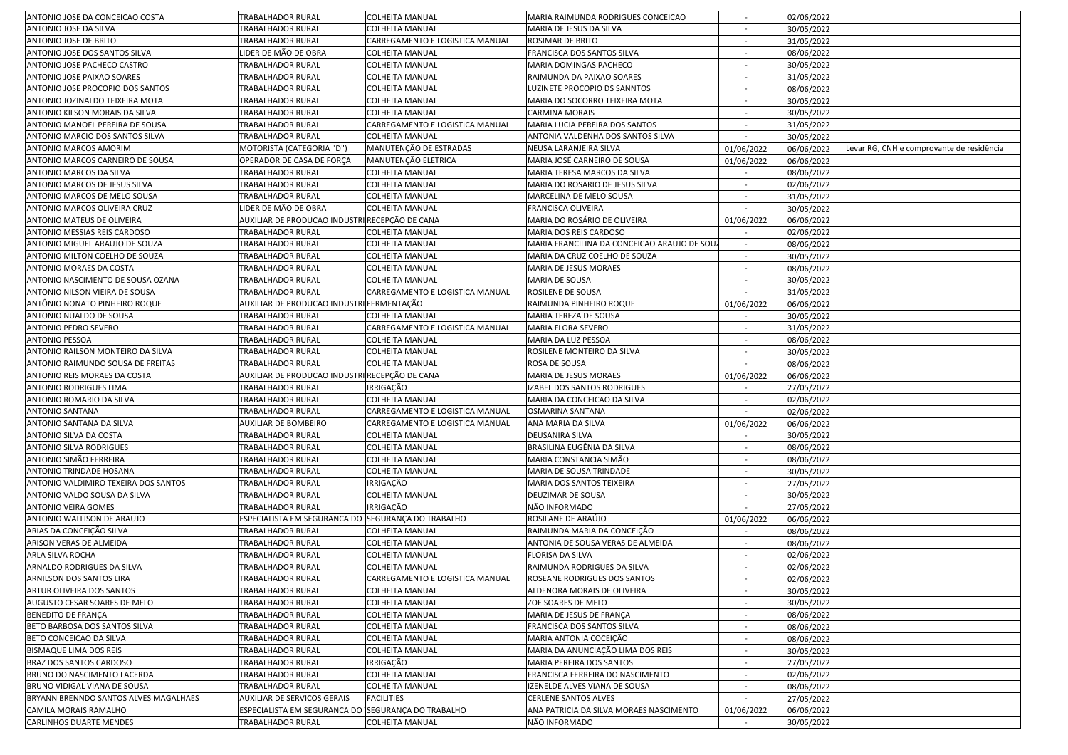| | | | | | | |
|---|---|---|---|---|---|---|
| ANTONIO JOSE DA CONCEICAO COSTA | TRABALHADOR RURAL | COLHEITA MANUAL | MARIA RAIMUNDA RODRIGUES CONCEICAO | - | 02/06/2022 | |
| ANTONIO JOSE DA SILVA | TRABALHADOR RURAL | COLHEITA MANUAL | MARIA DE JESUS DA SILVA | - | 30/05/2022 | |
| ANTONIO JOSE DE BRITO | TRABALHADOR RURAL | CARREGAMENTO E LOGISTICA MANUAL | ROSIMAR DE BRITO | - | 31/05/2022 | |
| ANTONIO JOSE DOS SANTOS SILVA | LIDER DE MÃO DE OBRA | COLHEITA MANUAL | FRANCISCA DOS SANTOS SILVA | - | 08/06/2022 | |
| ANTONIO JOSE PACHECO CASTRO | TRABALHADOR RURAL | COLHEITA MANUAL | MARIA DOMINGAS PACHECO | - | 30/05/2022 | |
| ANTONIO JOSE PAIXAO SOARES | TRABALHADOR RURAL | COLHEITA MANUAL | RAIMUNDA DA PAIXAO SOARES | - | 31/05/2022 | |
| ANTONIO JOSE PROCOPIO DOS SANTOS | TRABALHADOR RURAL | COLHEITA MANUAL | LUZINETE PROCOPIO DS SANNTOS | - | 08/06/2022 | |
| ANTONIO JOZINALDO TEIXEIRA MOTA | TRABALHADOR RURAL | COLHEITA MANUAL | MARIA DO SOCORRO TEIXEIRA MOTA | - | 30/05/2022 | |
| ANTONIO KILSON MORAIS DA SILVA | TRABALHADOR RURAL | COLHEITA MANUAL | CARMINA MORAIS | - | 30/05/2022 | |
| ANTONIO MANOEL PEREIRA DE SOUSA | TRABALHADOR RURAL | CARREGAMENTO E LOGISTICA MANUAL | MARIA LUCIA PEREIRA DOS SANTOS | - | 31/05/2022 | |
| ANTONIO MARCIO DOS SANTOS SILVA | TRABALHADOR RURAL | COLHEITA MANUAL | ANTONIA VALDENHA DOS SANTOS SILVA | - | 30/05/2022 | |
| ANTONIO MARCOS AMORIM | MOTORISTA (CATEGORIA "D") | MANUTENÇÃO DE ESTRADAS | NEUSA LARANJEIRA SILVA | 01/06/2022 | 06/06/2022 | Levar RG, CNH e comprovante de residência |
| ANTONIO MARCOS CARNEIRO DE SOUSA | OPERADOR DE CASA DE FORÇA | MANUTENÇÃO ELETRICA | MARIA JOSÉ CARNEIRO DE SOUSA | 01/06/2022 | 06/06/2022 | |
| ANTONIO MARCOS DA SILVA | TRABALHADOR RURAL | COLHEITA MANUAL | MARIA TERESA MARCOS DA SILVA | - | 08/06/2022 | |
| ANTONIO MARCOS DE JESUS SILVA | TRABALHADOR RURAL | COLHEITA MANUAL | MARIA DO ROSARIO DE JESUS SILVA | - | 02/06/2022 | |
| ANTONIO MARCOS DE MELO SOUSA | TRABALHADOR RURAL | COLHEITA MANUAL | MARCELINA DE MELO SOUSA | - | 31/05/2022 | |
| ANTONIO MARCOS OLIVEIRA CRUZ | LIDER DE MÃO DE OBRA | COLHEITA MANUAL | FRANCISCA OLIVEIRA | - | 30/05/2022 | |
| ANTONIO MATEUS DE OLIVEIRA | AUXILIAR DE PRODUCAO INDUSTRI | RECEPÇÃO DE CANA | MARIA DO ROSÁRIO DE OLIVEIRA | 01/06/2022 | 06/06/2022 | |
| ANTONIO MESSIAS REIS CARDOSO | TRABALHADOR RURAL | COLHEITA MANUAL | MARIA DOS REIS CARDOSO | - | 02/06/2022 | |
| ANTONIO MIGUEL ARAUJO DE SOUZA | TRABALHADOR RURAL | COLHEITA MANUAL | MARIA FRANCILINA DA CONCEICAO ARAUJO DE SOUZ | - | 08/06/2022 | |
| ANTONIO MILTON COELHO DE SOUZA | TRABALHADOR RURAL | COLHEITA MANUAL | MARIA DA CRUZ COELHO DE SOUZA | - | 30/05/2022 | |
| ANTONIO MORAES DA COSTA | TRABALHADOR RURAL | COLHEITA MANUAL | MARIA DE JESUS MORAES | - | 08/06/2022 | |
| ANTONIO NASCIMENTO DE SOUSA OZANA | TRABALHADOR RURAL | COLHEITA MANUAL | MARIA DE SOUSA | - | 30/05/2022 | |
| ANTONIO NILSON VIEIRA DE SOUSA | TRABALHADOR RURAL | CARREGAMENTO E LOGISTICA MANUAL | ROSILENE DE SOUSA | - | 31/05/2022 | |
| ANTÔNIO NONATO PINHEIRO ROQUE | AUXILIAR DE PRODUCAO INDUSTRI | FERMENTAÇÃO | RAIMUNDA PINHEIRO ROQUE | 01/06/2022 | 06/06/2022 | |
| ANTONIO NUALDO DE SOUSA | TRABALHADOR RURAL | COLHEITA MANUAL | MARIA TEREZA DE SOUSA | - | 30/05/2022 | |
| ANTONIO PEDRO SEVERO | TRABALHADOR RURAL | CARREGAMENTO E LOGISTICA MANUAL | MARIA FLORA SEVERO | - | 31/05/2022 | |
| ANTONIO PESSOA | TRABALHADOR RURAL | COLHEITA MANUAL | MARIA DA LUZ PESSOA | - | 08/06/2022 | |
| ANTONIO RAILSON MONTEIRO DA SILVA | TRABALHADOR RURAL | COLHEITA MANUAL | ROSILENE MONTEIRO DA SILVA | - | 30/05/2022 | |
| ANTONIO RAIMUNDO SOUSA DE FREITAS | TRABALHADOR RURAL | COLHEITA MANUAL | ROSA DE SOUSA | - | 08/06/2022 | |
| ANTONIO REIS MORAES DA COSTA | AUXILIAR DE PRODUCAO INDUSTRI | RECEPÇÃO DE CANA | MARIA DE JESUS MORAES | 01/06/2022 | 06/06/2022 | |
| ANTONIO RODRIGUES LIMA | TRABALHADOR RURAL | IRRIGAÇÃO | IZABEL DOS SANTOS RODRIGUES | - | 27/05/2022 | |
| ANTONIO ROMARIO DA SILVA | TRABALHADOR RURAL | COLHEITA MANUAL | MARIA DA CONCEICAO DA SILVA | - | 02/06/2022 | |
| ANTONIO SANTANA | TRABALHADOR RURAL | CARREGAMENTO E LOGISTICA MANUAL | OSMARINA SANTANA | - | 02/06/2022 | |
| ANTONIO SANTANA DA SILVA | AUXILIAR DE BOMBEIRO | CARREGAMENTO E LOGISTICA MANUAL | ANA MARIA DA SILVA | 01/06/2022 | 06/06/2022 | |
| ANTONIO SILVA DA COSTA | TRABALHADOR RURAL | COLHEITA MANUAL | DEUSANIRA SILVA | - | 30/05/2022 | |
| ANTONIO SILVA RODRIGUES | TRABALHADOR RURAL | COLHEITA MANUAL | BRASILINA EUGÊNIA DA SILVA | - | 08/06/2022 | |
| ANTONIO SIMÃO FERREIRA | TRABALHADOR RURAL | COLHEITA MANUAL | MARIA CONSTANCIA SIMÃO | - | 08/06/2022 | |
| ANTONIO TRINDADE HOSANA | TRABALHADOR RURAL | COLHEITA MANUAL | MARIA DE SOUSA TRINDADE | - | 30/05/2022 | |
| ANTONIO VALDIMIRO TEIXERA DOS SANTOS | TRABALHADOR RURAL | IRRIGAÇÃO | MARIA DOS SANTOS TEIXEIRA | - | 27/05/2022 | |
| ANTONIO VALDO SOUSA DA SILVA | TRABALHADOR RURAL | COLHEITA MANUAL | DEUZIMAR DE SOUSA | - | 30/05/2022 | |
| ANTONIO VEIRA GOMES | TRABALHADOR RURAL | IRRIGAÇÃO | NÃO INFORMADO | - | 27/05/2022 | |
| ANTONIO WALLISON DE ARAUJO | ESPECIALISTA EM SEGURANCA DO | SEGURANÇA DO TRABALHO | ROSILANE DE ARAÚJO | 01/06/2022 | 06/06/2022 | |
| ARIAS DA CONCEIÇÃO SILVA | TRABALHADOR RURAL | COLHEITA MANUAL | RAIMUNDA MARIA DA CONCEIÇÃO | - | 08/06/2022 | |
| ARISON VERAS DE ALMEIDA | TRABALHADOR RURAL | COLHEITA MANUAL | ANTONIA DE SOUSA VERAS DE ALMEIDA | - | 08/06/2022 | |
| ARLA SILVA ROCHA | TRABALHADOR RURAL | COLHEITA MANUAL | FLORISA DA SILVA | - | 02/06/2022 | |
| ARNALDO RODRIGUES DA SILVA | TRABALHADOR RURAL | COLHEITA MANUAL | RAIMUNDA RODRIGUES DA SILVA | - | 02/06/2022 | |
| ARNILSON DOS SANTOS LIRA | TRABALHADOR RURAL | CARREGAMENTO E LOGISTICA MANUAL | ROSEANE RODRIGUES DOS SANTOS | - | 02/06/2022 | |
| ARTUR OLIVEIRA DOS SANTOS | TRABALHADOR RURAL | COLHEITA MANUAL | ALDENORA MORAIS DE OLIVEIRA | - | 30/05/2022 | |
| AUGUSTO CESAR SOARES DE MELO | TRABALHADOR RURAL | COLHEITA MANUAL | ZOE SOARES DE MELO | - | 30/05/2022 | |
| BENEDITO DE FRANÇA | TRABALHADOR RURAL | COLHEITA MANUAL | MARIA DE JESUS DE FRANÇA | - | 08/06/2022 | |
| BETO BARBOSA DOS SANTOS SILVA | TRABALHADOR RURAL | COLHEITA MANUAL | FRANCISCA DOS SANTOS SILVA | - | 08/06/2022 | |
| BETO CONCEICAO DA SILVA | TRABALHADOR RURAL | COLHEITA MANUAL | MARIA ANTONIA COCEIÇÃO | - | 08/06/2022 | |
| BISMAQUE LIMA DOS REIS | TRABALHADOR RURAL | COLHEITA MANUAL | MARIA DA ANUNCIAÇÃO LIMA DOS REIS | - | 30/05/2022 | |
| BRAZ DOS SANTOS CARDOSO | TRABALHADOR RURAL | IRRIGAÇÃO | MARIA PEREIRA DOS SANTOS | - | 27/05/2022 | |
| BRUNO DO NASCIMENTO LACERDA | TRABALHADOR RURAL | COLHEITA MANUAL | FRANCISCA FERREIRA DO NASCIMENTO | - | 02/06/2022 | |
| BRUNO VIDIGAL VIANA DE SOUSA | TRABALHADOR RURAL | COLHEITA MANUAL | IZENELDE ALVES VIANA DE SOUSA | - | 08/06/2022 | |
| BRYANN BRENNDO SANTOS ALVES MAGALHAES | AUXILIAR DE SERVICOS GERAIS | FACILITIES | CERLENE SANTOS ALVES | - | 27/05/2022 | |
| CAMILA MORAIS RAMALHO | ESPECIALISTA EM SEGURANCA DO | SEGURANÇA DO TRABALHO | ANA PATRICIA DA SILVA MORAES NASCIMENTO | 01/06/2022 | 06/06/2022 | |
| CARLINHOS DUARTE MENDES | TRABALHADOR RURAL | COLHEITA MANUAL | NÃO INFORMADO | - | 30/05/2022 | |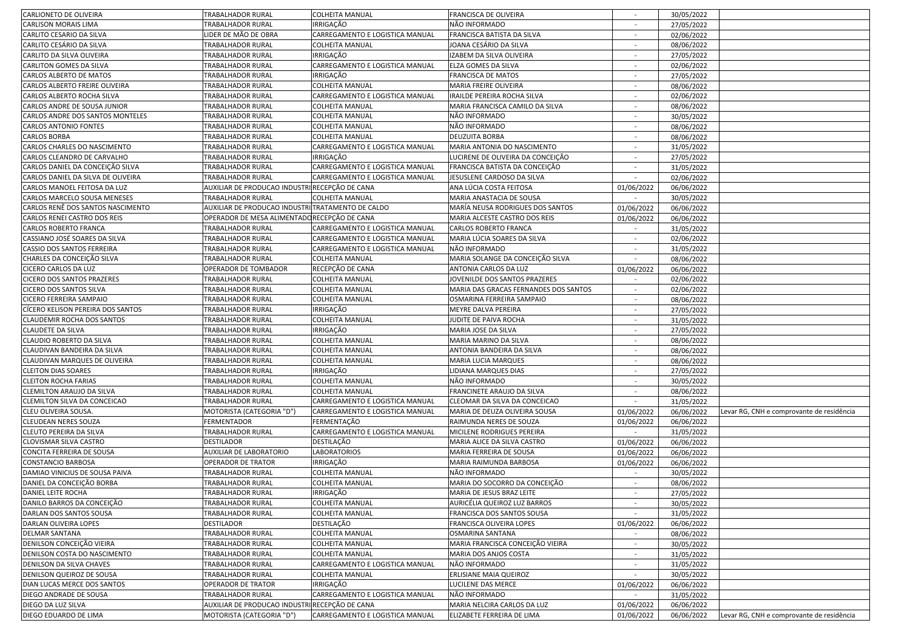| CARLIONETO DE OLIVEIRA | TRABALHADOR RURAL | COLHEITA MANUAL | FRANCISCA DE OLIVEIRA | - | 30/05/2022 | |
|---|---|---|---|---|---|---|
| CARLISON MORAIS LIMA | TRABALHADOR RURAL | IRRIGAÇÃO | NÃO INFORMADO | - | 27/05/2022 | |
| CARLITO CESARIO DA SILVA | LIDER DE MÃO DE OBRA | CARREGAMENTO E LOGISTICA MANUAL | FRANCISCA BATISTA DA SILVA | - | 02/06/2022 | |
| CARLITO CESÁRIO DA SILVA | TRABALHADOR RURAL | COLHEITA MANUAL | JOANA CESÁRIO DA SILVA | - | 08/06/2022 | |
| CARLITO DA SILVA OLIVEIRA | TRABALHADOR RURAL | IRRIGAÇÃO | IZABEM DA SILVA OLIVEIRA | - | 27/05/2022 | |
| CARLITON GOMES DA SILVA | TRABALHADOR RURAL | CARREGAMENTO E LOGISTICA MANUAL | ELZA GOMES DA SILVA | - | 02/06/2022 | |
| CARLOS ALBERTO DE MATOS | TRABALHADOR RURAL | IRRIGAÇÃO | FRANCISCA DE MATOS | - | 27/05/2022 | |
| CARLOS ALBERTO FREIRE OLIVEIRA | TRABALHADOR RURAL | COLHEITA MANUAL | MARIA FREIRE OLIVEIRA | - | 08/06/2022 | |
| CARLOS ALBERTO ROCHA SILVA | TRABALHADOR RURAL | CARREGAMENTO E LOGISTICA MANUAL | IRAILDE PEREIRA ROCHA SILVA | - | 02/06/2022 | |
| CARLOS ANDRE DE SOUSA JUNIOR | TRABALHADOR RURAL | COLHEITA MANUAL | MARIA FRANCISCA CAMILO DA SILVA | - | 08/06/2022 | |
| CARLOS ANDRE DOS SANTOS MONTELES | TRABALHADOR RURAL | COLHEITA MANUAL | NÃO INFORMADO | - | 30/05/2022 | |
| CARLOS ANTONIO FONTES | TRABALHADOR RURAL | COLHEITA MANUAL | NÃO INFORMADO | - | 08/06/2022 | |
| CARLOS BORBA | TRABALHADOR RURAL | COLHEITA MANUAL | DEUZUITA BORBA | - | 08/06/2022 | |
| CARLOS CHARLES DO NASCIMENTO | TRABALHADOR RURAL | CARREGAMENTO E LOGISTICA MANUAL | MARIA ANTONIA DO NASCIMENTO | - | 31/05/2022 | |
| CARLOS CLEANDRO DE CARVALHO | TRABALHADOR RURAL | IRRIGAÇÃO | LUCIRENE DE OLIVEIRA DA CONCEIÇÃO | - | 27/05/2022 | |
| CARLOS DANIEL DA CONCEIÇÃO SILVA | TRABALHADOR RURAL | CARREGAMENTO E LOGISTICA MANUAL | FRANCISCA BATISTA DA CONCEIÇÃO | - | 31/05/2022 | |
| CARLOS DANIEL DA SILVA DE OLIVEIRA | TRABALHADOR RURAL | CARREGAMENTO E LOGISTICA MANUAL | JESUSLENE CARDOSO DA SILVA | - | 02/06/2022 | |
| CARLOS MANOEL FEITOSA DA LUZ | AUXILIAR DE PRODUCAO INDUSTRI | RECEPÇÃO DE CANA | ANA LÚCIA COSTA FEITOSA | 01/06/2022 | 06/06/2022 | |
| CARLOS MARCELO SOUSA MENESES | TRABALHADOR RURAL | COLHEITA MANUAL | MARIA ANASTACIA DE SOUSA | - | 30/05/2022 | |
| CARLOS RENÊ DOS SANTOS NASCIMENTO | AUXILIAR DE PRODUCAO INDUSTRI | TRATAMENTO DE CALDO | MARÍA NEUSA RODRIGUES DOS SANTOS | 01/06/2022 | 06/06/2022 | |
| CARLOS RENEI CASTRO DOS REIS | OPERADOR DE MESA ALIMENTADO | RECEPÇÃO DE CANA | MARIA ALCESTE CASTRO DOS REIS | 01/06/2022 | 06/06/2022 | |
| CARLOS ROBERTO FRANCA | TRABALHADOR RURAL | CARREGAMENTO E LOGISTICA MANUAL | CARLOS ROBERTO FRANCA | - | 31/05/2022 | |
| CASSIANO JOSÉ SOARES DA SILVA | TRABALHADOR RURAL | CARREGAMENTO E LOGISTICA MANUAL | MARIA LÚCIA SOARES DA SILVA | - | 02/06/2022 | |
| CASSIO DOS SANTOS FERREIRA | TRABALHADOR RURAL | CARREGAMENTO E LOGISTICA MANUAL | NÃO INFORMADO | - | 31/05/2022 | |
| CHARLES DA CONCEIÇÃO SILVA | TRABALHADOR RURAL | COLHEITA MANUAL | MARIA SOLANGE DA CONCEIÇÃO SILVA | - | 08/06/2022 | |
| CICERO CARLOS DA LUZ | OPERADOR DE TOMBADOR | RECEPÇÃO DE CANA | ANTONIA CARLOS DA LUZ | 01/06/2022 | 06/06/2022 | |
| CICERO DOS SANTOS PRAZERES | TRABALHADOR RURAL | COLHEITA MANUAL | JOVENILDE DOS SANTOS PRAZERES | - | 02/06/2022 | |
| CICERO DOS SANTOS SILVA | TRABALHADOR RURAL | COLHEITA MANUAL | MARIA DAS GRACAS FERNANDES DOS SANTOS | - | 02/06/2022 | |
| CICERO FERREIRA SAMPAIO | TRABALHADOR RURAL | COLHEITA MANUAL | OSMARINA FERREIRA SAMPAIO | - | 08/06/2022 | |
| CÍCERO KELISON PEREIRA DOS SANTOS | TRABALHADOR RURAL | IRRIGAÇÃO | MEYRE DALVA PEREIRA | - | 27/05/2022 | |
| CLAUDEMIR ROCHA DOS SANTOS | TRABALHADOR RURAL | COLHEITA MANUAL | JUDITE DE PAIVA ROCHA | - | 31/05/2022 | |
| CLAUDETE DA SILVA | TRABALHADOR RURAL | IRRIGAÇÃO | MARIA JOSE DA SILVA | - | 27/05/2022 | |
| CLAUDIO ROBERTO DA SILVA | TRABALHADOR RURAL | COLHEITA MANUAL | MARIA MARINO DA SILVA | - | 08/06/2022 | |
| CLAUDIVAN BANDEIRA DA SILVA | TRABALHADOR RURAL | COLHEITA MANUAL | ANTONIA BANDEIRA DA SILVA | - | 08/06/2022 | |
| CLAUDIVAN MARQUES DE OLIVEIRA | TRABALHADOR RURAL | COLHEITA MANUAL | MARIA LUCIA MARQUES | - | 08/06/2022 | |
| CLEITON DIAS SOARES | TRABALHADOR RURAL | IRRIGAÇÃO | LIDIANA MARQUES DIAS | - | 27/05/2022 | |
| CLEITON ROCHA FARIAS | TRABALHADOR RURAL | COLHEITA MANUAL | NÃO INFORMADO | - | 30/05/2022 | |
| CLEMILTON ARAUJO DA SILVA | TRABALHADOR RURAL | COLHEITA MANUAL | FRANCINETE ARAUJO DA SILVA | - | 08/06/2022 | |
| CLEMILTON SILVA DA CONCEICAO | TRABALHADOR RURAL | CARREGAMENTO E LOGISTICA MANUAL | CLEOMAR DA SILVA DA CONCEICAO | - | 31/05/2022 | |
| CLEU OLIVEIRA SOUSA. | MOTORISTA (CATEGORIA "D") | CARREGAMENTO E LOGISTICA MANUAL | MARIA DE DEUZA OLIVEIRA SOUSA | 01/06/2022 | 06/06/2022 | Levar RG, CNH e comprovante de residência |
| CLEUDEAN NERES SOUZA | FERMENTADOR | FERMENTAÇÃO | RAIMUNDA NERES DE SOUZA | 01/06/2022 | 06/06/2022 | |
| CLEUTO PEREIRA DA SILVA | TRABALHADOR RURAL | CARREGAMENTO E LOGISTICA MANUAL | MICILENE RODRIGUES PEREIRA | - | 31/05/2022 | |
| CLOVISMAR SILVA CASTRO | DESTILADOR | DESTILAÇÃO | MARIA ALICE DA SILVA CASTRO | 01/06/2022 | 06/06/2022 | |
| CONCITA FERREIRA DE SOUSA | AUXILIAR DE LABORATORIO | LABORATORIOS | MARIA FERREIRA DE SOUSA | 01/06/2022 | 06/06/2022 | |
| CONSTANCIO BARBOSA | OPERADOR DE TRATOR | IRRIGAÇÃO | MARIA RAIMUNDA BARBOSA | 01/06/2022 | 06/06/2022 | |
| DAMIAO VINICIUS DE SOUSA PAIVA | TRABALHADOR RURAL | COLHEITA MANUAL | NÃO INFORMADO | - | 30/05/2022 | |
| DANIEL DA CONCEIÇÃO BORBA | TRABALHADOR RURAL | COLHEITA MANUAL | MARIA DO SOCORRO DA CONCEIÇÃO | - | 08/06/2022 | |
| DANIEL LEITE ROCHA | TRABALHADOR RURAL | IRRIGAÇÃO | MARIA DE JESUS BRAZ LEITE | - | 27/05/2022 | |
| DANILO BARROS DA CONCEIÇÃO | TRABALHADOR RURAL | COLHEITA MANUAL | AURICÉLIA QUEIROZ LUZ BARROS | - | 30/05/2022 | |
| DARLAN DOS SANTOS SOUSA | TRABALHADOR RURAL | COLHEITA MANUAL | FRANCISCA DOS SANTOS SOUSA | - | 31/05/2022 | |
| DARLAN OLIVEIRA LOPES | DESTILADOR | DESTILAÇÃO | FRANCISCA OLIVEIRA LOPES | 01/06/2022 | 06/06/2022 | |
| DELMAR SANTANA | TRABALHADOR RURAL | COLHEITA MANUAL | OSMARINA SANTANA | - | 08/06/2022 | |
| DENILSON CONCEIÇÃO VIEIRA | TRABALHADOR RURAL | COLHEITA MANUAL | MARIA FRANCISCA CONCEIÇÃO VIEIRA | - | 30/05/2022 | |
| DENILSON COSTA DO NASCIMENTO | TRABALHADOR RURAL | COLHEITA MANUAL | MARIA DOS ANJOS COSTA | - | 31/05/2022 | |
| DENILSON DA SILVA CHAVES | TRABALHADOR RURAL | CARREGAMENTO E LOGISTICA MANUAL | NÃO INFORMADO | - | 31/05/2022 | |
| DENILSON QUEIROZ DE SOUSA | TRABALHADOR RURAL | COLHEITA MANUAL | ERLISIANE MAIA QUEIROZ | - | 30/05/2022 | |
| DIAN LUCAS MERCE DOS SANTOS | OPERADOR DE TRATOR | IRRIGAÇÃO | LUCILENE DAS MERCE | 01/06/2022 | 06/06/2022 | |
| DIEGO ANDRADE DE SOUSA | TRABALHADOR RURAL | CARREGAMENTO E LOGISTICA MANUAL | NÃO INFORMADO | - | 31/05/2022 | |
| DIEGO DA LUZ SILVA | AUXILIAR DE PRODUCAO INDUSTRI | RECEPÇÃO DE CANA | MARIA NELCIRA CARLOS DA LUZ | 01/06/2022 | 06/06/2022 | |
| DIEGO EDUARDO DE LIMA | MOTORISTA (CATEGORIA "D") | CARREGAMENTO E LOGISTICA MANUAL | ELIZABETE FERREIRA DE LIMA | 01/06/2022 | 06/06/2022 | Levar RG, CNH e comprovante de residência |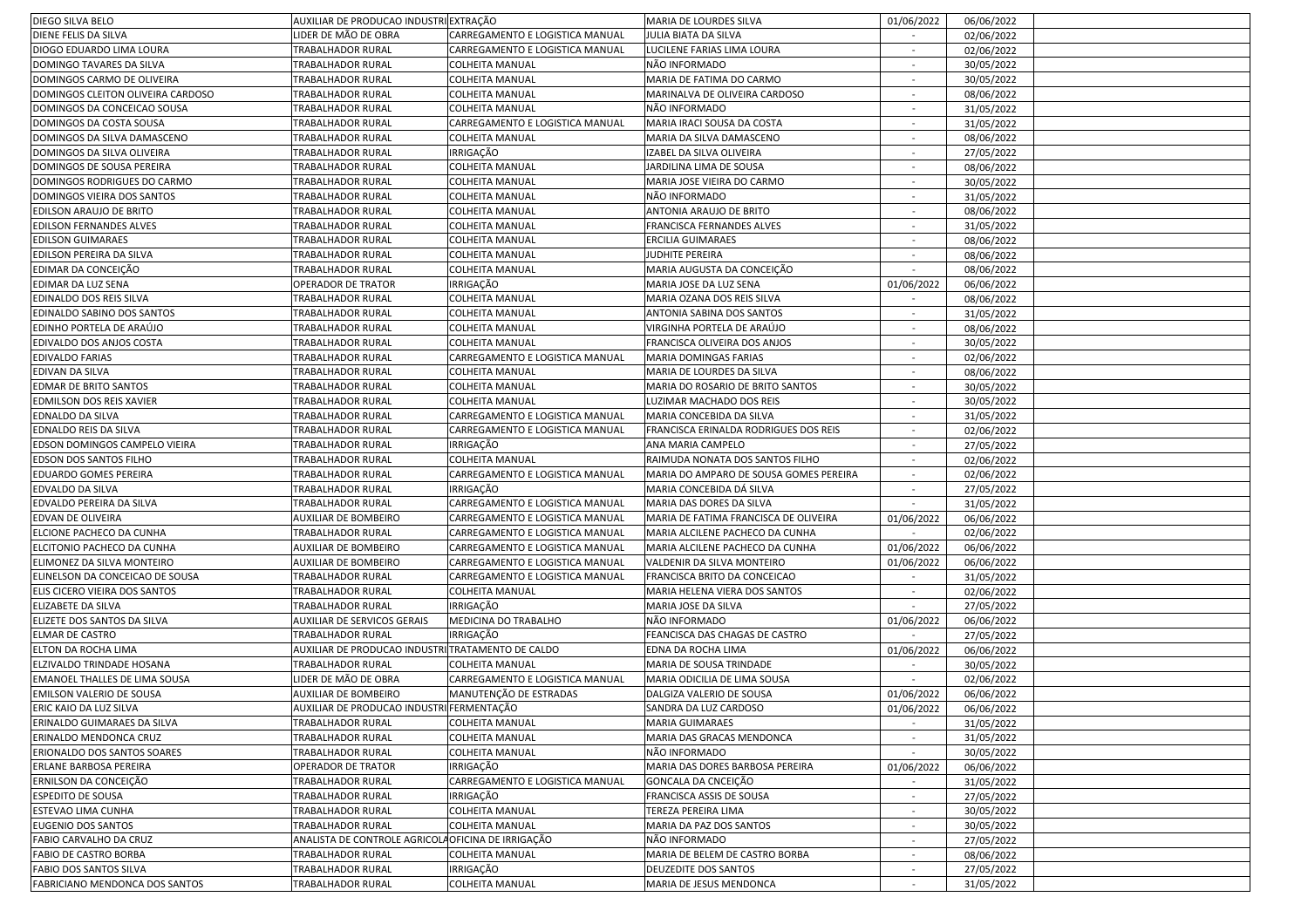| DIEGO SILVA BELO | AUXILIAR DE PRODUCAO INDUSTRI | EXTRAÇÃO | MARIA DE LOURDES SILVA | 01/06/2022 | 06/06/2022 | |
|---|---|---|---|---|---|---|
| DIENE FELIS DA SILVA | LIDER DE MÃO DE OBRA | CARREGAMENTO E LOGISTICA MANUAL | JULIA BIATA DA SILVA | - | 02/06/2022 | |
| DIOGO EDUARDO LIMA LOURA | TRABALHADOR RURAL | CARREGAMENTO E LOGISTICA MANUAL | LUCILENE FARIAS LIMA LOURA | - | 02/06/2022 | |
| DOMINGO TAVARES DA SILVA | TRABALHADOR RURAL | COLHEITA MANUAL | NÃO INFORMADO | - | 30/05/2022 | |
| DOMINGOS CARMO DE OLIVEIRA | TRABALHADOR RURAL | COLHEITA MANUAL | MARIA DE FATIMA DO CARMO | - | 30/05/2022 | |
| DOMINGOS CLEITON OLIVEIRA CARDOSO | TRABALHADOR RURAL | COLHEITA MANUAL | MARINALVA DE OLIVEIRA CARDOSO | - | 08/06/2022 | |
| DOMINGOS DA CONCEICAO SOUSA | TRABALHADOR RURAL | COLHEITA MANUAL | NÃO INFORMADO | - | 31/05/2022 | |
| DOMINGOS DA COSTA SOUSA | TRABALHADOR RURAL | CARREGAMENTO E LOGISTICA MANUAL | MARIA IRACI SOUSA DA COSTA | - | 31/05/2022 | |
| DOMINGOS DA SILVA DAMASCENO | TRABALHADOR RURAL | COLHEITA MANUAL | MARIA DA SILVA DAMASCENO | - | 08/06/2022 | |
| DOMINGOS DA SILVA OLIVEIRA | TRABALHADOR RURAL | IRRIGAÇÃO | IZABEL DA SILVA OLIVEIRA | - | 27/05/2022 | |
| DOMINGOS DE SOUSA PEREIRA | TRABALHADOR RURAL | COLHEITA MANUAL | JARDILINA LIMA DE SOUSA | - | 08/06/2022 | |
| DOMINGOS RODRIGUES DO CARMO | TRABALHADOR RURAL | COLHEITA MANUAL | MARIA JOSE VIEIRA DO CARMO | - | 30/05/2022 | |
| DOMINGOS VIEIRA DOS SANTOS | TRABALHADOR RURAL | COLHEITA MANUAL | NÃO INFORMADO | - | 31/05/2022 | |
| EDILSON ARAUJO DE BRITO | TRABALHADOR RURAL | COLHEITA MANUAL | ANTONIA ARAUJO DE BRITO | - | 08/06/2022 | |
| EDILSON FERNANDES ALVES | TRABALHADOR RURAL | COLHEITA MANUAL | FRANCISCA FERNANDES ALVES | - | 31/05/2022 | |
| EDILSON GUIMARAES | TRABALHADOR RURAL | COLHEITA MANUAL | ERCILIA GUIMARAES | - | 08/06/2022 | |
| EDILSON PEREIRA DA SILVA | TRABALHADOR RURAL | COLHEITA MANUAL | JUDHITE PEREIRA | - | 08/06/2022 | |
| EDIMAR DA CONCEIÇÃO | TRABALHADOR RURAL | COLHEITA MANUAL | MARIA AUGUSTA DA CONCEIÇÃO | - | 08/06/2022 | |
| EDIMAR DA LUZ SENA | OPERADOR DE TRATOR | IRRIGAÇÃO | MARIA JOSE DA LUZ SENA | 01/06/2022 | 06/06/2022 | |
| EDINALDO DOS REIS SILVA | TRABALHADOR RURAL | COLHEITA MANUAL | MARIA OZANA DOS REIS SILVA | - | 08/06/2022 | |
| EDINALDO SABINO DOS SANTOS | TRABALHADOR RURAL | COLHEITA MANUAL | ANTONIA SABINA DOS SANTOS | - | 31/05/2022 | |
| EDINHO PORTELA DE ARAÚJO | TRABALHADOR RURAL | COLHEITA MANUAL | VIRGINHA PORTELA DE ARAÚJO | - | 08/06/2022 | |
| EDIVALDO DOS ANJOS COSTA | TRABALHADOR RURAL | COLHEITA MANUAL | FRANCISCA OLIVEIRA DOS ANJOS | - | 30/05/2022 | |
| EDIVALDO FARIAS | TRABALHADOR RURAL | CARREGAMENTO E LOGISTICA MANUAL | MARIA DOMINGAS FARIAS | - | 02/06/2022 | |
| EDIVAN DA SILVA | TRABALHADOR RURAL | COLHEITA MANUAL | MARIA DE LOURDES DA SILVA | - | 08/06/2022 | |
| EDMAR DE BRITO SANTOS | TRABALHADOR RURAL | COLHEITA MANUAL | MARIA DO ROSARIO DE BRITO SANTOS | - | 30/05/2022 | |
| EDMILSON DOS REIS XAVIER | TRABALHADOR RURAL | COLHEITA MANUAL | LUZIMAR MACHADO DOS REIS | - | 30/05/2022 | |
| EDNALDO DA SILVA | TRABALHADOR RURAL | CARREGAMENTO E LOGISTICA MANUAL | MARIA CONCEBIDA DA SILVA | - | 31/05/2022 | |
| EDNALDO REIS DA SILVA | TRABALHADOR RURAL | CARREGAMENTO E LOGISTICA MANUAL | FRANCISCA ERINALDA RODRIGUES DOS REIS | - | 02/06/2022 | |
| EDSON DOMINGOS CAMPELO VIEIRA | TRABALHADOR RURAL | IRRIGAÇÃO | ANA MARIA CAMPELO | - | 27/05/2022 | |
| EDSON DOS SANTOS FILHO | TRABALHADOR RURAL | COLHEITA MANUAL | RAIMUDA NONATA DOS SANTOS FILHO | - | 02/06/2022 | |
| EDUARDO GOMES PEREIRA | TRABALHADOR RURAL | CARREGAMENTO E LOGISTICA MANUAL | MARIA DO AMPARO DE SOUSA GOMES PEREIRA | - | 02/06/2022 | |
| EDVALDO DA SILVA | TRABALHADOR RURAL | IRRIGAÇÃO | MARIA CONCEBIDA DÁ SILVA | - | 27/05/2022 | |
| EDVALDO PEREIRA DA SILVA | TRABALHADOR RURAL | CARREGAMENTO E LOGISTICA MANUAL | MARIA DAS DORES DA SILVA | - | 31/05/2022 | |
| EDVAN DE OLIVEIRA | AUXILIAR DE BOMBEIRO | CARREGAMENTO E LOGISTICA MANUAL | MARIA DE FATIMA FRANCISCA DE OLIVEIRA | 01/06/2022 | 06/06/2022 | |
| ELCIONE PACHECO DA CUNHA | TRABALHADOR RURAL | CARREGAMENTO E LOGISTICA MANUAL | MARIA ALCILENE PACHECO DA CUNHA | - | 02/06/2022 | |
| ELCITONIO PACHECO DA CUNHA | AUXILIAR DE BOMBEIRO | CARREGAMENTO E LOGISTICA MANUAL | MARIA ALCILENE PACHECO DA CUNHA | 01/06/2022 | 06/06/2022 | |
| ELIMONEZ DA SILVA MONTEIRO | AUXILIAR DE BOMBEIRO | CARREGAMENTO E LOGISTICA MANUAL | VALDENIR DA SILVA MONTEIRO | 01/06/2022 | 06/06/2022 | |
| ELINELSON DA CONCEICAO DE SOUSA | TRABALHADOR RURAL | CARREGAMENTO E LOGISTICA MANUAL | FRANCISCA BRITO DA CONCEICAO | - | 31/05/2022 | |
| ELIS CICERO VIEIRA DOS SANTOS | TRABALHADOR RURAL | COLHEITA MANUAL | MARIA HELENA VIERA DOS SANTOS | - | 02/06/2022 | |
| ELIZABETE DA SILVA | TRABALHADOR RURAL | IRRIGAÇÃO | MARIA JOSE DA SILVA | - | 27/05/2022 | |
| ELIZETE DOS SANTOS DA SILVA | AUXILIAR DE SERVICOS GERAIS | MEDICINA DO TRABALHO | NÃO INFORMADO | 01/06/2022 | 06/06/2022 | |
| ELMAR DE CASTRO | TRABALHADOR RURAL | IRRIGAÇÃO | FEANCISCA DAS CHAGAS DE CASTRO | - | 27/05/2022 | |
| ELTON DA ROCHA LIMA | AUXILIAR DE PRODUCAO INDUSTRI | TRATAMENTO DE CALDO | EDNA DA ROCHA LIMA | 01/06/2022 | 06/06/2022 | |
| ELZIVALDO TRINDADE HOSANA | TRABALHADOR RURAL | COLHEITA MANUAL | MARIA DE SOUSA TRINDADE | - | 30/05/2022 | |
| EMANOEL THALLES DE LIMA SOUSA | LIDER DE MÃO DE OBRA | CARREGAMENTO E LOGISTICA MANUAL | MARIA ODICILIA DE LIMA SOUSA | - | 02/06/2022 | |
| EMILSON VALERIO DE SOUSA | AUXILIAR DE BOMBEIRO | MANUTENÇÃO DE ESTRADAS | DALGIZA VALERIO DE SOUSA | 01/06/2022 | 06/06/2022 | |
| ERIC KAIO DA LUZ SILVA | AUXILIAR DE PRODUCAO INDUSTRI | FERMENTAÇÃO | SANDRA DA LUZ CARDOSO | 01/06/2022 | 06/06/2022 | |
| ERINALDO GUIMARAES DA SILVA | TRABALHADOR RURAL | COLHEITA MANUAL | MARIA GUIMARAES | - | 31/05/2022 | |
| ERINALDO MENDONCA CRUZ | TRABALHADOR RURAL | COLHEITA MANUAL | MARIA DAS GRACAS MENDONCA | - | 31/05/2022 | |
| ERIONALDO DOS SANTOS SOARES | TRABALHADOR RURAL | COLHEITA MANUAL | NÃO INFORMADO | - | 30/05/2022 | |
| ERLANE BARBOSA PEREIRA | OPERADOR DE TRATOR | IRRIGAÇÃO | MARIA DAS DORES BARBOSA PEREIRA | 01/06/2022 | 06/06/2022 | |
| ERNILSON DA CONCEIÇÃO | TRABALHADOR RURAL | CARREGAMENTO E LOGISTICA MANUAL | GONCALA DA CNCEIÇÃO | - | 31/05/2022 | |
| ESPEDITO DE SOUSA | TRABALHADOR RURAL | IRRIGAÇÃO | FRANCISCA ASSIS DE SOUSA | - | 27/05/2022 | |
| ESTEVAO LIMA CUNHA | TRABALHADOR RURAL | COLHEITA MANUAL | TEREZA PEREIRA LIMA | - | 30/05/2022 | |
| EUGENIO DOS SANTOS | TRABALHADOR RURAL | COLHEITA MANUAL | MARIA DA PAZ DOS SANTOS | - | 30/05/2022 | |
| FABIO CARVALHO DA CRUZ | ANALISTA DE CONTROLE AGRICOLA | OFICINA DE IRRIGAÇÃO | NÃO INFORMADO | - | 27/05/2022 | |
| FABIO DE CASTRO BORBA | TRABALHADOR RURAL | COLHEITA MANUAL | MARIA DE BELEM DE CASTRO BORBA | - | 08/06/2022 | |
| FABIO DOS SANTOS SILVA | TRABALHADOR RURAL | IRRIGAÇÃO | DEUZEDITE DOS SANTOS | - | 27/05/2022 | |
| FABRICIANO MENDONCA DOS SANTOS | TRABALHADOR RURAL | COLHEITA MANUAL | MARIA DE JESUS MENDONCA | - | 31/05/2022 | |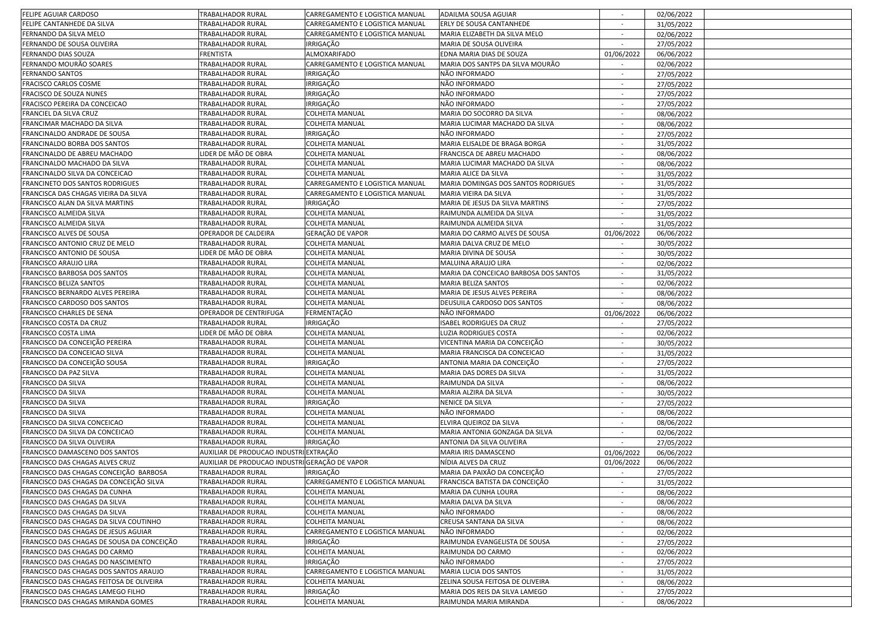| | | | | | | |
|---|---|---|---|---|---|---|
| FELIPE AGUIAR CARDOSO | TRABALHADOR RURAL | CARREGAMENTO E LOGISTICA MANUAL | ADAILMA SOUSA AGUIAR | - | 02/06/2022 | |
| FELIPE CANTANHEDE DA SILVA | TRABALHADOR RURAL | CARREGAMENTO E LOGISTICA MANUAL | ERLY DE SOUSA CANTANHEDE | - | 31/05/2022 | |
| FERNANDO DA SILVA MELO | TRABALHADOR RURAL | CARREGAMENTO E LOGISTICA MANUAL | MARIA ELIZABETH DA SILVA MELO | - | 02/06/2022 | |
| FERNANDO DE SOUSA OLIVEIRA | TRABALHADOR RURAL | IRRIGAÇÃO | MARIA DE SOUSA OLIVEIRA | - | 27/05/2022 | |
| FERNANDO DIAS SOUZA | FRENTISTA | ALMOXARIFADO | EDNA MARIA DIAS DE SOUZA | 01/06/2022 | 06/06/2022 | |
| FERNANDO MOURÃO SOARES | TRABALHADOR RURAL | CARREGAMENTO E LOGISTICA MANUAL | MARIA DOS SANTPS DA SILVA MOURÃO | - | 02/06/2022 | |
| FERNANDO SANTOS | TRABALHADOR RURAL | IRRIGAÇÃO | NÃO INFORMADO | - | 27/05/2022 | |
| FRACISCO CARLOS COSME | TRABALHADOR RURAL | IRRIGAÇÃO | NÃO INFORMADO | - | 27/05/2022 | |
| FRACISCO DE SOUZA NUNES | TRABALHADOR RURAL | IRRIGAÇÃO | NÃO INFORMADO | - | 27/05/2022 | |
| FRACISCO PEREIRA DA CONCEICAO | TRABALHADOR RURAL | IRRIGAÇÃO | NÃO INFORMADO | - | 27/05/2022 | |
| FRANCIEL DA SILVA CRUZ | TRABALHADOR RURAL | COLHEITA MANUAL | MARIA DO SOCORRO DA SILVA | - | 08/06/2022 | |
| FRANCIMAR MACHADO DA SILVA | TRABALHADOR RURAL | COLHEITA MANUAL | MARIA LUCIMAR MACHADO DA SILVA | - | 08/06/2022 | |
| FRANCINALDO ANDRADE DE SOUSA | TRABALHADOR RURAL | IRRIGAÇÃO | NÃO INFORMADO | - | 27/05/2022 | |
| FRANCINALDO BORBA DOS SANTOS | TRABALHADOR RURAL | COLHEITA MANUAL | MARIA ELISALDE DE BRAGA BORGA | - | 31/05/2022 | |
| FRANCINALDO DE ABREU MACHADO | LIDER DE MÃO DE OBRA | COLHEITA MANUAL | FRANCISCA DE ABREU MACHADO | - | 08/06/2022 | |
| FRANCINALDO MACHADO DA SILVA | TRABALHADOR RURAL | COLHEITA MANUAL | MARIA LUCIMAR MACHADO DA SILVA | - | 08/06/2022 | |
| FRANCINALDO SILVA DA CONCEICAO | TRABALHADOR RURAL | COLHEITA MANUAL | MARIA ALICE DA SILVA | - | 31/05/2022 | |
| FRANCINETO DOS SANTOS RODRIGUES | TRABALHADOR RURAL | CARREGAMENTO E LOGISTICA MANUAL | MARIA DOMINGAS DOS SANTOS RODRIGUES | - | 31/05/2022 | |
| FRANCISCA DAS CHAGAS VIEIRA DA SILVA | TRABALHADOR RURAL | CARREGAMENTO E LOGISTICA MANUAL | MARIA VIEIRA DA SILVA | - | 31/05/2022 | |
| FRANCISCO ALAN DA SILVA MARTINS | TRABALHADOR RURAL | IRRIGAÇÃO | MARIA DE JESUS DA SILVA MARTINS | - | 27/05/2022 | |
| FRANCISCO ALMEIDA SILVA | TRABALHADOR RURAL | COLHEITA MANUAL | RAIMUNDA ALMEIDA DA SILVA | - | 31/05/2022 | |
| FRANCISCO ALMEIDA SILVA | TRABALHADOR RURAL | COLHEITA MANUAL | RAIMUNDA ALMEIDA SILVA | - | 31/05/2022 | |
| FRANCISCO ALVES DE SOUSA | OPERADOR DE CALDEIRA | GERAÇÃO DE VAPOR | MARIA DO CARMO ALVES DE SOUSA | 01/06/2022 | 06/06/2022 | |
| FRANCISCO ANTONIO CRUZ DE MELO | TRABALHADOR RURAL | COLHEITA MANUAL | MARIA DALVA CRUZ DE MELO | - | 30/05/2022 | |
| FRANCISCO ANTONIO DE SOUSA | LIDER DE MÃO DE OBRA | COLHEITA MANUAL | MARIA DIVINA DE SOUSA | - | 30/05/2022 | |
| FRANCISCO ARAUJO LIRA | TRABALHADOR RURAL | COLHEITA MANUAL | MALUINA ARAUJO LIRA | - | 02/06/2022 | |
| FRANCISCO BARBOSA DOS SANTOS | TRABALHADOR RURAL | COLHEITA MANUAL | MARIA DA CONCEICAO BARBOSA DOS SANTOS | - | 31/05/2022 | |
| FRANCISCO BELIZA SANTOS | TRABALHADOR RURAL | COLHEITA MANUAL | MARIA BELIZA SANTOS | - | 02/06/2022 | |
| FRANCISCO BERNARDO ALVES PEREIRA | TRABALHADOR RURAL | COLHEITA MANUAL | MARIA DE JESUS ALVES PEREIRA | - | 08/06/2022 | |
| FRANCISCO CARDOSO DOS SANTOS | TRABALHADOR RURAL | COLHEITA MANUAL | DEUSUILA CARDOSO DOS SANTOS | - | 08/06/2022 | |
| FRANCISCO CHARLES DE SENA | OPERADOR DE CENTRIFUGA | FERMENTAÇÃO | NÃO INFORMADO | 01/06/2022 | 06/06/2022 | |
| FRANCISCO COSTA DA CRUZ | TRABALHADOR RURAL | IRRIGAÇÃO | ISABEL RODRIGUES DA CRUZ | - | 27/05/2022 | |
| FRANCISCO COSTA LIMA | LIDER DE MÃO DE OBRA | COLHEITA MANUAL | LUZIA RODRIGUES COSTA | - | 02/06/2022 | |
| FRANCISCO DA CONCEIÇÃO PEREIRA | TRABALHADOR RURAL | COLHEITA MANUAL | VICENTINA MARIA DA CONCEIÇÃO | - | 30/05/2022 | |
| FRANCISCO DA CONCEICAO SILVA | TRABALHADOR RURAL | COLHEITA MANUAL | MARIA FRANCISCA DA CONCEICAO | - | 31/05/2022 | |
| FRANCISCO DA CONCEIÇÃO SOUSA | TRABALHADOR RURAL | IRRIGAÇÃO | ANTONIA MARIA DA CONCEIÇÃO | - | 27/05/2022 | |
| FRANCISCO DA PAZ SILVA | TRABALHADOR RURAL | COLHEITA MANUAL | MARIA DAS DORES DA SILVA | - | 31/05/2022 | |
| FRANCISCO DA SILVA | TRABALHADOR RURAL | COLHEITA MANUAL | RAIMUNDA DA SILVA | - | 08/06/2022 | |
| FRANCISCO DA SILVA | TRABALHADOR RURAL | COLHEITA MANUAL | MARIA ALZIRA DA SILVA | - | 30/05/2022 | |
| FRANCISCO DA SILVA | TRABALHADOR RURAL | IRRIGAÇÃO | NENICE DA SILVA | - | 27/05/2022 | |
| FRANCISCO DA SILVA | TRABALHADOR RURAL | COLHEITA MANUAL | NÃO INFORMADO | - | 08/06/2022 | |
| FRANCISCO DA SILVA CONCEICAO | TRABALHADOR RURAL | COLHEITA MANUAL | ELVIRA QUEIROZ DA SILVA | - | 08/06/2022 | |
| FRANCISCO DA SILVA DA CONCEICAO | TRABALHADOR RURAL | COLHEITA MANUAL | MARIA ANTONIA GONZAGA DA SILVA | - | 02/06/2022 | |
| FRANCISCO DA SILVA OLIVEIRA | TRABALHADOR RURAL | IRRIGAÇÃO | ANTONIA DA SILVA OLIVEIRA | - | 27/05/2022 | |
| FRANCISCO DAMASCENO DOS SANTOS | AUXILIAR DE PRODUCAO INDUSTRI | EXTRAÇÃO | MARIA IRIS DAMASCENO | 01/06/2022 | 06/06/2022 | |
| FRANCISCO DAS CHAGAS ALVES CRUZ | AUXILIAR DE PRODUCAO INDUSTRI | GERAÇÃO DE VAPOR | NÍDIA ALVES DA CRUZ | 01/06/2022 | 06/06/2022 | |
| FRANCISCO DAS CHAGAS CONCEIÇÃO BARBOSA | TRABALHADOR RURAL | IRRIGAÇÃO | MARIA DA PAIXÃO DA CONCEIÇÃO | - | 27/05/2022 | |
| FRANCISCO DAS CHAGAS DA CONCEIÇÃO SILVA | TRABALHADOR RURAL | CARREGAMENTO E LOGISTICA MANUAL | FRANCISCA BATISTA DA CONCEIÇÃO | - | 31/05/2022 | |
| FRANCISCO DAS CHAGAS DA CUNHA | TRABALHADOR RURAL | COLHEITA MANUAL | MARIA DA CUNHA LOURA | - | 08/06/2022 | |
| FRANCISCO DAS CHAGAS DA SILVA | TRABALHADOR RURAL | COLHEITA MANUAL | MARIA DALVA DA SILVA | - | 08/06/2022 | |
| FRANCISCO DAS CHAGAS DA SILVA | TRABALHADOR RURAL | COLHEITA MANUAL | NÃO INFORMADO | - | 08/06/2022 | |
| FRANCISCO DAS CHAGAS DA SILVA COUTINHO | TRABALHADOR RURAL | COLHEITA MANUAL | CREUSA SANTANA DA SILVA | - | 08/06/2022 | |
| FRANCISCO DAS CHAGAS DE JESUS AGUIAR | TRABALHADOR RURAL | CARREGAMENTO E LOGISTICA MANUAL | NÃO INFORMADO | - | 02/06/2022 | |
| FRANCISCO DAS CHAGAS DE SOUSA DA CONCEIÇÃO | TRABALHADOR RURAL | IRRIGAÇÃO | RAIMUNDA EVANGELISTA DE SOUSA | - | 27/05/2022 | |
| FRANCISCO DAS CHAGAS DO CARMO | TRABALHADOR RURAL | COLHEITA MANUAL | RAIMUNDA DO CARMO | - | 02/06/2022 | |
| FRANCISCO DAS CHAGAS DO NASCIMENTO | TRABALHADOR RURAL | IRRIGAÇÃO | NÃO INFORMADO | - | 27/05/2022 | |
| FRANCISCO DAS CHAGAS DOS SANTOS ARAUJO | TRABALHADOR RURAL | CARREGAMENTO E LOGISTICA MANUAL | MARIA LUCIA DOS SANTOS | - | 31/05/2022 | |
| FRANCISCO DAS CHAGAS FEITOSA DE OLIVEIRA | TRABALHADOR RURAL | COLHEITA MANUAL | ZELINA SOUSA FEITOSA DE OLIVEIRA | - | 08/06/2022 | |
| FRANCISCO DAS CHAGAS LAMEGO FILHO | TRABALHADOR RURAL | IRRIGAÇÃO | MARIA DOS REIS DA SILVA LAMEGO | - | 27/05/2022 | |
| FRANCISCO DAS CHAGAS MIRANDA GOMES | TRABALHADOR RURAL | COLHEITA MANUAL | RAIMUNDA MARIA MIRANDA | - | 08/06/2022 | |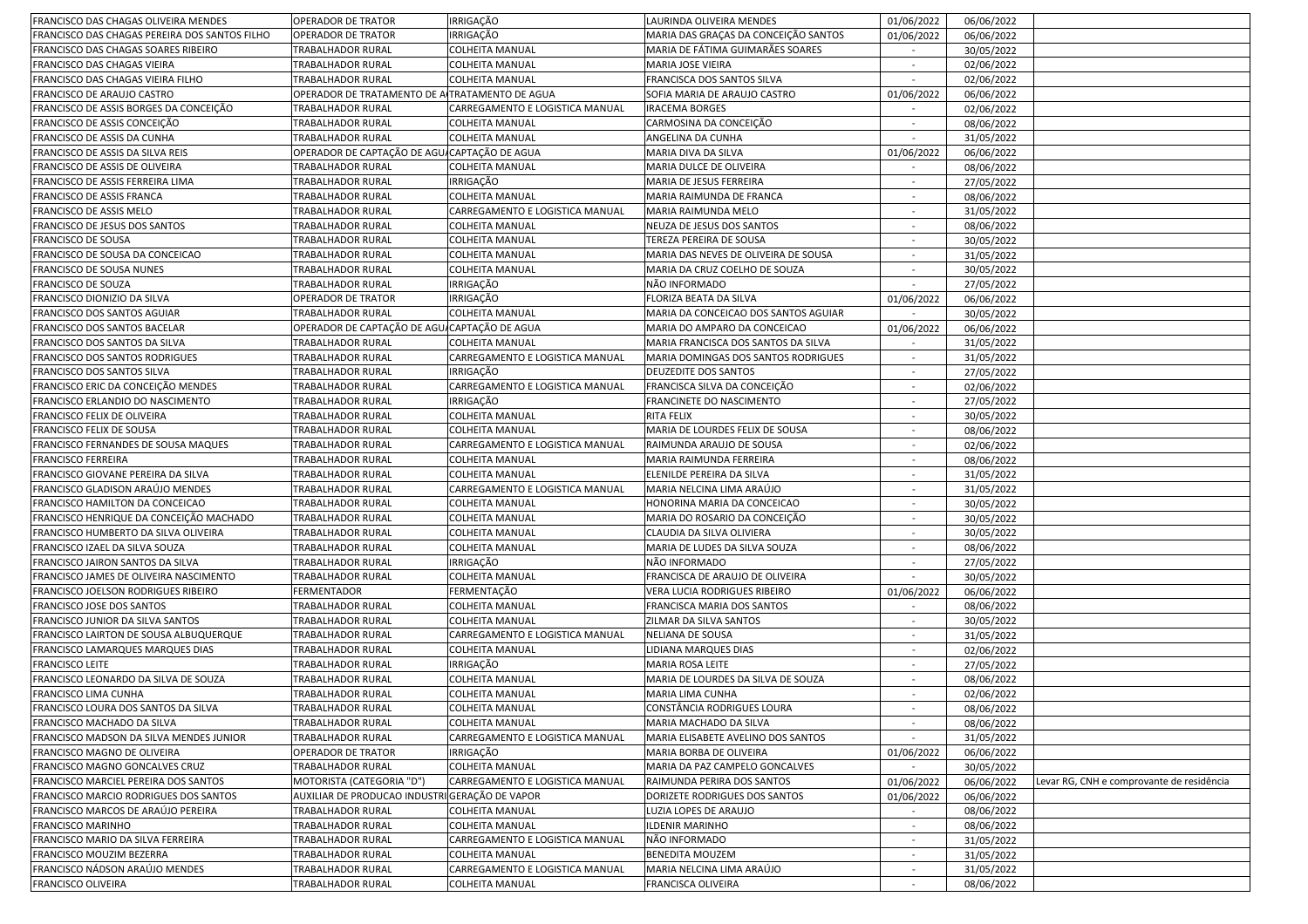| | | | | | | |
|---|---|---|---|---|---|---|
| FRANCISCO DAS CHAGAS OLIVEIRA MENDES | OPERADOR DE TRATOR | IRRIGAÇÃO | LAURINDA OLIVEIRA MENDES | 01/06/2022 | 06/06/2022 | |
| FRANCISCO DAS CHAGAS PEREIRA DOS SANTOS FILHO | OPERADOR DE TRATOR | IRRIGAÇÃO | MARIA DAS GRAÇAS DA CONCEIÇÃO SANTOS | 01/06/2022 | 06/06/2022 | |
| FRANCISCO DAS CHAGAS SOARES RIBEIRO | TRABALHADOR RURAL | COLHEITA MANUAL | MARIA DE FÁTIMA GUIMARÃES SOARES | - | 30/05/2022 | |
| FRANCISCO DAS CHAGAS VIEIRA | TRABALHADOR RURAL | COLHEITA MANUAL | MARIA JOSE VIEIRA | - | 02/06/2022 | |
| FRANCISCO DAS CHAGAS VIEIRA FILHO | TRABALHADOR RURAL | COLHEITA MANUAL | FRANCISCA DOS SANTOS SILVA | - | 02/06/2022 | |
| FRANCISCO DE ARAUJO CASTRO | OPERADOR DE TRATAMENTO DE A | TRATAMENTO DE AGUA | SOFIA MARIA DE ARAUJO CASTRO | 01/06/2022 | 06/06/2022 | |
| FRANCISCO DE ASSIS BORGES DA CONCEIÇÃO | TRABALHADOR RURAL | CARREGAMENTO E LOGISTICA MANUAL | IRACEMA BORGES | - | 02/06/2022 | |
| FRANCISCO DE ASSIS CONCEIÇÃO | TRABALHADOR RURAL | COLHEITA MANUAL | CARMOSINA DA CONCEIÇÃO | - | 08/06/2022 | |
| FRANCISCO DE ASSIS DA CUNHA | TRABALHADOR RURAL | COLHEITA MANUAL | ANGELINA DA CUNHA | - | 31/05/2022 | |
| FRANCISCO DE ASSIS DA SILVA REIS | OPERADOR DE CAPTAÇÃO DE AGU | CAPTAÇÃO DE AGUA | MARIA DIVA DA SILVA | 01/06/2022 | 06/06/2022 | |
| FRANCISCO DE ASSIS DE OLIVEIRA | TRABALHADOR RURAL | COLHEITA MANUAL | MARIA DULCE DE OLIVEIRA | - | 08/06/2022 | |
| FRANCISCO DE ASSIS FERREIRA LIMA | TRABALHADOR RURAL | IRRIGAÇÃO | MARIA DE JESUS FERREIRA | - | 27/05/2022 | |
| FRANCISCO DE ASSIS FRANCA | TRABALHADOR RURAL | COLHEITA MANUAL | MARIA RAIMUNDA DE FRANCA | - | 08/06/2022 | |
| FRANCISCO DE ASSIS MELO | TRABALHADOR RURAL | CARREGAMENTO E LOGISTICA MANUAL | MARIA RAIMUNDA MELO | - | 31/05/2022 | |
| FRANCISCO DE JESUS DOS SANTOS | TRABALHADOR RURAL | COLHEITA MANUAL | NEUZA DE JESUS DOS SANTOS | - | 08/06/2022 | |
| FRANCISCO DE SOUSA | TRABALHADOR RURAL | COLHEITA MANUAL | TEREZA PEREIRA DE SOUSA | - | 30/05/2022 | |
| FRANCISCO DE SOUSA DA CONCEICAO | TRABALHADOR RURAL | COLHEITA MANUAL | MARIA DAS NEVES DE OLIVEIRA DE SOUSA | - | 31/05/2022 | |
| FRANCISCO DE SOUSA NUNES | TRABALHADOR RURAL | COLHEITA MANUAL | MARIA DA CRUZ COELHO DE SOUZA | - | 30/05/2022 | |
| FRANCISCO DE SOUZA | TRABALHADOR RURAL | IRRIGAÇÃO | NÃO INFORMADO | - | 27/05/2022 | |
| FRANCISCO DIONIZIO DA SILVA | OPERADOR DE TRATOR | IRRIGAÇÃO | FLORIZA BEATA DA SILVA | 01/06/2022 | 06/06/2022 | |
| FRANCISCO DOS SANTOS AGUIAR | TRABALHADOR RURAL | COLHEITA MANUAL | MARIA DA CONCEICAO DOS SANTOS AGUIAR | - | 30/05/2022 | |
| FRANCISCO DOS SANTOS BACELAR | OPERADOR DE CAPTAÇÃO DE AGU | CAPTAÇÃO DE AGUA | MARIA DO AMPARO DA CONCEICAO | 01/06/2022 | 06/06/2022 | |
| FRANCISCO DOS SANTOS DA SILVA | TRABALHADOR RURAL | COLHEITA MANUAL | MARIA FRANCISCA DOS SANTOS DA SILVA | - | 31/05/2022 | |
| FRANCISCO DOS SANTOS RODRIGUES | TRABALHADOR RURAL | CARREGAMENTO E LOGISTICA MANUAL | MARIA DOMINGAS DOS SANTOS RODRIGUES | - | 31/05/2022 | |
| FRANCISCO DOS SANTOS SILVA | TRABALHADOR RURAL | IRRIGAÇÃO | DEUZEDITE DOS SANTOS | - | 27/05/2022 | |
| FRANCISCO ERIC DA CONCEIÇÃO MENDES | TRABALHADOR RURAL | CARREGAMENTO E LOGISTICA MANUAL | FRANCISCA SILVA DA CONCEIÇÃO | - | 02/06/2022 | |
| FRANCISCO ERLANDIO DO NASCIMENTO | TRABALHADOR RURAL | IRRIGAÇÃO | FRANCINETE DO NASCIMENTO | - | 27/05/2022 | |
| FRANCISCO FELIX DE OLIVEIRA | TRABALHADOR RURAL | COLHEITA MANUAL | RITA FELIX | - | 30/05/2022 | |
| FRANCISCO FELIX DE SOUSA | TRABALHADOR RURAL | COLHEITA MANUAL | MARIA DE LOURDES FELIX DE SOUSA | - | 08/06/2022 | |
| FRANCISCO FERNANDES DE SOUSA MAQUES | TRABALHADOR RURAL | CARREGAMENTO E LOGISTICA MANUAL | RAIMUNDA ARAUJO DE SOUSA | - | 02/06/2022 | |
| FRANCISCO FERREIRA | TRABALHADOR RURAL | COLHEITA MANUAL | MARIA RAIMUNDA FERREIRA | - | 08/06/2022 | |
| FRANCISCO GIOVANE PEREIRA DA SILVA | TRABALHADOR RURAL | COLHEITA MANUAL | ELENILDE PEREIRA DA SILVA | - | 31/05/2022 | |
| FRANCISCO GLADISON ARAÚJO MENDES | TRABALHADOR RURAL | CARREGAMENTO E LOGISTICA MANUAL | MARIA NELCINA LIMA ARAÚJO | - | 31/05/2022 | |
| FRANCISCO HAMILTON DA CONCEICAO | TRABALHADOR RURAL | COLHEITA MANUAL | HONORINA MARIA DA CONCEICAO | - | 30/05/2022 | |
| FRANCISCO HENRIQUE DA CONCEIÇÃO MACHADO | TRABALHADOR RURAL | COLHEITA MANUAL | MARIA DO ROSARIO DA CONCEIÇÃO | - | 30/05/2022 | |
| FRANCISCO HUMBERTO DA SILVA OLIVEIRA | TRABALHADOR RURAL | COLHEITA MANUAL | CLAUDIA DA SILVA OLIVIERA | - | 30/05/2022 | |
| FRANCISCO IZAEL DA SILVA SOUZA | TRABALHADOR RURAL | COLHEITA MANUAL | MARIA DE LUDES DA SILVA SOUZA | - | 08/06/2022 | |
| FRANCISCO JAIRON SANTOS DA SILVA | TRABALHADOR RURAL | IRRIGAÇÃO | NÃO INFORMADO | - | 27/05/2022 | |
| FRANCISCO JAMES DE OLIVEIRA NASCIMENTO | TRABALHADOR RURAL | COLHEITA MANUAL | FRANCISCA DE ARAUJO DE OLIVEIRA | - | 30/05/2022 | |
| FRANCISCO JOELSON RODRIGUES RIBEIRO | FERMENTADOR | FERMENTAÇÃO | VERA LUCIA RODRIGUES RIBEIRO | 01/06/2022 | 06/06/2022 | |
| FRANCISCO JOSE DOS SANTOS | TRABALHADOR RURAL | COLHEITA MANUAL | FRANCISCA MARIA DOS SANTOS | - | 08/06/2022 | |
| FRANCISCO JUNIOR DA SILVA SANTOS | TRABALHADOR RURAL | COLHEITA MANUAL | ZILMAR DA SILVA SANTOS | - | 30/05/2022 | |
| FRANCISCO LAIRTON DE SOUSA ALBUQUERQUE | TRABALHADOR RURAL | CARREGAMENTO E LOGISTICA MANUAL | NELIANA DE SOUSA | - | 31/05/2022 | |
| FRANCISCO LAMARQUES MARQUES DIAS | TRABALHADOR RURAL | COLHEITA MANUAL | LIDIANA MARQUES DIAS | - | 02/06/2022 | |
| FRANCISCO LEITE | TRABALHADOR RURAL | IRRIGAÇÃO | MARIA ROSA LEITE | - | 27/05/2022 | |
| FRANCISCO LEONARDO DA SILVA DE SOUZA | TRABALHADOR RURAL | COLHEITA MANUAL | MARIA DE LOURDES DA SILVA DE SOUZA | - | 08/06/2022 | |
| FRANCISCO LIMA CUNHA | TRABALHADOR RURAL | COLHEITA MANUAL | MARIA LIMA CUNHA | - | 02/06/2022 | |
| FRANCISCO LOURA DOS SANTOS DA SILVA | TRABALHADOR RURAL | COLHEITA MANUAL | CONSTÂNCIA RODRIGUES LOURA | - | 08/06/2022 | |
| FRANCISCO MACHADO DA SILVA | TRABALHADOR RURAL | COLHEITA MANUAL | MARIA MACHADO DA SILVA | - | 08/06/2022 | |
| FRANCISCO MADSON DA SILVA MENDES JUNIOR | TRABALHADOR RURAL | CARREGAMENTO E LOGISTICA MANUAL | MARIA ELISABETE AVELINO DOS SANTOS | - | 31/05/2022 | |
| FRANCISCO MAGNO DE OLIVEIRA | OPERADOR DE TRATOR | IRRIGAÇÃO | MARIA BORBA DE OLIVEIRA | 01/06/2022 | 06/06/2022 | |
| FRANCISCO MAGNO GONCALVES CRUZ | TRABALHADOR RURAL | COLHEITA MANUAL | MARIA DA PAZ CAMPELO GONCALVES | - | 30/05/2022 | |
| FRANCISCO MARCIEL PEREIRA DOS SANTOS | MOTORISTA (CATEGORIA "D") | CARREGAMENTO E LOGISTICA MANUAL | RAIMUNDA PERIRA DOS SANTOS | 01/06/2022 | 06/06/2022 | Levar RG, CNH e comprovante de residência |
| FRANCISCO MARCIO RODRIGUES DOS SANTOS | AUXILIAR DE PRODUCAO INDUSTRI | GERAÇÃO DE VAPOR | DORIZETE RODRIGUES DOS SANTOS | 01/06/2022 | 06/06/2022 | |
| FRANCISCO MARCOS DE ARAÚJO PEREIRA | TRABALHADOR RURAL | COLHEITA MANUAL | LUZIA LOPES DE ARAUJO | - | 08/06/2022 | |
| FRANCISCO MARINHO | TRABALHADOR RURAL | COLHEITA MANUAL | ILDENIR MARINHO | - | 08/06/2022 | |
| FRANCISCO MARIO DA SILVA FERREIRA | TRABALHADOR RURAL | CARREGAMENTO E LOGISTICA MANUAL | NÃO INFORMADO | - | 31/05/2022 | |
| FRANCISCO MOUZIM BEZERRA | TRABALHADOR RURAL | COLHEITA MANUAL | BENEDITA MOUZEM | - | 31/05/2022 | |
| FRANCISCO NÁDSON ARAÚJO MENDES | TRABALHADOR RURAL | CARREGAMENTO E LOGISTICA MANUAL | MARIA NELCINA LIMA ARAÚJO | - | 31/05/2022 | |
| FRANCISCO OLIVEIRA | TRABALHADOR RURAL | COLHEITA MANUAL | FRANCISCA OLIVEIRA | - | 08/06/2022 | |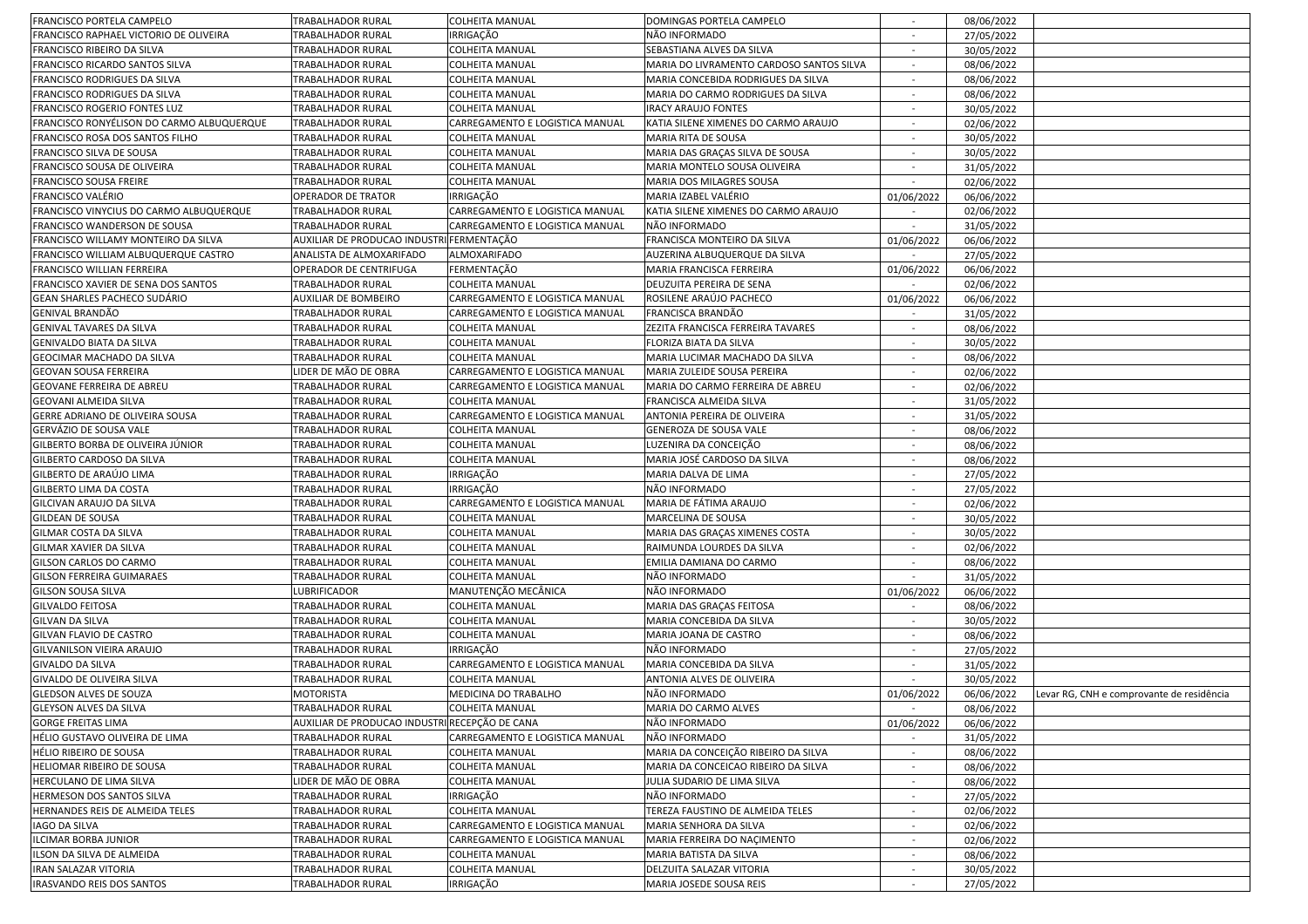| | | | | | | |
|---|---|---|---|---|---|---|
| FRANCISCO PORTELA CAMPELO | TRABALHADOR RURAL | COLHEITA MANUAL | DOMINGAS PORTELA CAMPELO | - | 08/06/2022 | |
| FRANCISCO RAPHAEL VICTORIO DE OLIVEIRA | TRABALHADOR RURAL | IRRIGAÇÃO | NÃO INFORMADO | - | 27/05/2022 | |
| FRANCISCO RIBEIRO DA SILVA | TRABALHADOR RURAL | COLHEITA MANUAL | SEBASTIANA ALVES DA SILVA | - | 30/05/2022 | |
| FRANCISCO RICARDO SANTOS SILVA | TRABALHADOR RURAL | COLHEITA MANUAL | MARIA DO LIVRAMENTO CARDOSO SANTOS SILVA | - | 08/06/2022 | |
| FRANCISCO RODRIGUES DA SILVA | TRABALHADOR RURAL | COLHEITA MANUAL | MARIA CONCEBIDA RODRIGUES DA SILVA | - | 08/06/2022 | |
| FRANCISCO RODRIGUES DA SILVA | TRABALHADOR RURAL | COLHEITA MANUAL | MARIA DO CARMO RODRIGUES DA SILVA | - | 08/06/2022 | |
| FRANCISCO ROGERIO FONTES LUZ | TRABALHADOR RURAL | COLHEITA MANUAL | IRACY ARAUJO FONTES | - | 30/05/2022 | |
| FRANCISCO RONYÉLISON DO CARMO ALBUQUERQUE | TRABALHADOR RURAL | CARREGAMENTO E LOGISTICA MANUAL | KATIA SILENE XIMENES DO CARMO ARAUJO | - | 02/06/2022 | |
| FRANCISCO ROSA DOS SANTOS FILHO | TRABALHADOR RURAL | COLHEITA MANUAL | MARIA RITA DE SOUSA | - | 30/05/2022 | |
| FRANCISCO SILVA DE SOUSA | TRABALHADOR RURAL | COLHEITA MANUAL | MARIA DAS GRAÇAS SILVA DE SOUSA | - | 30/05/2022 | |
| FRANCISCO SOUSA DE OLIVEIRA | TRABALHADOR RURAL | COLHEITA MANUAL | MARIA MONTELO SOUSA OLIVEIRA | - | 31/05/2022 | |
| FRANCISCO SOUSA FREIRE | TRABALHADOR RURAL | COLHEITA MANUAL | MARIA DOS MILAGRES SOUSA | - | 02/06/2022 | |
| FRANCISCO VALÉRIO | OPERADOR DE TRATOR | IRRIGAÇÃO | MARIA IZABEL VALÉRIO | 01/06/2022 | 06/06/2022 | |
| FRANCISCO VINYCIUS DO CARMO ALBUQUERQUE | TRABALHADOR RURAL | CARREGAMENTO E LOGISTICA MANUAL | KATIA SILENE XIMENES DO CARMO ARAUJO | - | 02/06/2022 | |
| FRANCISCO WANDERSON DE SOUSA | TRABALHADOR RURAL | CARREGAMENTO E LOGISTICA MANUAL | NÃO INFORMADO | - | 31/05/2022 | |
| FRANCISCO WILLAMY MONTEIRO DA SILVA | AUXILIAR DE PRODUCAO INDUSTRI | FERMENTAÇÃO | FRANCISCA MONTEIRO DA SILVA | 01/06/2022 | 06/06/2022 | |
| FRANCISCO WILLIAM ALBUQUERQUE CASTRO | ANALISTA DE ALMOXARIFADO | ALMOXARIFADO | AUZERINA ALBUQUERQUE DA SILVA | - | 27/05/2022 | |
| FRANCISCO WILLIAN FERREIRA | OPERADOR DE CENTRIFUGA | FERMENTAÇÃO | MARIA FRANCISCA FERREIRA | 01/06/2022 | 06/06/2022 | |
| FRANCISCO XAVIER DE SENA DOS SANTOS | TRABALHADOR RURAL | COLHEITA MANUAL | DEUZUITA PEREIRA DE SENA | - | 02/06/2022 | |
| GEAN SHARLES PACHECO SUDÁRIO | AUXILIAR DE BOMBEIRO | CARREGAMENTO E LOGISTICA MANUAL | ROSILENE ARAÚJO PACHECO | 01/06/2022 | 06/06/2022 | |
| GENIVAL BRANDÃO | TRABALHADOR RURAL | CARREGAMENTO E LOGISTICA MANUAL | FRANCISCA BRANDÃO | - | 31/05/2022 | |
| GENIVAL TAVARES DA SILVA | TRABALHADOR RURAL | COLHEITA MANUAL | ZEZITA FRANCISCA FERREIRA TAVARES | - | 08/06/2022 | |
| GENIVALDO BIATA DA SILVA | TRABALHADOR RURAL | COLHEITA MANUAL | FLORIZA BIATA DA SILVA | - | 30/05/2022 | |
| GEOCIMAR MACHADO DA SILVA | TRABALHADOR RURAL | COLHEITA MANUAL | MARIA LUCIMAR MACHADO DA SILVA | - | 08/06/2022 | |
| GEOVAN SOUSA FERREIRA | LIDER DE MÃO DE OBRA | CARREGAMENTO E LOGISTICA MANUAL | MARIA ZULEIDE SOUSA PEREIRA | - | 02/06/2022 | |
| GEOVANE FERREIRA DE ABREU | TRABALHADOR RURAL | CARREGAMENTO E LOGISTICA MANUAL | MARIA DO CARMO FERREIRA DE ABREU | - | 02/06/2022 | |
| GEOVANI ALMEIDA SILVA | TRABALHADOR RURAL | COLHEITA MANUAL | FRANCISCA ALMEIDA SILVA | - | 31/05/2022 | |
| GERRE ADRIANO DE OLIVEIRA SOUSA | TRABALHADOR RURAL | CARREGAMENTO E LOGISTICA MANUAL | ANTONIA PEREIRA DE OLIVEIRA | - | 31/05/2022 | |
| GERVÁZIO DE SOUSA VALE | TRABALHADOR RURAL | COLHEITA MANUAL | GENEROZA DE SOUSA VALE | - | 08/06/2022 | |
| GILBERTO BORBA DE OLIVEIRA JÚNIOR | TRABALHADOR RURAL | COLHEITA MANUAL | LUZENIRA DA CONCEIÇÃO | - | 08/06/2022 | |
| GILBERTO CARDOSO DA SILVA | TRABALHADOR RURAL | COLHEITA MANUAL | MARIA JOSÉ CARDOSO DA SILVA | - | 08/06/2022 | |
| GILBERTO DE ARAÚJO LIMA | TRABALHADOR RURAL | IRRIGAÇÃO | MARIA DALVA DE LIMA | - | 27/05/2022 | |
| GILBERTO LIMA DA COSTA | TRABALHADOR RURAL | IRRIGAÇÃO | NÃO INFORMADO | - | 27/05/2022 | |
| GILCIVAN ARAUJO DA SILVA | TRABALHADOR RURAL | CARREGAMENTO E LOGISTICA MANUAL | MARIA DE FÁTIMA ARAUJO | - | 02/06/2022 | |
| GILDEAN DE SOUSA | TRABALHADOR RURAL | COLHEITA MANUAL | MARCELINA DE SOUSA | - | 30/05/2022 | |
| GILMAR COSTA DA SILVA | TRABALHADOR RURAL | COLHEITA MANUAL | MARIA DAS GRAÇAS XIMENES COSTA | - | 30/05/2022 | |
| GILMAR XAVIER DA SILVA | TRABALHADOR RURAL | COLHEITA MANUAL | RAIMUNDA LOURDES DA SILVA | - | 02/06/2022 | |
| GILSON CARLOS DO CARMO | TRABALHADOR RURAL | COLHEITA MANUAL | EMILIA DAMIANA DO CARMO | - | 08/06/2022 | |
| GILSON FERREIRA GUIMARAES | TRABALHADOR RURAL | COLHEITA MANUAL | NÃO INFORMADO | - | 31/05/2022 | |
| GILSON SOUSA SILVA | LUBRIFICADOR | MANUTENÇÃO MECÂNICA | NÃO INFORMADO | 01/06/2022 | 06/06/2022 | |
| GILVALDO FEITOSA | TRABALHADOR RURAL | COLHEITA MANUAL | MARIA DAS GRAÇAS FEITOSA | - | 08/06/2022 | |
| GILVAN DA SILVA | TRABALHADOR RURAL | COLHEITA MANUAL | MARIA CONCEBIDA DA SILVA | - | 30/05/2022 | |
| GILVAN FLAVIO DE CASTRO | TRABALHADOR RURAL | COLHEITA MANUAL | MARIA JOANA DE CASTRO | - | 08/06/2022 | |
| GILVANILSON VIEIRA ARAUJO | TRABALHADOR RURAL | IRRIGAÇÃO | NÃO INFORMADO | - | 27/05/2022 | |
| GIVALDO DA SILVA | TRABALHADOR RURAL | CARREGAMENTO E LOGISTICA MANUAL | MARIA CONCEBIDA DA SILVA | - | 31/05/2022 | |
| GIVALDO DE OLIVEIRA SILVA | TRABALHADOR RURAL | COLHEITA MANUAL | ANTONIA ALVES DE OLIVEIRA | - | 30/05/2022 | |
| GLEDSON ALVES DE SOUZA | MOTORISTA | MEDICINA DO TRABALHO | NÃO INFORMADO | 01/06/2022 | 06/06/2022 | Levar RG, CNH e comprovante de residência |
| GLEYSON ALVES DA SILVA | TRABALHADOR RURAL | COLHEITA MANUAL | MARIA DO CARMO ALVES | - | 08/06/2022 | |
| GORGE FREITAS LIMA | AUXILIAR DE PRODUCAO INDUSTRI | RECEPÇÃO DE CANA | NÃO INFORMADO | 01/06/2022 | 06/06/2022 | |
| HÉLIO GUSTAVO OLIVEIRA DE LIMA | TRABALHADOR RURAL | CARREGAMENTO E LOGISTICA MANUAL | NÃO INFORMADO | - | 31/05/2022 | |
| HÉLIO RIBEIRO DE SOUSA | TRABALHADOR RURAL | COLHEITA MANUAL | MARIA DA CONCEIÇÃO RIBEIRO DA SILVA | - | 08/06/2022 | |
| HELIOMAR RIBEIRO DE SOUSA | TRABALHADOR RURAL | COLHEITA MANUAL | MARIA DA CONCEICAO RIBEIRO DA SILVA | - | 08/06/2022 | |
| HERCULANO DE LIMA SILVA | LIDER DE MÃO DE OBRA | COLHEITA MANUAL | JULIA SUDARIO DE LIMA SILVA | - | 08/06/2022 | |
| HERMESON DOS SANTOS SILVA | TRABALHADOR RURAL | IRRIGAÇÃO | NÃO INFORMADO | - | 27/05/2022 | |
| HERNANDES REIS DE ALMEIDA TELES | TRABALHADOR RURAL | COLHEITA MANUAL | TEREZA FAUSTINO DE ALMEIDA TELES | - | 02/06/2022 | |
| IAGO DA SILVA | TRABALHADOR RURAL | CARREGAMENTO E LOGISTICA MANUAL | MARIA SENHORA DA SILVA | - | 02/06/2022 | |
| ILCIMAR BORBA JUNIOR | TRABALHADOR RURAL | CARREGAMENTO E LOGISTICA MANUAL | MARIA FERREIRA DO NAÇIMENTO | - | 02/06/2022 | |
| ILSON DA SILVA DE ALMEIDA | TRABALHADOR RURAL | COLHEITA MANUAL | MARIA BATISTA DA SILVA | - | 08/06/2022 | |
| IRAN SALAZAR VITORIA | TRABALHADOR RURAL | COLHEITA MANUAL | DELZUITA SALAZAR VITORIA | - | 30/05/2022 | |
| IRASVANDO REIS DOS SANTOS | TRABALHADOR RURAL | IRRIGAÇÃO | MARIA JOSEDE SOUSA REIS | - | 27/05/2022 | |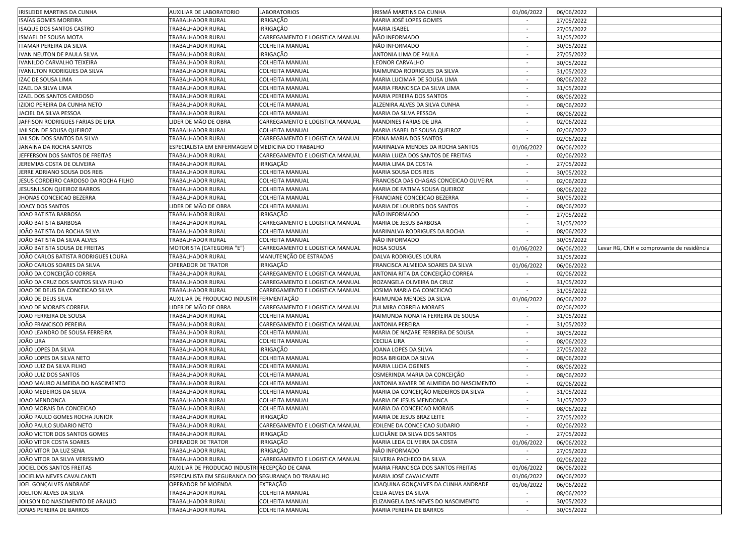| | | | | | | |
|---|---|---|---|---|---|---|
| IRISLEIDE MARTINS DA CUNHA | AUXILIAR DE LABORATORIO | LABORATORIOS | IRISMÁ MARTINS DA CUNHA | 01/06/2022 | 06/06/2022 | |
| ISAÍAS GOMES MOREIRA | TRABALHADOR RURAL | IRRIGAÇÃO | MARIA JOSÉ LOPES GOMES | - | 27/05/2022 | |
| ISAQUE DOS SANTOS CASTRO | TRABALHADOR RURAL | IRRIGAÇÃO | MARIA ISABEL | - | 27/05/2022 | |
| ISMAEL DE SOUSA MOTA | TRABALHADOR RURAL | CARREGAMENTO E LOGISTICA MANUAL | NÃO INFORMADO | - | 31/05/2022 | |
| ITAMAR PEREIRA DA SILVA | TRABALHADOR RURAL | COLHEITA MANUAL | NÃO INFORMADO | - | 30/05/2022 | |
| IVAN NEUTON DE PAULA SILVA | TRABALHADOR RURAL | IRRIGAÇÃO | ANTONIA LIMA DE PAULA | - | 27/05/2022 | |
| IVANILDO CARVALHO TEIXEIRA | TRABALHADOR RURAL | COLHEITA MANUAL | LEONOR CARVALHO | - | 30/05/2022 | |
| IVANILTON RODRIGUES DA SILVA | TRABALHADOR RURAL | COLHEITA MANUAL | RAIMUNDA RODRIGUES DA SILVA | - | 31/05/2022 | |
| IZAC DE SOUSA LIMA | TRABALHADOR RURAL | COLHEITA MANUAL | MARIA LUCIMAR DE SOUSA LIMA | - | 08/06/2022 | |
| IZAEL DA SILVA LIMA | TRABALHADOR RURAL | COLHEITA MANUAL | MARIA FRANCISCA DA SILVA LIMA | - | 31/05/2022 | |
| IZAEL DOS SANTOS CARDOSO | TRABALHADOR RURAL | COLHEITA MANUAL | MARIA PEREIRA DOS SANTOS | - | 08/06/2022 | |
| IZIDIO PEREIRA DA CUNHA NETO | TRABALHADOR RURAL | COLHEITA MANUAL | ALZENIRA ALVES DA SILVA CUNHA | - | 08/06/2022 | |
| JACIEL DA SILVA PESSOA | TRABALHADOR RURAL | COLHEITA MANUAL | MARIA DA SILVA PESSOA | - | 08/06/2022 | |
| JAFFISON RODRIGUES FARIAS DE LIRA | LIDER DE MÃO DE OBRA | CARREGAMENTO E LOGISTICA MANUAL | MANDINES FARIAS DE LIRA | - | 02/06/2022 | |
| JAILSON DE SOUSA QUEIROZ | TRABALHADOR RURAL | COLHEITA MANUAL | MARIA ISABEL DE SOUSA QUEIROZ | - | 02/06/2022 | |
| JAILSON DOS SANTOS DA SILVA | TRABALHADOR RURAL | CARREGAMENTO E LOGISTICA MANUAL | EDINA MARIA DOS SANTOS | - | 02/06/2022 | |
| JANAINA DA ROCHA SANTOS | ESPECIALISTA EM ENFERMAGEM D | MEDICINA DO TRABALHO | MARINALVA MENDES DA ROCHA SANTOS | 01/06/2022 | 06/06/2022 | |
| JEFFERSON DOS SANTOS DE FREITAS | TRABALHADOR RURAL | CARREGAMENTO E LOGISTICA MANUAL | MARIA LUIZA DOS SANTOS DE FREITAS | - | 02/06/2022 | |
| JEREMIAS COSTA DE OLIVEIRA | TRABALHADOR RURAL | IRRIGAÇÃO | MARIA LIMA DA COSTA | - | 27/05/2022 | |
| JERRE ADRIANO SOUSA DOS REIS | TRABALHADOR RURAL | COLHEITA MANUAL | MARIA SOUSA DOS REIS | - | 30/05/2022 | |
| JESUS CORDEIRO CARDOSO DA ROCHA FILHO | TRABALHADOR RURAL | COLHEITA MANUAL | FRANCISCA DAS CHAGAS CONCEICAO OLIVEIRA | - | 02/06/2022 | |
| JESUSNILSON QUEIROZ BARROS | TRABALHADOR RURAL | COLHEITA MANUAL | MARIA DE FATIMA SOUSA QUEIROZ | - | 08/06/2022 | |
| JHONAS CONCEICAO BEZERRA | TRABALHADOR RURAL | COLHEITA MANUAL | FRANCIANE CONCEICAO BEZERRA | - | 30/05/2022 | |
| JOACY DOS SANTOS | LIDER DE MÃO DE OBRA | COLHEITA MANUAL | MARIA DE LOURDES DOS SANTOS | - | 08/06/2022 | |
| JOAO BATISTA BARBOSA | TRABALHADOR RURAL | IRRIGAÇÃO | NÃO INFORMADO | - | 27/05/2022 | |
| JOÃO BATISTA BARBOSA | TRABALHADOR RURAL | CARREGAMENTO E LOGISTICA MANUAL | MARIA DE JESUS BARBOSA | - | 31/05/2022 | |
| JOÃO BATISTA DA ROCHA SILVA | TRABALHADOR RURAL | COLHEITA MANUAL | MARINALVA RODRIGUES DA ROCHA | - | 08/06/2022 | |
| JOÃO BATISTA DA SILVA ALVES | TRABALHADOR RURAL | COLHEITA MANUAL | NÃO INFORMADO | - | 30/05/2022 | |
| JOÃO BATISTA SOUSA DE FREITAS | MOTORISTA (CATEGORIA "E") | CARREGAMENTO E LOGISTICA MANUAL | ROSA SOUSA | 01/06/2022 | 06/06/2022 | Levar RG, CNH e comprovante de residência |
| JOÃO CARLOS BATISTA RODRIGUES LOURA | TRABALHADOR RURAL | MANUTENÇÃO DE ESTRADAS | DALVA RODRIGUES LOURA | - | 31/05/2022 | |
| JOÃO CARLOS SOARES DA SILVA | OPERADOR DE TRATOR | IRRIGAÇÃO | FRANCISCA ALMEIDA SOARES DA SILVA | 01/06/2022 | 06/06/2022 | |
| JOÃO DA CONCEIÇÃO CORREA | TRABALHADOR RURAL | CARREGAMENTO E LOGISTICA MANUAL | ANTONIA RITA DA CONCEIÇÃO CORREA | - | 02/06/2022 | |
| JOÃO DA CRUZ DOS SANTOS SILVA FILHO | TRABALHADOR RURAL | CARREGAMENTO E LOGISTICA MANUAL | ROZANGELA OLIVEIRA DA CRUZ | - | 31/05/2022 | |
| JOAO DE DEUS DA CONCEICAO SILVA | TRABALHADOR RURAL | CARREGAMENTO E LOGISTICA MANUAL | JOSIMA MARIA DA CONCEICAO | - | 31/05/2022 | |
| JOÃO DE DEUS SILVA | AUXILIAR DE PRODUCAO INDUSTRI | FERMENTAÇÃO | RAIMUNDA MENDES DA SILVA | 01/06/2022 | 06/06/2022 | |
| JOAO DE MORAES CORREIA | LIDER DE MÃO DE OBRA | CARREGAMENTO E LOGISTICA MANUAL | ZULMIRA CORREIA MORAES | - | 02/06/2022 | |
| JOAO FERREIRA DE SOUSA | TRABALHADOR RURAL | COLHEITA MANUAL | RAIMUNDA NONATA FERREIRA DE SOUSA | - | 31/05/2022 | |
| JOÃO FRANCISCO PEREIRA | TRABALHADOR RURAL | CARREGAMENTO E LOGISTICA MANUAL | ANTONIA PEREIRA | - | 31/05/2022 | |
| JOAO LEANDRO DE SOUSA FERREIRA | TRABALHADOR RURAL | COLHEITA MANUAL | MARIA DE NAZARE FERREIRA DE SOUSA | - | 30/05/2022 | |
| JOÃO LIRA | TRABALHADOR RURAL | COLHEITA MANUAL | CECILIA LIRA | - | 08/06/2022 | |
| JOÃO LOPES DA SILVA | TRABALHADOR RURAL | IRRIGAÇÃO | JOANA LOPES DA SILVA | - | 27/05/2022 | |
| JOÃO LOPES DA SILVA NETO | TRABALHADOR RURAL | COLHEITA MANUAL | ROSA BRIGIDA DA SILVA | - | 08/06/2022 | |
| JOAO LUIZ DA SILVA FILHO | TRABALHADOR RURAL | COLHEITA MANUAL | MARIA LUCIA OGENES | - | 08/06/2022 | |
| JOÃO LUIZ DOS SANTOS | TRABALHADOR RURAL | COLHEITA MANUAL | OSMERINDA MARIA DA CONCEIÇÃO | - | 08/06/2022 | |
| JOAO MAURO ALMEIDA DO NASCIMENTO | TRABALHADOR RURAL | COLHEITA MANUAL | ANTONIA XAVIER DE ALMEIDA DO NASCIMENTO | - | 02/06/2022 | |
| JOÃO MEDEIROS DA SILVA | TRABALHADOR RURAL | COLHEITA MANUAL | MARIA DA CONCEIÇÃO MEDEIROS DA SILVA | - | 31/05/2022 | |
| JOAO MENDONCA | TRABALHADOR RURAL | COLHEITA MANUAL | MARIA DE JESUS MENDONCA | - | 31/05/2022 | |
| JOAO MORAIS DA CONCEICAO | TRABALHADOR RURAL | COLHEITA MANUAL | MARIA DA CONCEICAO MORAIS | - | 08/06/2022 | |
| JOÃO PAULO GOMES ROCHA JUNIOR | TRABALHADOR RURAL | IRRIGAÇÃO | MARIA DE JESUS BRAZ LEITE | - | 27/05/2022 | |
| JOÃO PAULO SUDARIO NETO | TRABALHADOR RURAL | CARREGAMENTO E LOGISTICA MANUAL | EDILENE DA CONCEICAO SUDARIO | - | 02/06/2022 | |
| JOÃO VICTOR DOS SANTOS GOMES | TRABALHADOR RURAL | IRRIGAÇÃO | LUCILÂNE DA SILVA DOS SANTOS | - | 27/05/2022 | |
| JOÃO VITOR COSTA SOARES | OPERADOR DE TRATOR | IRRIGAÇÃO | MARIA LEDA OLIVEIRA DA COSTA | 01/06/2022 | 06/06/2022 | |
| JOÃO VITOR DA LUZ SENA | TRABALHADOR RURAL | IRRIGAÇÃO | NÃO INFORMADO | - | 27/05/2022 | |
| JOÃO VITOR DA SILVA VERISSIMO | TRABALHADOR RURAL | CARREGAMENTO E LOGISTICA MANUAL | SILVERIA PACHECO DA SILVA | - | 02/06/2022 | |
| JOCIEL DOS SANTOS FREITAS | AUXILIAR DE PRODUCAO INDUSTRI | RECEPÇÃO DE CANA | MARIA FRANCISCA DOS SANTOS FREITAS | 01/06/2022 | 06/06/2022 | |
| JOCIELMA NEVES CAVALCANTI | ESPECIALISTA EM SEGURANCA DO | SEGURANÇA DO TRABALHO | MARIA JOSÉ CAVALCANTE | 01/06/2022 | 06/06/2022 | |
| JOEL GONÇALVES ANDRADE | OPERADOR DE MOENDA | EXTRAÇÃO | JOAQUINA GONÇALVES DA CUNHA ANDRADE | 01/06/2022 | 06/06/2022 | |
| JOELTON ALVES DA SILVA | TRABALHADOR RURAL | COLHEITA MANUAL | CELIA ALVES DA SILVA | - | 08/06/2022 | |
| JOILSON DO NASCIMENTO DE ARAUJO | TRABALHADOR RURAL | COLHEITA MANUAL | ELIZANGELA DAS NEVES DO NASCIMENTO | - | 30/05/2022 | |
| JONAS PEREIRA DE BARROS | TRABALHADOR RURAL | COLHEITA MANUAL | MARIA PEREIRA DE BARROS | - | 30/05/2022 | |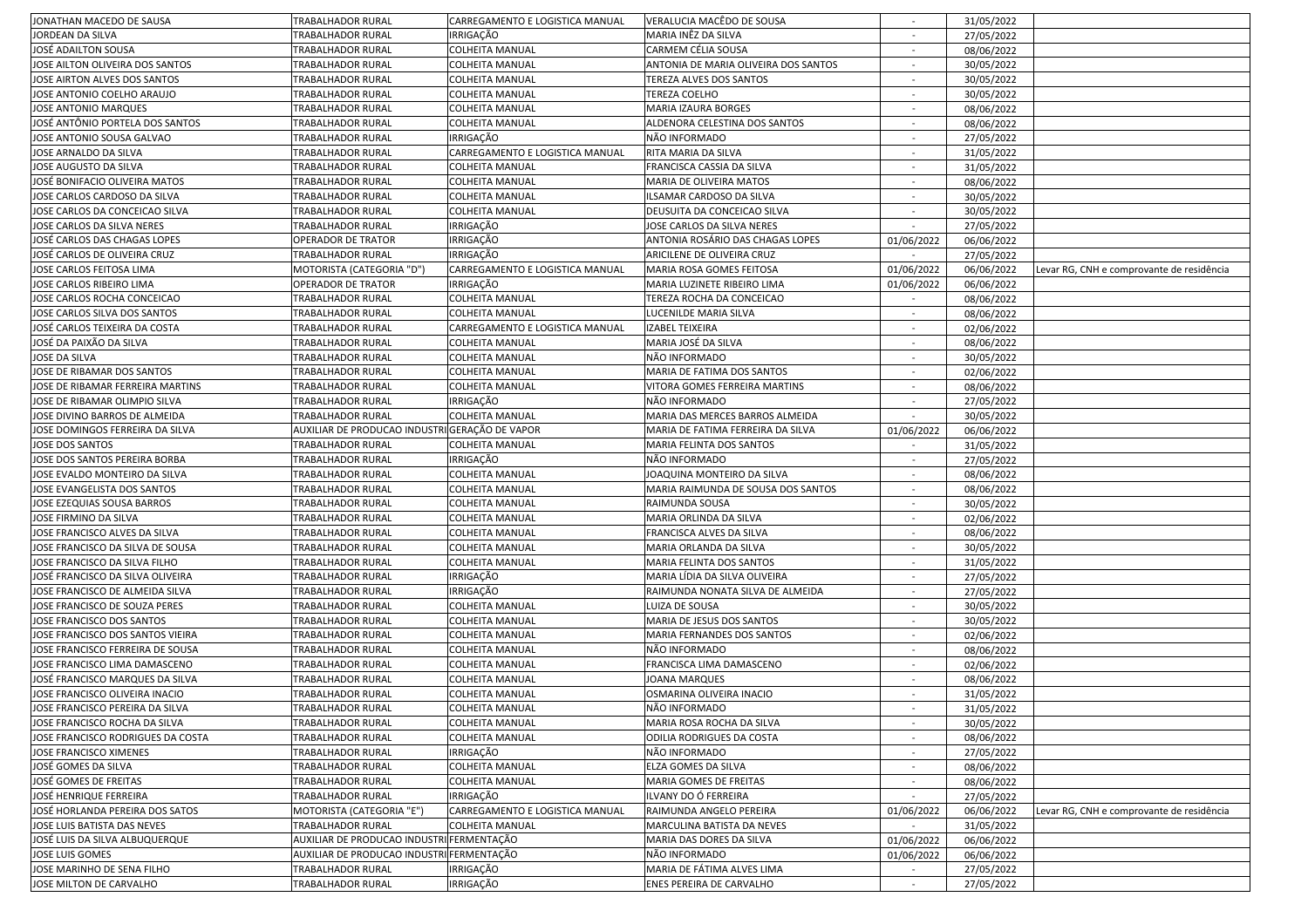| | | | | | | |
|---|---|---|---|---|---|---|
| JONATHAN MACEDO DE SAUSA | TRABALHADOR RURAL | CARREGAMENTO E LOGISTICA MANUAL | VERALUCIA MACÊDO DE SOUSA | - | 31/05/2022 | |
| JORDEAN DA SILVA | TRABALHADOR RURAL | IRRIGAÇÃO | MARIA INÊZ DA SILVA | - | 27/05/2022 | |
| JOSÉ ADAILTON SOUSA | TRABALHADOR RURAL | COLHEITA MANUAL | CARMEM CÉLIA SOUSA | - | 08/06/2022 | |
| JOSE AILTON OLIVEIRA DOS SANTOS | TRABALHADOR RURAL | COLHEITA MANUAL | ANTONIA DE MARIA OLIVEIRA DOS SANTOS | - | 30/05/2022 | |
| JOSE AIRTON ALVES DOS SANTOS | TRABALHADOR RURAL | COLHEITA MANUAL | TEREZA ALVES DOS SANTOS | - | 30/05/2022 | |
| JOSE ANTONIO COELHO ARAUJO | TRABALHADOR RURAL | COLHEITA MANUAL | TEREZA COELHO | - | 30/05/2022 | |
| JOSE ANTONIO MARQUES | TRABALHADOR RURAL | COLHEITA MANUAL | MARIA IZAURA BORGES | - | 08/06/2022 | |
| JOSÉ ANTÔNIO PORTELA DOS SANTOS | TRABALHADOR RURAL | COLHEITA MANUAL | ALDENORA CELESTINA DOS SANTOS | - | 08/06/2022 | |
| JOSE ANTONIO SOUSA GALVAO | TRABALHADOR RURAL | IRRIGAÇÃO | NÃO INFORMADO | - | 27/05/2022 | |
| JOSE ARNALDO DA SILVA | TRABALHADOR RURAL | CARREGAMENTO E LOGISTICA MANUAL | RITA MARIA DA SILVA | - | 31/05/2022 | |
| JOSE AUGUSTO DA SILVA | TRABALHADOR RURAL | COLHEITA MANUAL | FRANCISCA CASSIA DA SILVA | - | 31/05/2022 | |
| JOSÉ BONIFACIO OLIVEIRA MATOS | TRABALHADOR RURAL | COLHEITA MANUAL | MARIA DE OLIVEIRA MATOS | - | 08/06/2022 | |
| JOSE CARLOS CARDOSO DA SILVA | TRABALHADOR RURAL | COLHEITA MANUAL | ILSAMAR CARDOSO DA SILVA | - | 30/05/2022 | |
| JOSE CARLOS DA CONCEICAO SILVA | TRABALHADOR RURAL | COLHEITA MANUAL | DEUSUITA DA CONCEICAO SILVA | - | 30/05/2022 | |
| JOSE CARLOS DA SILVA NERES | TRABALHADOR RURAL | IRRIGAÇÃO | JOSE CARLOS DA SILVA NERES | - | 27/05/2022 | |
| JOSÉ CARLOS DAS CHAGAS LOPES | OPERADOR DE TRATOR | IRRIGAÇÃO | ANTONIA ROSÁRIO DAS CHAGAS LOPES | 01/06/2022 | 06/06/2022 | |
| JOSÉ CARLOS DE OLIVEIRA CRUZ | TRABALHADOR RURAL | IRRIGAÇÃO | ARICILENE DE OLIVEIRA CRUZ | - | 27/05/2022 | |
| JOSE CARLOS FEITOSA LIMA | MOTORISTA (CATEGORIA "D") | CARREGAMENTO E LOGISTICA MANUAL | MARIA ROSA GOMES FEITOSA | 01/06/2022 | 06/06/2022 | Levar RG, CNH e comprovante de residência |
| JOSE CARLOS RIBEIRO LIMA | OPERADOR DE TRATOR | IRRIGAÇÃO | MARIA LUZINETE RIBEIRO LIMA | 01/06/2022 | 06/06/2022 | |
| JOSE CARLOS ROCHA CONCEICAO | TRABALHADOR RURAL | COLHEITA MANUAL | TEREZA ROCHA DA CONCEICAO | - | 08/06/2022 | |
| JOSE CARLOS SILVA DOS SANTOS | TRABALHADOR RURAL | COLHEITA MANUAL | LUCENILDE MARIA SILVA | - | 08/06/2022 | |
| JOSÉ CARLOS TEIXEIRA DA COSTA | TRABALHADOR RURAL | CARREGAMENTO E LOGISTICA MANUAL | IZABEL TEIXEIRA | - | 02/06/2022 | |
| JOSÉ DA PAIXÃO DA SILVA | TRABALHADOR RURAL | COLHEITA MANUAL | MARIA JOSÉ DA SILVA | - | 08/06/2022 | |
| JOSE DA SILVA | TRABALHADOR RURAL | COLHEITA MANUAL | NÃO INFORMADO | - | 30/05/2022 | |
| JOSE DE RIBAMAR DOS SANTOS | TRABALHADOR RURAL | COLHEITA MANUAL | MARIA DE FATIMA DOS SANTOS | - | 02/06/2022 | |
| JOSE DE RIBAMAR FERREIRA MARTINS | TRABALHADOR RURAL | COLHEITA MANUAL | VITORA GOMES FERREIRA MARTINS | - | 08/06/2022 | |
| JOSE DE RIBAMAR OLIMPIO SILVA | TRABALHADOR RURAL | IRRIGAÇÃO | NÃO INFORMADO | - | 27/05/2022 | |
| JOSE DIVINO BARROS DE ALMEIDA | TRABALHADOR RURAL | COLHEITA MANUAL | MARIA DAS MERCES BARROS ALMEIDA | - | 30/05/2022 | |
| JOSE DOMINGOS FERREIRA DA SILVA | AUXILIAR DE PRODUCAO INDUSTRI | GERAÇÃO DE VAPOR | MARIA DE FATIMA FERREIRA DA SILVA | 01/06/2022 | 06/06/2022 | |
| JOSE DOS SANTOS | TRABALHADOR RURAL | COLHEITA MANUAL | MARIA FELINTA DOS SANTOS | - | 31/05/2022 | |
| JOSE DOS SANTOS PEREIRA BORBA | TRABALHADOR RURAL | IRRIGAÇÃO | NÃO INFORMADO | - | 27/05/2022 | |
| JOSE EVALDO MONTEIRO DA SILVA | TRABALHADOR RURAL | COLHEITA MANUAL | JOAQUINA MONTEIRO DA SILVA | - | 08/06/2022 | |
| JOSE EVANGELISTA DOS SANTOS | TRABALHADOR RURAL | COLHEITA MANUAL | MARIA RAIMUNDA DE SOUSA DOS SANTOS | - | 08/06/2022 | |
| JOSE EZEQUIAS SOUSA BARROS | TRABALHADOR RURAL | COLHEITA MANUAL | RAIMUNDA SOUSA | - | 30/05/2022 | |
| JOSE FIRMINO DA SILVA | TRABALHADOR RURAL | COLHEITA MANUAL | MARIA ORLINDA DA SILVA | - | 02/06/2022 | |
| JOSE FRANCISCO ALVES DA SILVA | TRABALHADOR RURAL | COLHEITA MANUAL | FRANCISCA ALVES DA SILVA | - | 08/06/2022 | |
| JOSE FRANCISCO DA SILVA DE SOUSA | TRABALHADOR RURAL | COLHEITA MANUAL | MARIA ORLANDA DA SILVA | - | 30/05/2022 | |
| JOSE FRANCISCO DA SILVA FILHO | TRABALHADOR RURAL | COLHEITA MANUAL | MARIA FELINTA DOS SANTOS | - | 31/05/2022 | |
| JOSÉ FRANCISCO DA SILVA OLIVEIRA | TRABALHADOR RURAL | IRRIGAÇÃO | MARIA LÍDIA DA SILVA OLIVEIRA | - | 27/05/2022 | |
| JOSE FRANCISCO DE ALMEIDA SILVA | TRABALHADOR RURAL | IRRIGAÇÃO | RAIMUNDA NONATA SILVA DE ALMEIDA | - | 27/05/2022 | |
| JOSE FRANCISCO DE SOUZA PERES | TRABALHADOR RURAL | COLHEITA MANUAL | LUIZA DE SOUSA | - | 30/05/2022 | |
| JOSE FRANCISCO DOS SANTOS | TRABALHADOR RURAL | COLHEITA MANUAL | MARIA DE JESUS DOS SANTOS | - | 30/05/2022 | |
| JOSE FRANCISCO DOS SANTOS VIEIRA | TRABALHADOR RURAL | COLHEITA MANUAL | MARIA FERNANDES DOS SANTOS | - | 02/06/2022 | |
| JOSE FRANCISCO FERREIRA DE SOUSA | TRABALHADOR RURAL | COLHEITA MANUAL | NÃO INFORMADO | - | 08/06/2022 | |
| JOSE FRANCISCO LIMA DAMASCENO | TRABALHADOR RURAL | COLHEITA MANUAL | FRANCISCA LIMA DAMASCENO | - | 02/06/2022 | |
| JOSÉ FRANCISCO MARQUES DA SILVA | TRABALHADOR RURAL | COLHEITA MANUAL | JOANA MARQUES | - | 08/06/2022 | |
| JOSE FRANCISCO OLIVEIRA INACIO | TRABALHADOR RURAL | COLHEITA MANUAL | OSMARINA OLIVEIRA INACIO | - | 31/05/2022 | |
| JOSE FRANCISCO PEREIRA DA SILVA | TRABALHADOR RURAL | COLHEITA MANUAL | NÃO INFORMADO | - | 31/05/2022 | |
| JOSE FRANCISCO ROCHA DA SILVA | TRABALHADOR RURAL | COLHEITA MANUAL | MARIA ROSA ROCHA DA SILVA | - | 30/05/2022 | |
| JOSE FRANCISCO RODRIGUES DA COSTA | TRABALHADOR RURAL | COLHEITA MANUAL | ODILIA RODRIGUES DA COSTA | - | 08/06/2022 | |
| JOSE FRANCISCO XIMENES | TRABALHADOR RURAL | IRRIGAÇÃO | NÃO INFORMADO | - | 27/05/2022 | |
| JOSÉ GOMES DA SILVA | TRABALHADOR RURAL | COLHEITA MANUAL | ELZA GOMES DA SILVA | - | 08/06/2022 | |
| JOSÉ GOMES DE FREITAS | TRABALHADOR RURAL | COLHEITA MANUAL | MARIA GOMES DE FREITAS | - | 08/06/2022 | |
| JOSÉ HENRIQUE FERREIRA | TRABALHADOR RURAL | IRRIGAÇÃO | ILVANY DO Ó FERREIRA | - | 27/05/2022 | |
| JOSÉ HORLANDA PEREIRA DOS SATOS | MOTORISTA (CATEGORIA "E") | CARREGAMENTO E LOGISTICA MANUAL | RAIMUNDA ANGELO PEREIRA | 01/06/2022 | 06/06/2022 | Levar RG, CNH e comprovante de residência |
| JOSE LUIS BATISTA DAS NEVES | TRABALHADOR RURAL | COLHEITA MANUAL | MARCULINA BATISTA DAS NEVES | - | 31/05/2022 | |
| JOSÉ LUIS DA SILVA ALBUQUERQUE | AUXILIAR DE PRODUCAO INDUSTRI | FERMENTAÇÃO | MARIA DAS DORES DA SILVA | 01/06/2022 | 06/06/2022 | |
| JOSE LUIS GOMES | AUXILIAR DE PRODUCAO INDUSTRI | FERMENTAÇÃO | NÃO INFORMADO | 01/06/2022 | 06/06/2022 | |
| JOSE MARINHO DE SENA FILHO | TRABALHADOR RURAL | IRRIGAÇÃO | MARIA DE FÁTIMA ALVES LIMA | - | 27/05/2022 | |
| JOSE MILTON DE CARVALHO | TRABALHADOR RURAL | IRRIGAÇÃO | ENES PEREIRA DE CARVALHO | - | 27/05/2022 | |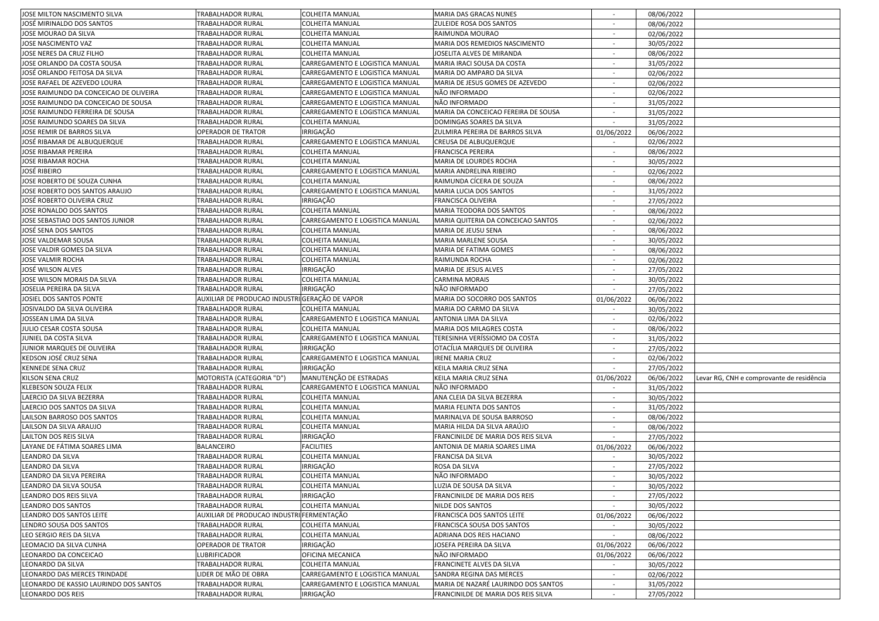| | | | | | | |
|---|---|---|---|---|---|---|
| JOSE MILTON NASCIMENTO SILVA | TRABALHADOR RURAL | COLHEITA MANUAL | MARIA DAS GRACAS NUNES | - | 08/06/2022 | |
| JOSÉ MIRINALDO DOS SANTOS | TRABALHADOR RURAL | COLHEITA MANUAL | ZULEIDE ROSA DOS SANTOS | - | 08/06/2022 | |
| JOSE MOURAO DA SILVA | TRABALHADOR RURAL | COLHEITA MANUAL | RAIMUNDA MOURAO | - | 02/06/2022 | |
| JOSE NASCIMENTO VAZ | TRABALHADOR RURAL | COLHEITA MANUAL | MARIA DOS REMEDIOS NASCIMENTO | - | 30/05/2022 | |
| JOSE NERES DA CRUZ FILHO | TRABALHADOR RURAL | COLHEITA MANUAL | JOSELITA ALVES DE MIRANDA | - | 08/06/2022 | |
| JOSE ORLANDO DA COSTA SOUSA | TRABALHADOR RURAL | CARREGAMENTO E LOGISTICA MANUAL | MARIA IRACI SOUSA DA COSTA | - | 31/05/2022 | |
| JOSÉ ORLANDO FEITOSA DA SILVA | TRABALHADOR RURAL | CARREGAMENTO E LOGISTICA MANUAL | MARIA DO AMPARO DA SILVA | - | 02/06/2022 | |
| JOSE RAFAEL DE AZEVEDO LOURA | TRABALHADOR RURAL | CARREGAMENTO E LOGISTICA MANUAL | MARIA DE JESUS GOMES DE AZEVEDO | - | 02/06/2022 | |
| JOSE RAIMUNDO DA CONCEICAO DE OLIVEIRA | TRABALHADOR RURAL | CARREGAMENTO E LOGISTICA MANUAL | NÃO INFORMADO | - | 02/06/2022 | |
| JOSE RAIMUNDO DA CONCEICAO DE SOUSA | TRABALHADOR RURAL | CARREGAMENTO E LOGISTICA MANUAL | NÃO INFORMADO | - | 31/05/2022 | |
| JOSE RAIMUNDO FERREIRA DE SOUSA | TRABALHADOR RURAL | CARREGAMENTO E LOGISTICA MANUAL | MARIA DA CONCEICAO FEREIRA DE SOUSA | - | 31/05/2022 | |
| JOSE RAIMUNDO SOARES DA SILVA | TRABALHADOR RURAL | COLHEITA MANUAL | DOMINGAS SOARES DA SILVA | - | 31/05/2022 | |
| JOSE REMIR DE BARROS SILVA | OPERADOR DE TRATOR | IRRIGAÇÃO | ZULMIRA PEREIRA DE BARROS SILVA | 01/06/2022 | 06/06/2022 | |
| JOSÉ RIBAMAR DE ALBUQUERQUE | TRABALHADOR RURAL | CARREGAMENTO E LOGISTICA MANUAL | CREUSA DE ALBUQUERQUE | - | 02/06/2022 | |
| JOSE RIBAMAR PEREIRA | TRABALHADOR RURAL | COLHEITA MANUAL | FRANCISCA PEREIRA | - | 08/06/2022 | |
| JOSE RIBAMAR ROCHA | TRABALHADOR RURAL | COLHEITA MANUAL | MARIA DE LOURDES ROCHA | - | 30/05/2022 | |
| JOSÉ RIBEIRO | TRABALHADOR RURAL | CARREGAMENTO E LOGISTICA MANUAL | MARIA ANDRELINA RIBEIRO | - | 02/06/2022 | |
| JOSE ROBERTO DE SOUZA CUNHA | TRABALHADOR RURAL | COLHEITA MANUAL | RAIMUNDA CÍCERA DE SOUZA | - | 08/06/2022 | |
| JOSE ROBERTO DOS SANTOS ARAUJO | TRABALHADOR RURAL | CARREGAMENTO E LOGISTICA MANUAL | MARIA LUCIA DOS SANTOS | - | 31/05/2022 | |
| JOSÉ ROBERTO OLIVEIRA CRUZ | TRABALHADOR RURAL | IRRIGAÇÃO | FRANCISCA OLIVEIRA | - | 27/05/2022 | |
| JOSE RONALDO DOS SANTOS | TRABALHADOR RURAL | COLHEITA MANUAL | MARIA TEODORA DOS SANTOS | - | 08/06/2022 | |
| JOSE SEBASTIAO DOS SANTOS JUNIOR | TRABALHADOR RURAL | CARREGAMENTO E LOGISTICA MANUAL | MARIA QUITERIA DA CONCEICAO SANTOS | - | 02/06/2022 | |
| JOSÉ SENA DOS SANTOS | TRABALHADOR RURAL | COLHEITA MANUAL | MARIA DE JEUSU SENA | - | 08/06/2022 | |
| JOSE VALDEMAR SOUSA | TRABALHADOR RURAL | COLHEITA MANUAL | MARIA MARLENE SOUSA | - | 30/05/2022 | |
| JOSE VALDIR GOMES DA SILVA | TRABALHADOR RURAL | COLHEITA MANUAL | MARIA DE FATIMA GOMES | - | 08/06/2022 | |
| JOSE VALMIR ROCHA | TRABALHADOR RURAL | COLHEITA MANUAL | RAIMUNDA ROCHA | - | 02/06/2022 | |
| JOSÉ WILSON ALVES | TRABALHADOR RURAL | IRRIGAÇÃO | MARIA DE JESUS ALVES | - | 27/05/2022 | |
| JOSE WILSON MORAIS DA SILVA | TRABALHADOR RURAL | COLHEITA MANUAL | CARMINA MORAIS | - | 30/05/2022 | |
| JOSELIA PEREIRA DA SILVA | TRABALHADOR RURAL | IRRIGAÇÃO | NÃO INFORMADO | - | 27/05/2022 | |
| JOSIEL DOS SANTOS PONTE | AUXILIAR DE PRODUCAO INDUSTRI | GERAÇÃO DE VAPOR | MARIA DO SOCORRO DOS SANTOS | 01/06/2022 | 06/06/2022 | |
| JOSIVALDO DA SILVA OLIVEIRA | TRABALHADOR RURAL | COLHEITA MANUAL | MARIA DO CARMO DA SILVA | - | 30/05/2022 | |
| JOSSEAN LIMA DA SILVA | TRABALHADOR RURAL | CARREGAMENTO E LOGISTICA MANUAL | ANTONIA LIMA DA SILVA | - | 02/06/2022 | |
| JULIO CESAR COSTA SOUSA | TRABALHADOR RURAL | COLHEITA MANUAL | MARIA DOS MILAGRES COSTA | - | 08/06/2022 | |
| JUNIEL DA COSTA SILVA | TRABALHADOR RURAL | CARREGAMENTO E LOGISTICA MANUAL | TERESINHA VERÍSSIOMO DA COSTA | - | 31/05/2022 | |
| JUNIOR MARQUES DE OLIVEIRA | TRABALHADOR RURAL | IRRIGAÇÃO | OTACÍLIA MARQUES DE OLIVEIRA | - | 27/05/2022 | |
| KEDSON JOSÉ CRUZ SENA | TRABALHADOR RURAL | CARREGAMENTO E LOGISTICA MANUAL | IRENE MARIA CRUZ | - | 02/06/2022 | |
| KENNEDE SENA CRUZ | TRABALHADOR RURAL | IRRIGAÇÃO | KEILA MARIA CRUZ SENA | - | 27/05/2022 | |
| KILSON SENA CRUZ | MOTORISTA (CATEGORIA "D") | MANUTENÇÃO DE ESTRADAS | KEILA MARIA CRUZ SENA | 01/06/2022 | 06/06/2022 | Levar RG, CNH e comprovante de residência |
| KLEBESON SOUZA FELIX | TRABALHADOR RURAL | CARREGAMENTO E LOGISTICA MANUAL | NÃO INFORMADO | - | 31/05/2022 | |
| LAERCIO DA SILVA BEZERRA | TRABALHADOR RURAL | COLHEITA MANUAL | ANA CLEIA DA SILVA BEZERRA | - | 30/05/2022 | |
| LAERCIO DOS SANTOS DA SILVA | TRABALHADOR RURAL | COLHEITA MANUAL | MARIA FELINTA DOS SANTOS | - | 31/05/2022 | |
| LAILSON BARROSO DOS SANTOS | TRABALHADOR RURAL | COLHEITA MANUAL | MARINALVA DE SOUSA BARROSO | - | 08/06/2022 | |
| LAILSON DA SILVA ARAUJO | TRABALHADOR RURAL | COLHEITA MANUAL | MARIA HILDA DA SILVA ARAÚJO | - | 08/06/2022 | |
| LAILTON DOS REIS SILVA | TRABALHADOR RURAL | IRRIGAÇÃO | FRANCINILDE DE MARIA DOS REIS SILVA | - | 27/05/2022 | |
| LAYANE DE FÁTIMA SOARES LIMA | BALANCEIRO | FACILITIES | ANTONIA DE MARIA SOARES LIMA | 01/06/2022 | 06/06/2022 | |
| LEANDRO DA SILVA | TRABALHADOR RURAL | COLHEITA MANUAL | FRANCISA DA SILVA | - | 30/05/2022 | |
| LEANDRO DA SILVA | TRABALHADOR RURAL | IRRIGAÇÃO | ROSA DA SILVA | - | 27/05/2022 | |
| LEANDRO DA SILVA PEREIRA | TRABALHADOR RURAL | COLHEITA MANUAL | NÃO INFORMADO | - | 30/05/2022 | |
| LEANDRO DA SILVA SOUSA | TRABALHADOR RURAL | COLHEITA MANUAL | LUZIA DE SOUSA DA SILVA | - | 30/05/2022 | |
| LEANDRO DOS REIS SILVA | TRABALHADOR RURAL | IRRIGAÇÃO | FRANCINILDE DE MARIA DOS REIS | - | 27/05/2022 | |
| LEANDRO DOS SANTOS | TRABALHADOR RURAL | COLHEITA MANUAL | NILDE DOS SANTOS | - | 30/05/2022 | |
| LEANDRO DOS SANTOS LEITE | AUXILIAR DE PRODUCAO INDUSTRI | FERMENTAÇÃO | FRANCISCA DOS SANTOS LEITE | 01/06/2022 | 06/06/2022 | |
| LENDRO SOUSA DOS SANTOS | TRABALHADOR RURAL | COLHEITA MANUAL | FRANCISCA SOUSA DOS SANTOS | - | 30/05/2022 | |
| LEO SERGIO REIS DA SILVA | TRABALHADOR RURAL | COLHEITA MANUAL | ADRIANA DOS REIS HACIANO | - | 08/06/2022 | |
| LEOMACIO DA SILVA CUNHA | OPERADOR DE TRATOR | IRRIGAÇÃO | JOSEFA PEREIRA DA SILVA | 01/06/2022 | 06/06/2022 | |
| LEONARDO DA CONCEICAO | LUBRIFICADOR | OFICINA MECANICA | NÃO INFORMADO | 01/06/2022 | 06/06/2022 | |
| LEONARDO DA SILVA | TRABALHADOR RURAL | COLHEITA MANUAL | FRANCINETE ALVES DA SILVA | - | 30/05/2022 | |
| LEONARDO DAS MERCES TRINDADE | LIDER DE MÃO DE OBRA | CARREGAMENTO E LOGISTICA MANUAL | SANDRA REGINA DAS MERCES | - | 02/06/2022 | |
| LEONARDO DE KASSIO LAURINDO DOS SANTOS | TRABALHADOR RURAL | CARREGAMENTO E LOGISTICA MANUAL | MARIA DE NAZARÉ LAURINDO DOS SANTOS | - | 31/05/2022 | |
| LEONARDO DOS REIS | TRABALHADOR RURAL | IRRIGAÇÃO | FRANCINILDE DE MARIA DOS REIS SILVA | - | 27/05/2022 | |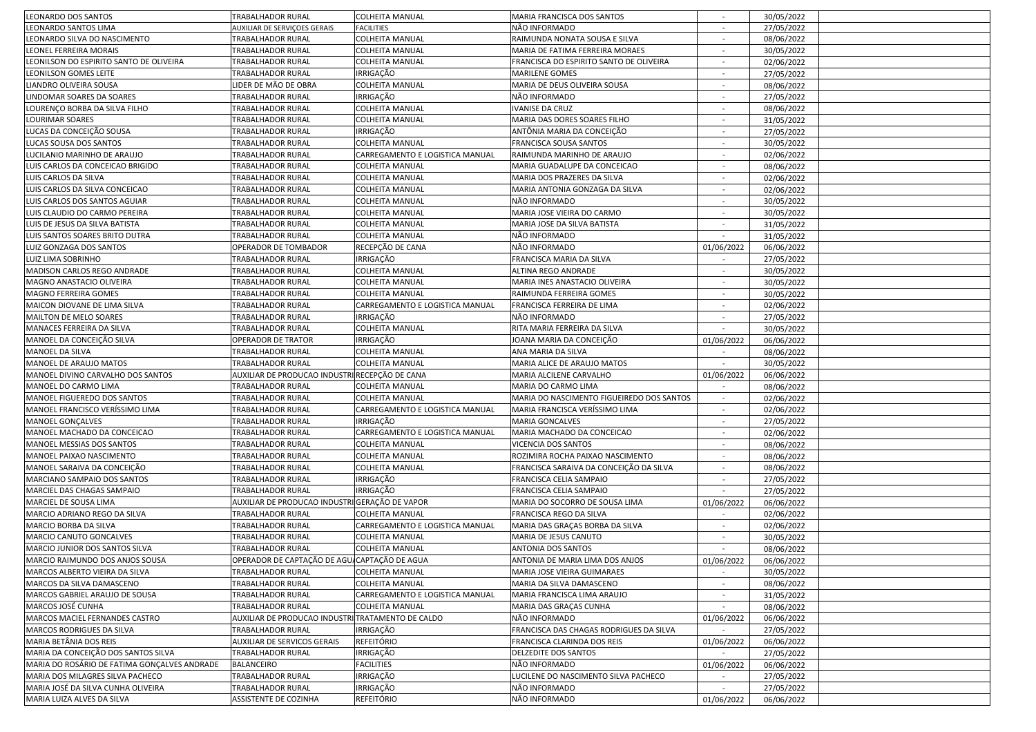| | | | | | | |
|---|---|---|---|---|---|---|
| LEONARDO DOS SANTOS | TRABALHADOR RURAL | COLHEITA MANUAL | MARIA FRANCISCA DOS SANTOS | - | 30/05/2022 | |
| LEONARDO SANTOS LIMA | AUXILIAR DE SERVIÇOES GERAIS | FACILITIES | NÃO INFORMADO | - | 27/05/2022 | |
| LEONARDO SILVA DO NASCIMENTO | TRABALHADOR RURAL | COLHEITA MANUAL | RAIMUNDA NONATA SOUSA E SILVA | - | 08/06/2022 | |
| LEONEL FERREIRA MORAIS | TRABALHADOR RURAL | COLHEITA MANUAL | MARIA DE FATIMA FERREIRA MORAES | - | 30/05/2022 | |
| LEONILSON DO ESPIRITO SANTO DE OLIVEIRA | TRABALHADOR RURAL | COLHEITA MANUAL | FRANCISCA DO ESPIRITO SANTO DE OLIVEIRA | - | 02/06/2022 | |
| LEONILSON GOMES LEITE | TRABALHADOR RURAL | IRRIGAÇÃO | MARILENE GOMES | - | 27/05/2022 | |
| LIANDRO OLIVEIRA SOUSA | LIDER DE MÃO DE OBRA | COLHEITA MANUAL | MARIA DE DEUS OLIVEIRA SOUSA | - | 08/06/2022 | |
| LINDOMAR SOARES DA SOARES | TRABALHADOR RURAL | IRRIGAÇÃO | NÃO INFORMADO | - | 27/05/2022 | |
| LOURENÇO BORBA DA SILVA FILHO | TRABALHADOR RURAL | COLHEITA MANUAL | IVANISE DA CRUZ | - | 08/06/2022 | |
| LOURIMAR SOARES | TRABALHADOR RURAL | COLHEITA MANUAL | MARIA DAS DORES SOARES FILHO | - | 31/05/2022 | |
| LUCAS DA CONCEIÇÃO SOUSA | TRABALHADOR RURAL | IRRIGAÇÃO | ANTÔNIA MARIA DA CONCEIÇÃO | - | 27/05/2022 | |
| LUCAS SOUSA DOS SANTOS | TRABALHADOR RURAL | COLHEITA MANUAL | FRANCISCA SOUSA SANTOS | - | 30/05/2022 | |
| LUCILANIO MARINHO DE ARAUJO | TRABALHADOR RURAL | CARREGAMENTO E LOGISTICA MANUAL | RAIMUNDA MARINHO DE ARAUJO | - | 02/06/2022 | |
| LUIS CARLOS DA CONCEICAO BRIGIDO | TRABALHADOR RURAL | COLHEITA MANUAL | MARIA GUADALUPE DA CONCEICAO | - | 08/06/2022 | |
| LUIS CARLOS DA SILVA | TRABALHADOR RURAL | COLHEITA MANUAL | MARIA DOS PRAZERES DA SILVA | - | 02/06/2022 | |
| LUIS CARLOS DA SILVA CONCEICAO | TRABALHADOR RURAL | COLHEITA MANUAL | MARIA ANTONIA GONZAGA DA SILVA | - | 02/06/2022 | |
| LUIS CARLOS DOS SANTOS AGUIAR | TRABALHADOR RURAL | COLHEITA MANUAL | NÃO INFORMADO | - | 30/05/2022 | |
| LUIS CLAUDIO DO CARMO PEREIRA | TRABALHADOR RURAL | COLHEITA MANUAL | MARIA JOSE VIEIRA DO CARMO | - | 30/05/2022 | |
| LUIS DE JESUS DA SILVA BATISTA | TRABALHADOR RURAL | COLHEITA MANUAL | MARIA JOSE DA SILVA BATISTA | - | 31/05/2022 | |
| LUIS SANTOS SOARES BRITO DUTRA | TRABALHADOR RURAL | COLHEITA MANUAL | NÃO INFORMADO | - | 31/05/2022 | |
| LUIZ GONZAGA DOS SANTOS | OPERADOR DE TOMBADOR | RECEPÇÃO DE CANA | NÃO INFORMADO | 01/06/2022 | 06/06/2022 | |
| LUIZ LIMA SOBRINHO | TRABALHADOR RURAL | IRRIGAÇÃO | FRANCISCA MARIA DA SILVA | - | 27/05/2022 | |
| MADISON CARLOS REGO ANDRADE | TRABALHADOR RURAL | COLHEITA MANUAL | ALTINA REGO ANDRADE | - | 30/05/2022 | |
| MAGNO ANASTACIO OLIVEIRA | TRABALHADOR RURAL | COLHEITA MANUAL | MARIA INES ANASTACIO OLIVEIRA | - | 30/05/2022 | |
| MAGNO FERREIRA GOMES | TRABALHADOR RURAL | COLHEITA MANUAL | RAIMUNDA FERREIRA GOMES | - | 30/05/2022 | |
| MAICON DIOVANE DE LIMA SILVA | TRABALHADOR RURAL | CARREGAMENTO E LOGISTICA MANUAL | FRANCISCA FERREIRA DE LIMA | - | 02/06/2022 | |
| MAILTON DE MELO SOARES | TRABALHADOR RURAL | IRRIGAÇÃO | NÃO INFORMADO | - | 27/05/2022 | |
| MANACES FERREIRA DA SILVA | TRABALHADOR RURAL | COLHEITA MANUAL | RITA MARIA FERREIRA DA SILVA | - | 30/05/2022 | |
| MANOEL DA CONCEIÇÃO SILVA | OPERADOR DE TRATOR | IRRIGAÇÃO | JOANA MARIA DA CONCEIÇÃO | 01/06/2022 | 06/06/2022 | |
| MANOEL DA SILVA | TRABALHADOR RURAL | COLHEITA MANUAL | ANA MARIA DA SILVA | - | 08/06/2022 | |
| MANOEL DE ARAUJO MATOS | TRABALHADOR RURAL | COLHEITA MANUAL | MARIA ALICE DE ARAUJO MATOS | - | 30/05/2022 | |
| MANOEL DIVINO CARVALHO DOS SANTOS | AUXILIAR DE PRODUCAO INDUSTRI | RECEPÇÃO DE CANA | MARIA ALCILENE CARVALHO | 01/06/2022 | 06/06/2022 | |
| MANOEL DO CARMO LIMA | TRABALHADOR RURAL | COLHEITA MANUAL | MARIA DO CARMO LIMA | - | 08/06/2022 | |
| MANOEL FIGUEREDO DOS SANTOS | TRABALHADOR RURAL | COLHEITA MANUAL | MARIA DO NASCIMENTO FIGUEIREDO DOS SANTOS | - | 02/06/2022 | |
| MANOEL FRANCISCO VERÍSSIMO LIMA | TRABALHADOR RURAL | CARREGAMENTO E LOGISTICA MANUAL | MARIA FRANCISCA VERÍSSIMO LIMA | - | 02/06/2022 | |
| MANOEL GONÇALVES | TRABALHADOR RURAL | IRRIGAÇÃO | MARIA GONCALVES | - | 27/05/2022 | |
| MANOEL MACHADO DA CONCEICAO | TRABALHADOR RURAL | CARREGAMENTO E LOGISTICA MANUAL | MARIA MACHADO DA CONCEICAO | - | 02/06/2022 | |
| MANOEL MESSIAS DOS SANTOS | TRABALHADOR RURAL | COLHEITA MANUAL | VICENCIA DOS SANTOS | - | 08/06/2022 | |
| MANOEL PAIXAO NASCIMENTO | TRABALHADOR RURAL | COLHEITA MANUAL | ROZIMIRA ROCHA PAIXAO NASCIMENTO | - | 08/06/2022 | |
| MANOEL SARAIVA DA CONCEIÇÃO | TRABALHADOR RURAL | COLHEITA MANUAL | FRANCISCA SARAIVA DA CONCEIÇÃO DA SILVA | - | 08/06/2022 | |
| MARCIANO SAMPAIO DOS SANTOS | TRABALHADOR RURAL | IRRIGAÇÃO | FRANCISCA CELIA SAMPAIO | - | 27/05/2022 | |
| MARCIEL DAS CHAGAS SAMPAIO | TRABALHADOR RURAL | IRRIGAÇÃO | FRANCISCA CELIA SAMPAIO | - | 27/05/2022 | |
| MARCIEL DE SOUSA LIMA | AUXILIAR DE PRODUCAO INDUSTRI | GERAÇÃO DE VAPOR | MARIA DO SOCORRO DE SOUSA LIMA | 01/06/2022 | 06/06/2022 | |
| MARCIO ADRIANO REGO DA SILVA | TRABALHADOR RURAL | COLHEITA MANUAL | FRANCISCA REGO DA SILVA | - | 02/06/2022 | |
| MARCIO BORBA DA SILVA | TRABALHADOR RURAL | CARREGAMENTO E LOGISTICA MANUAL | MARIA DAS GRAÇAS BORBA DA SILVA | - | 02/06/2022 | |
| MARCIO CANUTO GONCALVES | TRABALHADOR RURAL | COLHEITA MANUAL | MARIA DE JESUS CANUTO | - | 30/05/2022 | |
| MARCIO JUNIOR DOS SANTOS SILVA | TRABALHADOR RURAL | COLHEITA MANUAL | ANTONIA DOS SANTOS | - | 08/06/2022 | |
| MARCIO RAIMUNDO DOS ANJOS SOUSA | OPERADOR DE CAPTAÇÃO DE AGU | CAPTAÇÃO DE AGUA | ANTONIA DE MARIA LIMA DOS ANJOS | 01/06/2022 | 06/06/2022 | |
| MARCOS ALBERTO VIEIRA DA SILVA | TRABALHADOR RURAL | COLHEITA MANUAL | MARIA JOSE VIEIRA GUIMARAES | - | 30/05/2022 | |
| MARCOS DA SILVA DAMASCENO | TRABALHADOR RURAL | COLHEITA MANUAL | MARIA DA SILVA DAMASCENO | - | 08/06/2022 | |
| MARCOS GABRIEL ARAUJO DE SOUSA | TRABALHADOR RURAL | CARREGAMENTO E LOGISTICA MANUAL | MARIA FRANCISCA LIMA ARAUJO | - | 31/05/2022 | |
| MARCOS JOSÉ CUNHA | TRABALHADOR RURAL | COLHEITA MANUAL | MARIA DAS GRAÇAS CUNHA | - | 08/06/2022 | |
| MARCOS MACIEL FERNANDES CASTRO | AUXILIAR DE PRODUCAO INDUSTRI | TRATAMENTO DE CALDO | NÃO INFORMADO | 01/06/2022 | 06/06/2022 | |
| MARCOS RODRIGUES DA SILVA | TRABALHADOR RURAL | IRRIGAÇÃO | FRANCISCA DAS CHAGAS RODRIGUES DA SILVA | - | 27/05/2022 | |
| MARIA BETÂNIA DOS REIS | AUXILIAR DE SERVICOS GERAIS | REFEITÓRIO | FRANCISCA CLARINDA DOS REIS | 01/06/2022 | 06/06/2022 | |
| MARIA DA CONCEIÇÃO DOS SANTOS SILVA | TRABALHADOR RURAL | IRRIGAÇÃO | DELZEDITE DOS SANTOS | - | 27/05/2022 | |
| MARIA DO ROSÁRIO DE FATIMA GONÇALVES ANDRADE | BALANCEIRO | FACILITIES | NÃO INFORMADO | 01/06/2022 | 06/06/2022 | |
| MARIA DOS MILAGRES SILVA PACHECO | TRABALHADOR RURAL | IRRIGAÇÃO | LUCILENE DO NASCIMENTO SILVA PACHECO | - | 27/05/2022 | |
| MARIA JOSÉ DA SILVA CUNHA OLIVEIRA | TRABALHADOR RURAL | IRRIGAÇÃO | NÃO INFORMADO | - | 27/05/2022 | |
| MARIA LUIZA ALVES DA SILVA | ASSISTENTE DE COZINHA | REFEITÓRIO | NÃO INFORMADO | 01/06/2022 | 06/06/2022 | |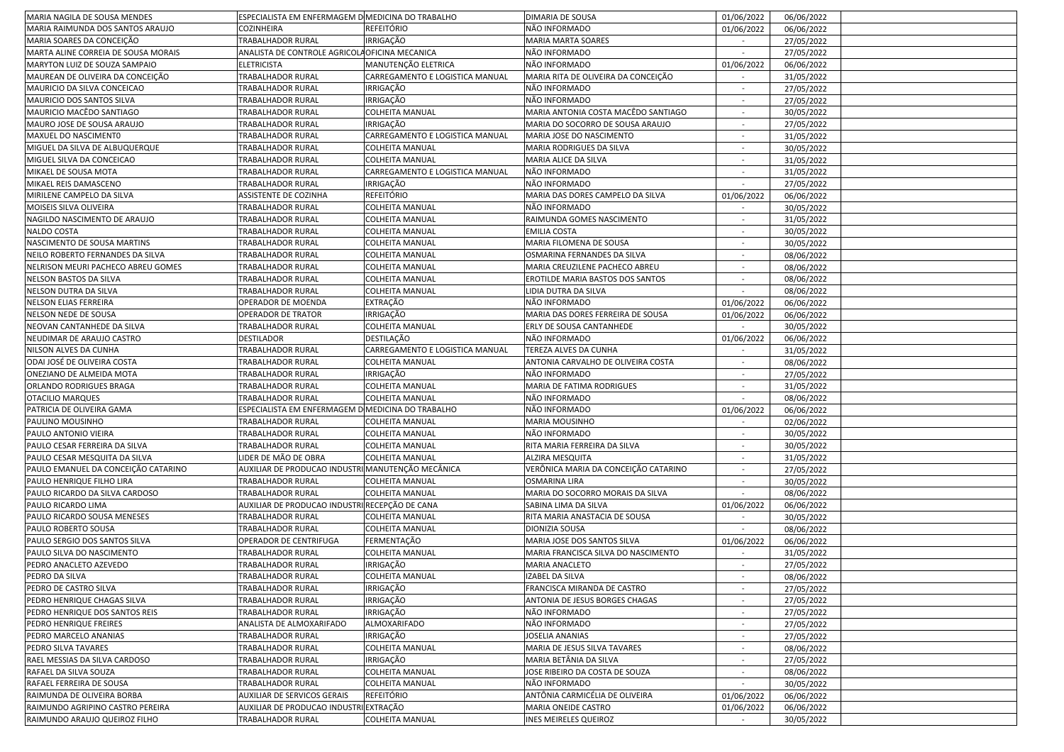| | | | | | | |
|---|---|---|---|---|---|---|
| MARIA NAGILA DE SOUSA MENDES | ESPECIALISTA EM ENFERMAGEM D | MEDICINA DO TRABALHO | DIMARIA DE SOUSA | 01/06/2022 | 06/06/2022 | |
| MARIA RAIMUNDA DOS SANTOS ARAUJO | COZINHEIRA | REFEITÓRIO | NÃO INFORMADO | 01/06/2022 | 06/06/2022 | |
| MARIA SOARES DA CONCEIÇÃO | TRABALHADOR RURAL | IRRIGAÇÃO | MARIA MARTA SOARES | - | 27/05/2022 | |
| MARTA ALINE CORREIA DE SOUSA MORAIS | ANALISTA DE CONTROLE AGRICOLA | OFICINA MECANICA | NÃO INFORMADO | - | 27/05/2022 | |
| MARYTON LUIZ DE SOUZA SAMPAIO | ELETRICISTA | MANUTENÇÃO ELETRICA | NÃO INFORMADO | 01/06/2022 | 06/06/2022 | |
| MAUREAN DE OLIVEIRA DA CONCEIÇÃO | TRABALHADOR RURAL | CARREGAMENTO E LOGISTICA MANUAL | MARIA RITA DE OLIVEIRA DA CONCEIÇÃO | - | 31/05/2022 | |
| MAURICIO DA SILVA CONCEICAO | TRABALHADOR RURAL | IRRIGAÇÃO | NÃO INFORMADO | - | 27/05/2022 | |
| MAURICIO DOS SANTOS SILVA | TRABALHADOR RURAL | IRRIGAÇÃO | NÃO INFORMADO | - | 27/05/2022 | |
| MAURICIO MACÊDO SANTIAGO | TRABALHADOR RURAL | COLHEITA MANUAL | MARIA ANTONIA COSTA MACÊDO SANTIAGO | - | 30/05/2022 | |
| MAURO JOSE DE SOUSA ARAUJO | TRABALHADOR RURAL | IRRIGAÇÃO | MARIA DO SOCORRO DE SOUSA ARAUJO | - | 27/05/2022 | |
| MAXUEL DO NASCIMENT0 | TRABALHADOR RURAL | CARREGAMENTO E LOGISTICA MANUAL | MARIA JOSE DO NASCIMENTO | - | 31/05/2022 | |
| MIGUEL DA SILVA DE ALBUQUERQUE | TRABALHADOR RURAL | COLHEITA MANUAL | MARIA RODRIGUES DA SILVA | - | 30/05/2022 | |
| MIGUEL SILVA DA CONCEICAO | TRABALHADOR RURAL | COLHEITA MANUAL | MARIA ALICE DA SILVA | - | 31/05/2022 | |
| MIKAEL DE SOUSA MOTA | TRABALHADOR RURAL | CARREGAMENTO E LOGISTICA MANUAL | NÃO INFORMADO | - | 31/05/2022 | |
| MIKAEL REIS DAMASCENO | TRABALHADOR RURAL | IRRIGAÇÃO | NÃO INFORMADO | - | 27/05/2022 | |
| MIRILENE CAMPELO DA SILVA | ASSISTENTE DE COZINHA | REFEITÓRIO | MARIA DAS DORES CAMPELO DA SILVA | 01/06/2022 | 06/06/2022 | |
| MOISEIS SILVA OLIVEIRA | TRABALHADOR RURAL | COLHEITA MANUAL | NÃO INFORMADO | - | 30/05/2022 | |
| NAGILDO NASCIMENTO DE ARAUJO | TRABALHADOR RURAL | COLHEITA MANUAL | RAIMUNDA GOMES NASCIMENTO | - | 31/05/2022 | |
| NALDO COSTA | TRABALHADOR RURAL | COLHEITA MANUAL | EMILIA COSTA | - | 30/05/2022 | |
| NASCIMENTO DE SOUSA MARTINS | TRABALHADOR RURAL | COLHEITA MANUAL | MARIA FILOMENA DE SOUSA | - | 30/05/2022 | |
| NEILO ROBERTO FERNANDES DA SILVA | TRABALHADOR RURAL | COLHEITA MANUAL | OSMARINA FERNANDES DA SILVA | - | 08/06/2022 | |
| NELRISON MEURI PACHECO ABREU GOMES | TRABALHADOR RURAL | COLHEITA MANUAL | MARIA CREUZILENE PACHECO ABREU | - | 08/06/2022 | |
| NELSON BASTOS DA SILVA | TRABALHADOR RURAL | COLHEITA MANUAL | EROTILDE MARIA BASTOS DOS SANTOS | - | 08/06/2022 | |
| NELSON DUTRA DA SILVA | TRABALHADOR RURAL | COLHEITA MANUAL | LIDIA DUTRA DA SILVA | - | 08/06/2022 | |
| NELSON ELIAS FERREIRA | OPERADOR DE MOENDA | EXTRAÇÃO | NÃO INFORMADO | 01/06/2022 | 06/06/2022 | |
| NELSON NEDE DE SOUSA | OPERADOR DE TRATOR | IRRIGAÇÃO | MARIA DAS DORES FERREIRA DE SOUSA | 01/06/2022 | 06/06/2022 | |
| NEOVAN CANTANHEDE DA SILVA | TRABALHADOR RURAL | COLHEITA MANUAL | ERLY DE SOUSA CANTANHEDE | - | 30/05/2022 | |
| NEUDIMAR DE ARAUJO CASTRO | DESTILADOR | DESTILAÇÃO | NÃO INFORMADO | 01/06/2022 | 06/06/2022 | |
| NILSON ALVES DA CUNHA | TRABALHADOR RURAL | CARREGAMENTO E LOGISTICA MANUAL | TEREZA ALVES DA CUNHA | - | 31/05/2022 | |
| ODAI JOSÉ DE OLIVEIRA COSTA | TRABALHADOR RURAL | COLHEITA MANUAL | ANTONIA CARVALHO DE OLIVEIRA COSTA | - | 08/06/2022 | |
| ONEZIANO DE ALMEIDA MOTA | TRABALHADOR RURAL | IRRIGAÇÃO | NÃO INFORMADO | - | 27/05/2022 | |
| ORLANDO RODRIGUES BRAGA | TRABALHADOR RURAL | COLHEITA MANUAL | MARIA DE FATIMA RODRIGUES | - | 31/05/2022 | |
| OTACILIO MARQUES | TRABALHADOR RURAL | COLHEITA MANUAL | NÃO INFORMADO | - | 08/06/2022 | |
| PATRICIA DE OLIVEIRA GAMA | ESPECIALISTA EM ENFERMAGEM D | MEDICINA DO TRABALHO | NÃO INFORMADO | 01/06/2022 | 06/06/2022 | |
| PAULINO MOUSINHO | TRABALHADOR RURAL | COLHEITA MANUAL | MARIA MOUSINHO | - | 02/06/2022 | |
| PAULO ANTONIO VIEIRA | TRABALHADOR RURAL | COLHEITA MANUAL | NÃO INFORMADO | - | 30/05/2022 | |
| PAULO CESAR FERREIRA DA SILVA | TRABALHADOR RURAL | COLHEITA MANUAL | RITA MARIA FERREIRA DA SILVA | - | 30/05/2022 | |
| PAULO CESAR MESQUITA DA SILVA | LIDER DE MÃO DE OBRA | COLHEITA MANUAL | ALZIRA MESQUITA | - | 31/05/2022 | |
| PAULO EMANUEL DA CONCEIÇÃO CATARINO | AUXILIAR DE PRODUCAO INDUSTRI | MANUTENÇÃO MECÂNICA | VERÔNICA MARIA DA CONCEIÇÃO CATARINO | - | 27/05/2022 | |
| PAULO HENRIQUE FILHO LIRA | TRABALHADOR RURAL | COLHEITA MANUAL | OSMARINA LIRA | - | 30/05/2022 | |
| PAULO RICARDO DA SILVA CARDOSO | TRABALHADOR RURAL | COLHEITA MANUAL | MARIA DO SOCORRO MORAIS DA SILVA | - | 08/06/2022 | |
| PAULO RICARDO LIMA | AUXILIAR DE PRODUCAO INDUSTRI | RECEPÇÃO DE CANA | SABINA LIMA DA SILVA | 01/06/2022 | 06/06/2022 | |
| PAULO RICARDO SOUSA MENESES | TRABALHADOR RURAL | COLHEITA MANUAL | RITA MARIA ANASTACIA DE SOUSA | - | 30/05/2022 | |
| PAULO ROBERTO SOUSA | TRABALHADOR RURAL | COLHEITA MANUAL | DIONIZIA SOUSA | - | 08/06/2022 | |
| PAULO SERGIO DOS SANTOS SILVA | OPERADOR DE CENTRIFUGA | FERMENTAÇÃO | MARIA JOSE DOS SANTOS SILVA | 01/06/2022 | 06/06/2022 | |
| PAULO SILVA DO NASCIMENTO | TRABALHADOR RURAL | COLHEITA MANUAL | MARIA FRANCISCA SILVA DO NASCIMENTO | - | 31/05/2022 | |
| PEDRO ANACLETO AZEVEDO | TRABALHADOR RURAL | IRRIGAÇÃO | MARIA ANACLETO | - | 27/05/2022 | |
| PEDRO DA SILVA | TRABALHADOR RURAL | COLHEITA MANUAL | IZABEL DA SILVA | - | 08/06/2022 | |
| PEDRO DE CASTRO SILVA | TRABALHADOR RURAL | IRRIGAÇÃO | FRANCISCA MIRANDA DE CASTRO | - | 27/05/2022 | |
| PEDRO HENRIQUE CHAGAS SILVA | TRABALHADOR RURAL | IRRIGAÇÃO | ANTONIA DE JESUS BORGES CHAGAS | - | 27/05/2022 | |
| PEDRO HENRIQUE DOS SANTOS REIS | TRABALHADOR RURAL | IRRIGAÇÃO | NÃO INFORMADO | - | 27/05/2022 | |
| PEDRO HENRIQUE FREIRES | ANALISTA DE ALMOXARIFADO | ALMOXARIFADO | NÃO INFORMADO | - | 27/05/2022 | |
| PEDRO MARCELO ANANIAS | TRABALHADOR RURAL | IRRIGAÇÃO | JOSELIA ANANIAS | - | 27/05/2022 | |
| PEDRO SILVA TAVARES | TRABALHADOR RURAL | COLHEITA MANUAL | MARIA DE JESUS SILVA TAVARES | - | 08/06/2022 | |
| RAEL MESSIAS DA SILVA CARDOSO | TRABALHADOR RURAL | IRRIGAÇÃO | MARIA BETÂNIA DA SILVA | - | 27/05/2022 | |
| RAFAEL DA SILVA SOUZA | TRABALHADOR RURAL | COLHEITA MANUAL | JOSE RIBEIRO DA COSTA DE SOUZA | - | 08/06/2022 | |
| RAFAEL FERREIRA DE SOUSA | TRABALHADOR RURAL | COLHEITA MANUAL | NÃO INFORMADO | - | 30/05/2022 | |
| RAIMUNDA DE OLIVEIRA BORBA | AUXILIAR DE SERVICOS GERAIS | REFEITÓRIO | ANTÔNIA CARMICÉLIA DE OLIVEIRA | 01/06/2022 | 06/06/2022 | |
| RAIMUNDO AGRIPINO CASTRO PEREIRA | AUXILIAR DE PRODUCAO INDUSTRI | EXTRAÇÃO | MARIA ONEIDE CASTRO | 01/06/2022 | 06/06/2022 | |
| RAIMUNDO ARAUJO QUEIROZ FILHO | TRABALHADOR RURAL | COLHEITA MANUAL | INES MEIRELES QUEIROZ | - | 30/05/2022 | |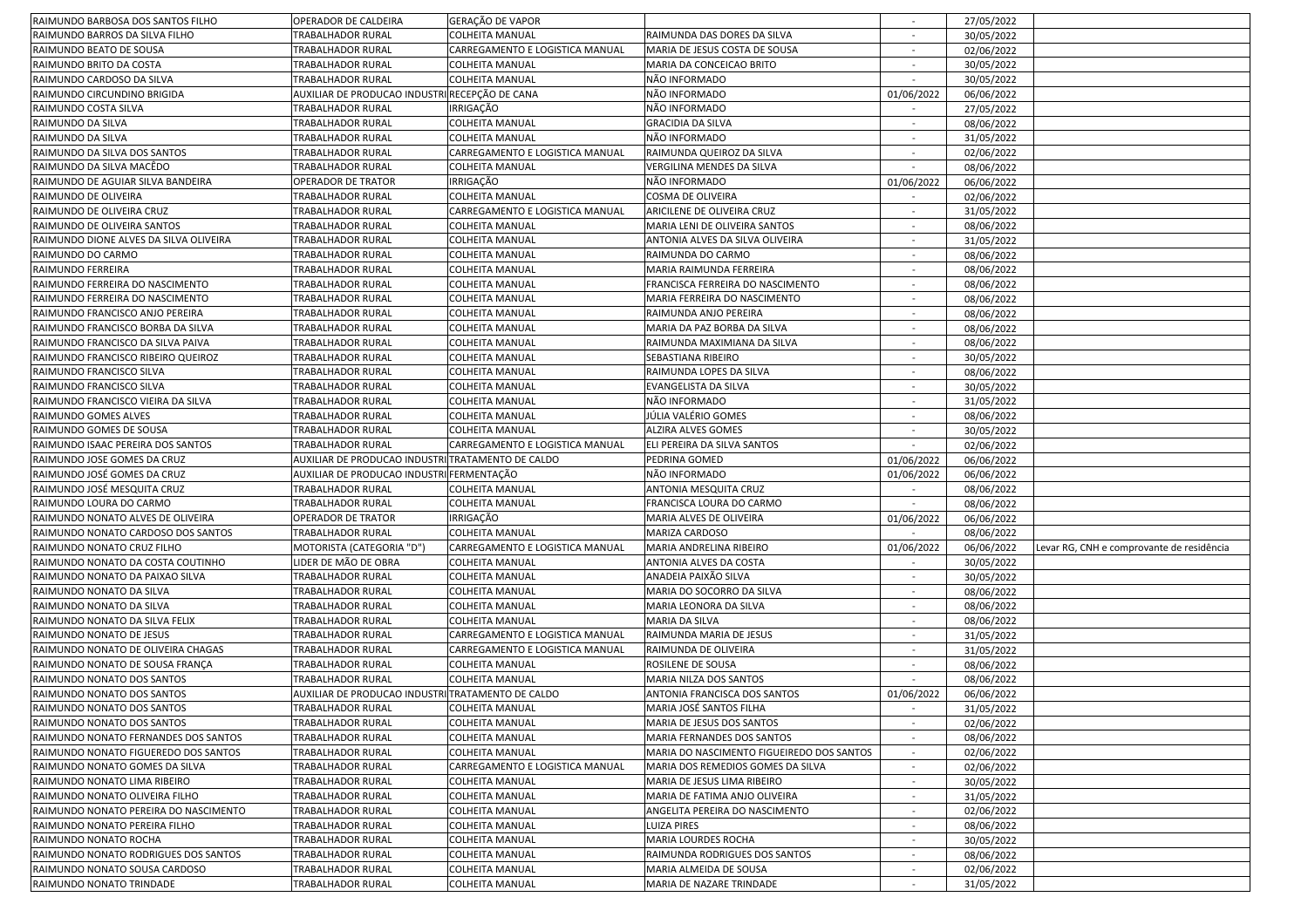| RAIMUNDO BARBOSA DOS SANTOS FILHO | OPERADOR DE CALDEIRA | GERAÇÃO DE VAPOR | | - | 27/05/2022 | |
|---|---|---|---|---|---|---|
| RAIMUNDO BARROS DA SILVA FILHO | TRABALHADOR RURAL | COLHEITA MANUAL | RAIMUNDA DAS DORES DA SILVA | - | 30/05/2022 | |
| RAIMUNDO BEATO DE SOUSA | TRABALHADOR RURAL | CARREGAMENTO E LOGISTICA MANUAL | MARIA DE JESUS COSTA DE SOUSA | - | 02/06/2022 | |
| RAIMUNDO BRITO DA COSTA | TRABALHADOR RURAL | COLHEITA MANUAL | MARIA DA CONCEICAO BRITO | - | 30/05/2022 | |
| RAIMUNDO CARDOSO DA SILVA | TRABALHADOR RURAL | COLHEITA MANUAL | NÃO INFORMADO | - | 30/05/2022 | |
| RAIMUNDO CIRCUNDINO BRIGIDA | AUXILIAR DE PRODUCAO INDUSTRI | RECEPÇÃO DE CANA | NÃO INFORMADO | 01/06/2022 | 06/06/2022 | |
| RAIMUNDO COSTA SILVA | TRABALHADOR RURAL | IRRIGAÇÃO | NÃO INFORMADO | - | 27/05/2022 | |
| RAIMUNDO DA SILVA | TRABALHADOR RURAL | COLHEITA MANUAL | GRACIDIA DA SILVA | - | 08/06/2022 | |
| RAIMUNDO DA SILVA | TRABALHADOR RURAL | COLHEITA MANUAL | NÃO INFORMADO | - | 31/05/2022 | |
| RAIMUNDO DA SILVA DOS SANTOS | TRABALHADOR RURAL | CARREGAMENTO E LOGISTICA MANUAL | RAIMUNDA QUEIROZ DA SILVA | - | 02/06/2022 | |
| RAIMUNDO DA SILVA MACÊDO | TRABALHADOR RURAL | COLHEITA MANUAL | VERGILINA MENDES DA SILVA | - | 08/06/2022 | |
| RAIMUNDO DE AGUIAR SILVA BANDEIRA | OPERADOR DE TRATOR | IRRIGAÇÃO | NÃO INFORMADO | 01/06/2022 | 06/06/2022 | |
| RAIMUNDO DE OLIVEIRA | TRABALHADOR RURAL | COLHEITA MANUAL | COSMA DE OLIVEIRA | - | 02/06/2022 | |
| RAIMUNDO DE OLIVEIRA CRUZ | TRABALHADOR RURAL | CARREGAMENTO E LOGISTICA MANUAL | ARICILENE DE OLIVEIRA CRUZ | - | 31/05/2022 | |
| RAIMUNDO DE OLIVEIRA SANTOS | TRABALHADOR RURAL | COLHEITA MANUAL | MARIA LENI DE OLIVEIRA SANTOS | - | 08/06/2022 | |
| RAIMUNDO DIONE ALVES DA SILVA OLIVEIRA | TRABALHADOR RURAL | COLHEITA MANUAL | ANTONIA ALVES DA SILVA OLIVEIRA | - | 31/05/2022 | |
| RAIMUNDO DO CARMO | TRABALHADOR RURAL | COLHEITA MANUAL | RAIMUNDA DO CARMO | - | 08/06/2022 | |
| RAIMUNDO FERREIRA | TRABALHADOR RURAL | COLHEITA MANUAL | MARIA RAIMUNDA FERREIRA | - | 08/06/2022 | |
| RAIMUNDO FERREIRA DO NASCIMENTO | TRABALHADOR RURAL | COLHEITA MANUAL | FRANCISCA FERREIRA DO NASCIMENTO | - | 08/06/2022 | |
| RAIMUNDO FERREIRA DO NASCIMENTO | TRABALHADOR RURAL | COLHEITA MANUAL | MARIA FERREIRA DO NASCIMENTO | - | 08/06/2022 | |
| RAIMUNDO FRANCISCO ANJO PEREIRA | TRABALHADOR RURAL | COLHEITA MANUAL | RAIMUNDA ANJO PEREIRA | - | 08/06/2022 | |
| RAIMUNDO FRANCISCO BORBA DA SILVA | TRABALHADOR RURAL | COLHEITA MANUAL | MARIA DA PAZ BORBA DA SILVA | - | 08/06/2022 | |
| RAIMUNDO FRANCISCO DA SILVA PAIVA | TRABALHADOR RURAL | COLHEITA MANUAL | RAIMUNDA MAXIMIANA DA SILVA | - | 08/06/2022 | |
| RAIMUNDO FRANCISCO RIBEIRO QUEIROZ | TRABALHADOR RURAL | COLHEITA MANUAL | SEBASTIANA RIBEIRO | - | 30/05/2022 | |
| RAIMUNDO FRANCISCO SILVA | TRABALHADOR RURAL | COLHEITA MANUAL | RAIMUNDA LOPES DA SILVA | - | 08/06/2022 | |
| RAIMUNDO FRANCISCO SILVA | TRABALHADOR RURAL | COLHEITA MANUAL | EVANGELISTA DA SILVA | - | 30/05/2022 | |
| RAIMUNDO FRANCISCO VIEIRA DA SILVA | TRABALHADOR RURAL | COLHEITA MANUAL | NÃO INFORMADO | - | 31/05/2022 | |
| RAIMUNDO GOMES ALVES | TRABALHADOR RURAL | COLHEITA MANUAL | JÚLIA VALÉRIO GOMES | - | 08/06/2022 | |
| RAIMUNDO GOMES DE SOUSA | TRABALHADOR RURAL | COLHEITA MANUAL | ALZIRA ALVES GOMES | - | 30/05/2022 | |
| RAIMUNDO ISAAC PEREIRA DOS SANTOS | TRABALHADOR RURAL | CARREGAMENTO E LOGISTICA MANUAL | ELI PEREIRA DA SILVA SANTOS | - | 02/06/2022 | |
| RAIMUNDO JOSE GOMES DA CRUZ | AUXILIAR DE PRODUCAO INDUSTRI | TRATAMENTO DE CALDO | PEDRINA GOMED | 01/06/2022 | 06/06/2022 | |
| RAIMUNDO JOSÉ GOMES DA CRUZ | AUXILIAR DE PRODUCAO INDUSTRI | FERMENTAÇÃO | NÃO INFORMADO | 01/06/2022 | 06/06/2022 | |
| RAIMUNDO JOSÉ MESQUITA CRUZ | TRABALHADOR RURAL | COLHEITA MANUAL | ANTONIA MESQUITA CRUZ | - | 08/06/2022 | |
| RAIMUNDO LOURA DO CARMO | TRABALHADOR RURAL | COLHEITA MANUAL | FRANCISCA LOURA DO CARMO | - | 08/06/2022 | |
| RAIMUNDO NONATO ALVES DE OLIVEIRA | OPERADOR DE TRATOR | IRRIGAÇÃO | MARIA ALVES DE OLIVEIRA | 01/06/2022 | 06/06/2022 | |
| RAIMUNDO NONATO CARDOSO DOS SANTOS | TRABALHADOR RURAL | COLHEITA MANUAL | MARIZA CARDOSO | - | 08/06/2022 | |
| RAIMUNDO NONATO CRUZ FILHO | MOTORISTA (CATEGORIA "D") | CARREGAMENTO E LOGISTICA MANUAL | MARIA ANDRELINA RIBEIRO | 01/06/2022 | 06/06/2022 | Levar RG, CNH e comprovante de residência |
| RAIMUNDO NONATO DA COSTA COUTINHO | LIDER DE MÃO DE OBRA | COLHEITA MANUAL | ANTONIA ALVES DA COSTA | - | 30/05/2022 | |
| RAIMUNDO NONATO DA PAIXAO SILVA | TRABALHADOR RURAL | COLHEITA MANUAL | ANADEIA PAIXÃO SILVA | - | 30/05/2022 | |
| RAIMUNDO NONATO DA SILVA | TRABALHADOR RURAL | COLHEITA MANUAL | MARIA DO SOCORRO DA SILVA | - | 08/06/2022 | |
| RAIMUNDO NONATO DA SILVA | TRABALHADOR RURAL | COLHEITA MANUAL | MARIA LEONORA DA SILVA | - | 08/06/2022 | |
| RAIMUNDO NONATO DA SILVA FELIX | TRABALHADOR RURAL | COLHEITA MANUAL | MARIA DA SILVA | - | 08/06/2022 | |
| RAIMUNDO NONATO DE JESUS | TRABALHADOR RURAL | CARREGAMENTO E LOGISTICA MANUAL | RAIMUNDA MARIA DE JESUS | - | 31/05/2022 | |
| RAIMUNDO NONATO DE OLIVEIRA CHAGAS | TRABALHADOR RURAL | CARREGAMENTO E LOGISTICA MANUAL | RAIMUNDA DE OLIVEIRA | - | 31/05/2022 | |
| RAIMUNDO NONATO DE SOUSA FRANÇA | TRABALHADOR RURAL | COLHEITA MANUAL | ROSILENE DE SOUSA | - | 08/06/2022 | |
| RAIMUNDO NONATO DOS SANTOS | TRABALHADOR RURAL | COLHEITA MANUAL | MARIA NILZA DOS SANTOS | - | 08/06/2022 | |
| RAIMUNDO NONATO DOS SANTOS | AUXILIAR DE PRODUCAO INDUSTRI | TRATAMENTO DE CALDO | ANTONIA FRANCISCA DOS SANTOS | 01/06/2022 | 06/06/2022 | |
| RAIMUNDO NONATO DOS SANTOS | TRABALHADOR RURAL | COLHEITA MANUAL | MARIA JOSÉ SANTOS FILHA | - | 31/05/2022 | |
| RAIMUNDO NONATO DOS SANTOS | TRABALHADOR RURAL | COLHEITA MANUAL | MARIA DE JESUS DOS SANTOS | - | 02/06/2022 | |
| RAIMUNDO NONATO FERNANDES DOS SANTOS | TRABALHADOR RURAL | COLHEITA MANUAL | MARIA FERNANDES DOS SANTOS | - | 08/06/2022 | |
| RAIMUNDO NONATO FIGUEREDO DOS SANTOS | TRABALHADOR RURAL | COLHEITA MANUAL | MARIA DO NASCIMENTO FIGUEIREDO DOS SANTOS | - | 02/06/2022 | |
| RAIMUNDO NONATO GOMES DA SILVA | TRABALHADOR RURAL | CARREGAMENTO E LOGISTICA MANUAL | MARIA DOS REMEDIOS GOMES DA SILVA | - | 02/06/2022 | |
| RAIMUNDO NONATO LIMA RIBEIRO | TRABALHADOR RURAL | COLHEITA MANUAL | MARIA DE JESUS LIMA RIBEIRO | - | 30/05/2022 | |
| RAIMUNDO NONATO OLIVEIRA FILHO | TRABALHADOR RURAL | COLHEITA MANUAL | MARIA DE FATIMA ANJO OLIVEIRA | - | 31/05/2022 | |
| RAIMUNDO NONATO PEREIRA DO NASCIMENTO | TRABALHADOR RURAL | COLHEITA MANUAL | ANGELITA PEREIRA DO NASCIMENTO | - | 02/06/2022 | |
| RAIMUNDO NONATO PEREIRA FILHO | TRABALHADOR RURAL | COLHEITA MANUAL | LUIZA PIRES | - | 08/06/2022 | |
| RAIMUNDO NONATO ROCHA | TRABALHADOR RURAL | COLHEITA MANUAL | MARIA LOURDES ROCHA | - | 30/05/2022 | |
| RAIMUNDO NONATO RODRIGUES DOS SANTOS | TRABALHADOR RURAL | COLHEITA MANUAL | RAIMUNDA RODRIGUES DOS SANTOS | - | 08/06/2022 | |
| RAIMUNDO NONATO SOUSA CARDOSO | TRABALHADOR RURAL | COLHEITA MANUAL | MARIA ALMEIDA DE SOUSA | - | 02/06/2022 | |
| RAIMUNDO NONATO TRINDADE | TRABALHADOR RURAL | COLHEITA MANUAL | MARIA DE NAZARE TRINDADE | - | 31/05/2022 | |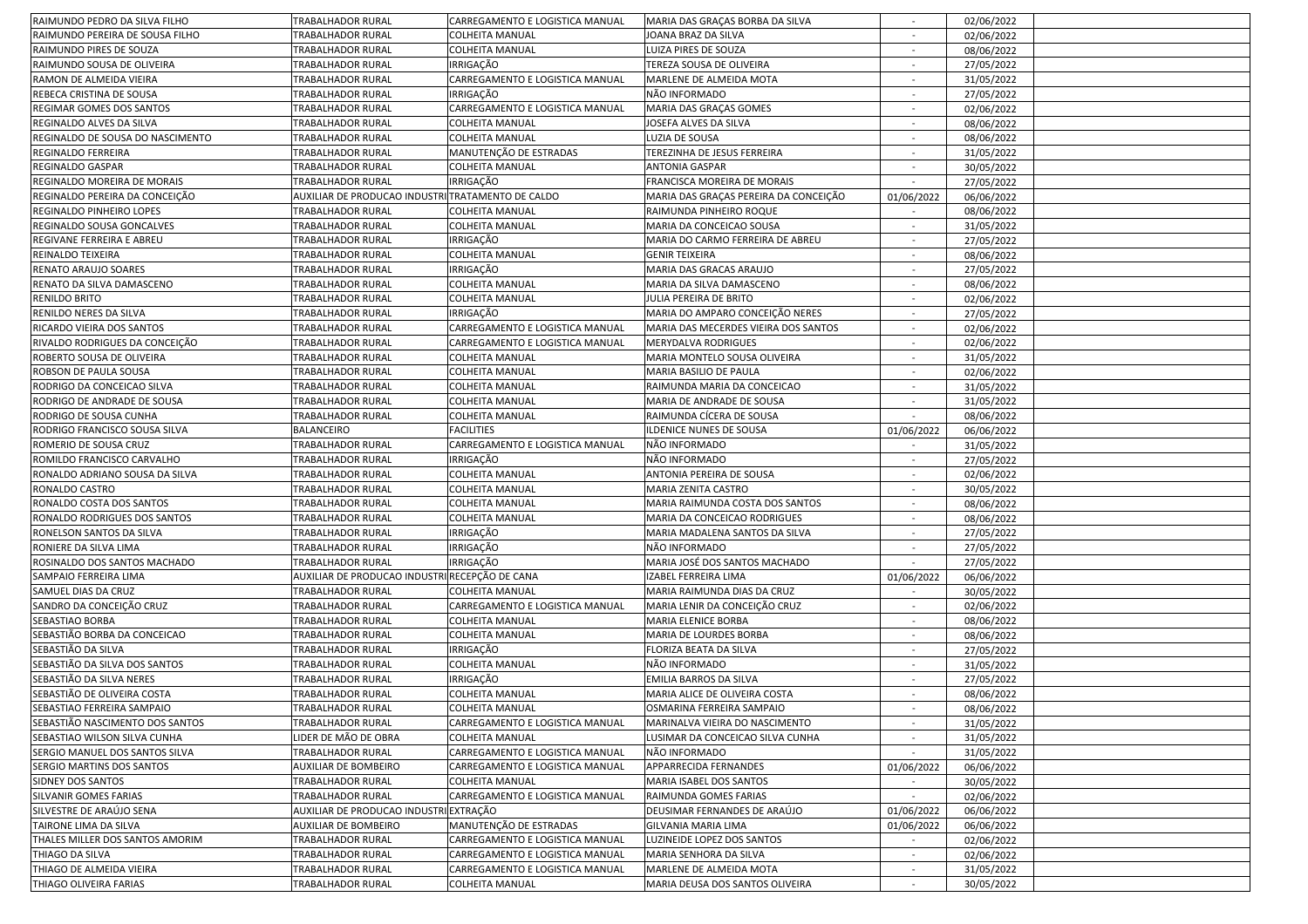| | | | | | | |
|---|---|---|---|---|---|---|
| RAIMUNDO PEDRO DA SILVA FILHO | TRABALHADOR RURAL | CARREGAMENTO E LOGISTICA MANUAL | MARIA DAS GRAÇAS BORBA DA SILVA | - | 02/06/2022 | |
| RAIMUNDO PEREIRA DE SOUSA FILHO | TRABALHADOR RURAL | COLHEITA MANUAL | JOANA BRAZ DA SILVA | - | 02/06/2022 | |
| RAIMUNDO PIRES DE SOUZA | TRABALHADOR RURAL | COLHEITA MANUAL | LUIZA PIRES DE SOUZA | - | 08/06/2022 | |
| RAIMUNDO SOUSA DE OLIVEIRA | TRABALHADOR RURAL | IRRIGAÇÃO | TEREZA SOUSA DE OLIVEIRA | - | 27/05/2022 | |
| RAMON DE ALMEIDA VIEIRA | TRABALHADOR RURAL | CARREGAMENTO E LOGISTICA MANUAL | MARLENE DE ALMEIDA MOTA | - | 31/05/2022 | |
| REBECA CRISTINA DE SOUSA | TRABALHADOR RURAL | IRRIGAÇÃO | NÃO INFORMADO | - | 27/05/2022 | |
| REGIMAR GOMES DOS SANTOS | TRABALHADOR RURAL | CARREGAMENTO E LOGISTICA MANUAL | MARIA DAS GRAÇAS GOMES | - | 02/06/2022 | |
| REGINALDO ALVES DA SILVA | TRABALHADOR RURAL | COLHEITA MANUAL | JOSEFA ALVES DA SILVA | - | 08/06/2022 | |
| REGINALDO DE SOUSA DO NASCIMENTO | TRABALHADOR RURAL | COLHEITA MANUAL | LUZIA DE SOUSA | - | 08/06/2022 | |
| REGINALDO FERREIRA | TRABALHADOR RURAL | MANUTENÇÃO DE ESTRADAS | TEREZINHA DE JESUS FERREIRA | - | 31/05/2022 | |
| REGINALDO GASPAR | TRABALHADOR RURAL | COLHEITA MANUAL | ANTONIA GASPAR | - | 30/05/2022 | |
| REGINALDO MOREIRA DE MORAIS | TRABALHADOR RURAL | IRRIGAÇÃO | FRANCISCA MOREIRA DE MORAIS | - | 27/05/2022 | |
| REGINALDO PEREIRA DA CONCEIÇÃO | AUXILIAR DE PRODUCAO INDUSTRI | TRATAMENTO DE CALDO | MARIA DAS GRAÇAS PEREIRA DA CONCEIÇÃO | 01/06/2022 | 06/06/2022 | |
| REGINALDO PINHEIRO LOPES | TRABALHADOR RURAL | COLHEITA MANUAL | RAIMUNDA PINHEIRO ROQUE | - | 08/06/2022 | |
| REGINALDO SOUSA GONCALVES | TRABALHADOR RURAL | COLHEITA MANUAL | MARIA DA CONCEICAO SOUSA | - | 31/05/2022 | |
| REGIVANE FERREIRA E ABREU | TRABALHADOR RURAL | IRRIGAÇÃO | MARIA DO CARMO FERREIRA DE ABREU | - | 27/05/2022 | |
| REINALDO TEIXEIRA | TRABALHADOR RURAL | COLHEITA MANUAL | GENIR TEIXEIRA | - | 08/06/2022 | |
| RENATO ARAUJO SOARES | TRABALHADOR RURAL | IRRIGAÇÃO | MARIA DAS GRACAS ARAUJO | - | 27/05/2022 | |
| RENATO DA SILVA DAMASCENO | TRABALHADOR RURAL | COLHEITA MANUAL | MARIA DA SILVA DAMASCENO | - | 08/06/2022 | |
| RENILDO BRITO | TRABALHADOR RURAL | COLHEITA MANUAL | JULIA PEREIRA DE BRITO | - | 02/06/2022 | |
| RENILDO NERES DA SILVA | TRABALHADOR RURAL | IRRIGAÇÃO | MARIA DO AMPARO CONCEIÇÃO NERES | - | 27/05/2022 | |
| RICARDO VIEIRA DOS SANTOS | TRABALHADOR RURAL | CARREGAMENTO E LOGISTICA MANUAL | MARIA DAS MECERDES VIEIRA DOS SANTOS | - | 02/06/2022 | |
| RIVALDO RODRIGUES DA CONCEIÇÃO | TRABALHADOR RURAL | CARREGAMENTO E LOGISTICA MANUAL | MERYDALVA RODRIGUES | - | 02/06/2022 | |
| ROBERTO SOUSA DE OLIVEIRA | TRABALHADOR RURAL | COLHEITA MANUAL | MARIA MONTELO SOUSA OLIVEIRA | - | 31/05/2022 | |
| ROBSON DE PAULA SOUSA | TRABALHADOR RURAL | COLHEITA MANUAL | MARIA BASILIO DE PAULA | - | 02/06/2022 | |
| RODRIGO DA CONCEICAO SILVA | TRABALHADOR RURAL | COLHEITA MANUAL | RAIMUNDA MARIA DA CONCEICAO | - | 31/05/2022 | |
| RODRIGO DE ANDRADE DE SOUSA | TRABALHADOR RURAL | COLHEITA MANUAL | MARIA DE ANDRADE DE SOUSA | - | 31/05/2022 | |
| RODRIGO DE SOUSA CUNHA | TRABALHADOR RURAL | COLHEITA MANUAL | RAIMUNDA CÍCERA DE SOUSA | - | 08/06/2022 | |
| RODRIGO FRANCISCO SOUSA SILVA | BALANCEIRO | FACILITIES | ILDENICE NUNES DE SOUSA | 01/06/2022 | 06/06/2022 | |
| ROMERIO DE SOUSA CRUZ | TRABALHADOR RURAL | CARREGAMENTO E LOGISTICA MANUAL | NÃO INFORMADO | - | 31/05/2022 | |
| ROMILDO FRANCISCO CARVALHO | TRABALHADOR RURAL | IRRIGAÇÃO | NÃO INFORMADO | - | 27/05/2022 | |
| RONALDO ADRIANO SOUSA DA SILVA | TRABALHADOR RURAL | COLHEITA MANUAL | ANTONIA PEREIRA DE SOUSA | - | 02/06/2022 | |
| RONALDO CASTRO | TRABALHADOR RURAL | COLHEITA MANUAL | MARIA ZENITA CASTRO | - | 30/05/2022 | |
| RONALDO COSTA DOS SANTOS | TRABALHADOR RURAL | COLHEITA MANUAL | MARIA RAIMUNDA COSTA DOS SANTOS | - | 08/06/2022 | |
| RONALDO RODRIGUES DOS SANTOS | TRABALHADOR RURAL | COLHEITA MANUAL | MARIA DA CONCEICAO RODRIGUES | - | 08/06/2022 | |
| RONELSON SANTOS DA SILVA | TRABALHADOR RURAL | IRRIGAÇÃO | MARIA MADALENA SANTOS DA SILVA | - | 27/05/2022 | |
| RONIERE DA SILVA LIMA | TRABALHADOR RURAL | IRRIGAÇÃO | NÃO INFORMADO | - | 27/05/2022 | |
| ROSINALDO DOS SANTOS MACHADO | TRABALHADOR RURAL | IRRIGAÇÃO | MARIA JOSÉ DOS SANTOS MACHADO | - | 27/05/2022 | |
| SAMPAIO FERREIRA LIMA | AUXILIAR DE PRODUCAO INDUSTRI | RECEPÇÃO DE CANA | IZABEL FERREIRA LIMA | 01/06/2022 | 06/06/2022 | |
| SAMUEL DIAS DA CRUZ | TRABALHADOR RURAL | COLHEITA MANUAL | MARIA RAIMUNDA DIAS DA CRUZ | - | 30/05/2022 | |
| SANDRO DA CONCEIÇÃO CRUZ | TRABALHADOR RURAL | CARREGAMENTO E LOGISTICA MANUAL | MARIA LENIR DA CONCEIÇÃO CRUZ | - | 02/06/2022 | |
| SEBASTIAO BORBA | TRABALHADOR RURAL | COLHEITA MANUAL | MARIA ELENICE BORBA | - | 08/06/2022 | |
| SEBASTIÃO BORBA DA CONCEICAO | TRABALHADOR RURAL | COLHEITA MANUAL | MARIA DE LOURDES BORBA | - | 08/06/2022 | |
| SEBASTIÃO DA SILVA | TRABALHADOR RURAL | IRRIGAÇÃO | FLORIZA BEATA DA SILVA | - | 27/05/2022 | |
| SEBASTIÃO DA SILVA DOS SANTOS | TRABALHADOR RURAL | COLHEITA MANUAL | NÃO INFORMADO | - | 31/05/2022 | |
| SEBASTIÃO DA SILVA NERES | TRABALHADOR RURAL | IRRIGAÇÃO | EMILIA BARROS DA SILVA | - | 27/05/2022 | |
| SEBASTIÃO DE OLIVEIRA COSTA | TRABALHADOR RURAL | COLHEITA MANUAL | MARIA ALICE DE OLIVEIRA COSTA | - | 08/06/2022 | |
| SEBASTIAO FERREIRA SAMPAIO | TRABALHADOR RURAL | COLHEITA MANUAL | OSMARINA FERREIRA SAMPAIO | - | 08/06/2022 | |
| SEBASTIÃO NASCIMENTO DOS SANTOS | TRABALHADOR RURAL | CARREGAMENTO E LOGISTICA MANUAL | MARINALVA VIEIRA DO NASCIMENTO | - | 31/05/2022 | |
| SEBASTIAO WILSON SILVA CUNHA | LIDER DE MÃO DE OBRA | COLHEITA MANUAL | LUSIMAR DA CONCEICAO SILVA CUNHA | - | 31/05/2022 | |
| SERGIO MANUEL DOS SANTOS SILVA | TRABALHADOR RURAL | CARREGAMENTO E LOGISTICA MANUAL | NÃO INFORMADO | - | 31/05/2022 | |
| SERGIO MARTINS DOS SANTOS | AUXILIAR DE BOMBEIRO | CARREGAMENTO E LOGISTICA MANUAL | APPARRECIDA FERNANDES | 01/06/2022 | 06/06/2022 | |
| SIDNEY DOS SANTOS | TRABALHADOR RURAL | COLHEITA MANUAL | MARIA ISABEL DOS SANTOS | - | 30/05/2022 | |
| SILVANIR GOMES FARIAS | TRABALHADOR RURAL | CARREGAMENTO E LOGISTICA MANUAL | RAIMUNDA GOMES FARIAS | - | 02/06/2022 | |
| SILVESTRE DE ARAÚJO SENA | AUXILIAR DE PRODUCAO INDUSTRI | EXTRAÇÃO | DEUSIMAR FERNANDES DE ARAÚJO | 01/06/2022 | 06/06/2022 | |
| TAIRONE LIMA DA SILVA | AUXILIAR DE BOMBEIRO | MANUTENÇÃO DE ESTRADAS | GILVANIA MARIA LIMA | 01/06/2022 | 06/06/2022 | |
| THALES MILLER DOS SANTOS AMORIM | TRABALHADOR RURAL | CARREGAMENTO E LOGISTICA MANUAL | LUZINEIDE LOPEZ DOS SANTOS | - | 02/06/2022 | |
| THIAGO DA SILVA | TRABALHADOR RURAL | CARREGAMENTO E LOGISTICA MANUAL | MARIA SENHORA DA SILVA | - | 02/06/2022 | |
| THIAGO DE ALMEIDA VIEIRA | TRABALHADOR RURAL | CARREGAMENTO E LOGISTICA MANUAL | MARLENE DE ALMEIDA MOTA | - | 31/05/2022 | |
| THIAGO OLIVEIRA FARIAS | TRABALHADOR RURAL | COLHEITA MANUAL | MARIA DEUSA DOS SANTOS OLIVEIRA | - | 30/05/2022 | |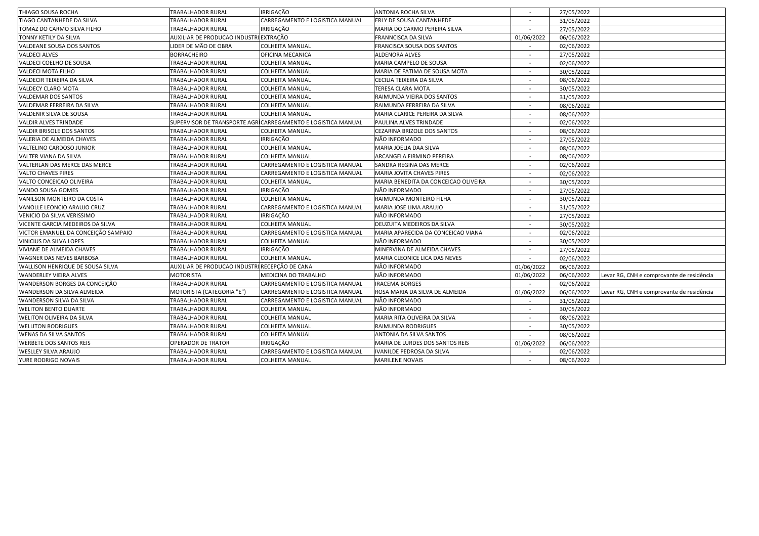| | | | | | | |
|---|---|---|---|---|---|---|
| THIAGO SOUSA ROCHA | TRABALHADOR RURAL | IRRIGAÇÃO | ANTONIA ROCHA SILVA | - | 27/05/2022 | |
| TIAGO CANTANHEDE DA SILVA | TRABALHADOR RURAL | CARREGAMENTO E LOGISTICA MANUAL | ERLY DE SOUSA CANTANHEDE | - | 31/05/2022 | |
| TOMAZ DO CARMO SILVA FILHO | TRABALHADOR RURAL | IRRIGAÇÃO | MARIA DO CARMO PEREIRA SILVA | - | 27/05/2022 | |
| TONNY KETILY DA SILVA | AUXILIAR DE PRODUCAO INDUSTRI | EXTRAÇÃO | FRANNCISCA DA SILVA | 01/06/2022 | 06/06/2022 | |
| VALDEANE SOUSA DOS SANTOS | LIDER DE MÃO DE OBRA | COLHEITA MANUAL | FRANCISCA SOUSA DOS SANTOS | - | 02/06/2022 | |
| VALDECI ALVES | BORRACHEIRO | OFICINA MECANICA | ALDENORA ALVES | - | 27/05/2022 | |
| VALDECI COELHO DE SOUSA | TRABALHADOR RURAL | COLHEITA MANUAL | MARIA CAMPELO DE SOUSA | - | 02/06/2022 | |
| VALDECI MOTA FILHO | TRABALHADOR RURAL | COLHEITA MANUAL | MARIA DE FATIMA DE SOUSA MOTA | - | 30/05/2022 | |
| VALDECIR TEIXEIRA DA SILVA | TRABALHADOR RURAL | COLHEITA MANUAL | CECILIA TEIXEIRA DA SILVA | - | 08/06/2022 | |
| VALDECY CLARO MOTA | TRABALHADOR RURAL | COLHEITA MANUAL | TERESA CLARA MOTA | - | 30/05/2022 | |
| VALDEMAR DOS SANTOS | TRABALHADOR RURAL | COLHEITA MANUAL | RAIMUNDA VIEIRA DOS SANTOS | - | 31/05/2022 | |
| VALDEMAR FERREIRA DA SILVA | TRABALHADOR RURAL | COLHEITA MANUAL | RAIMUNDA FERREIRA DA SILVA | - | 08/06/2022 | |
| VALDENIR SILVA DE SOUSA | TRABALHADOR RURAL | COLHEITA MANUAL | MARIA CLARICE PEREIRA DA SILVA | - | 08/06/2022 | |
| VALDIR ALVES TRINDADE | SUPERVISOR DE TRANSPORTE AGRI | CARREGAMENTO E LOGISTICA MANUAL | PAULINA ALVES TRINDADE | - | 02/06/2022 | |
| VALDIR BRISOLE DOS SANTOS | TRABALHADOR RURAL | COLHEITA MANUAL | CEZARINA BRIZOLE DOS SANTOS | - | 08/06/2022 | |
| VALERIA DE ALMEIDA CHAVES | TRABALHADOR RURAL | IRRIGAÇÃO | NÃO INFORMADO | - | 27/05/2022 | |
| VALTELINO CARDOSO JUNIOR | TRABALHADOR RURAL | COLHEITA MANUAL | MARIA JOELIA DAA SILVA | - | 08/06/2022 | |
| VALTER VIANA DA SILVA | TRABALHADOR RURAL | COLHEITA MANUAL | ARCANGELA FIRMINO PEREIRA | - | 08/06/2022 | |
| VALTERLAN DAS MERCE DAS MERCE | TRABALHADOR RURAL | CARREGAMENTO E LOGISTICA MANUAL | SANDRA REGINA DAS MERCE | - | 02/06/2022 | |
| VALTO CHAVES PIRES | TRABALHADOR RURAL | CARREGAMENTO E LOGISTICA MANUAL | MARIA JOVITA CHAVES PIRES | - | 02/06/2022 | |
| VALTO CONCEICAO OLIVEIRA | TRABALHADOR RURAL | COLHEITA MANUAL | MARIA BENEDITA DA CONCEICAO OLIVEIRA | - | 30/05/2022 | |
| VANDO SOUSA GOMES | TRABALHADOR RURAL | IRRIGAÇÃO | NÃO INFORMADO | - | 27/05/2022 | |
| VANILSON MONTEIRO DA COSTA | TRABALHADOR RURAL | COLHEITA MANUAL | RAIMUNDA MONTEIRO FILHA | - | 30/05/2022 | |
| VANOLLE LEONCIO ARAUJO CRUZ | TRABALHADOR RURAL | CARREGAMENTO E LOGISTICA MANUAL | MARIA JOSE LIMA ARAUJO | - | 31/05/2022 | |
| VENICIO DA SILVA VERISSIMO | TRABALHADOR RURAL | IRRIGAÇÃO | NÃO INFORMADO | - | 27/05/2022 | |
| VICENTE GARCIA MEDEIROS DA SILVA | TRABALHADOR RURAL | COLHEITA MANUAL | DEUZUITA MEDEIROS DA SILVA | - | 30/05/2022 | |
| VICTOR EMANUEL DA CONCEIÇÃO SAMPAIO | TRABALHADOR RURAL | CARREGAMENTO E LOGISTICA MANUAL | MARIA APARECIDA DA CONCEICAO VIANA | - | 02/06/2022 | |
| VINICIUS DA SILVA LOPES | TRABALHADOR RURAL | COLHEITA MANUAL | NÃO INFORMADO | - | 30/05/2022 | |
| VIVIANE DE ALMEIDA CHAVES | TRABALHADOR RURAL | IRRIGAÇÃO | MINERVINA DE ALMEIDA CHAVES | - | 27/05/2022 | |
| WAGNER DAS NEVES BARBOSA | TRABALHADOR RURAL | COLHEITA MANUAL | MARIA CLEONICE LICA DAS NEVES | - | 02/06/2022 | |
| WALLISON HENRIQUE DE SOUSA SILVA | AUXILIAR DE PRODUCAO INDUSTRI | RECEPÇÃO DE CANA | NÃO INFORMADO | 01/06/2022 | 06/06/2022 | |
| WANDERLEY VIEIRA ALVES | MOTORISTA | MEDICINA DO TRABALHO | NÃO INFORMADO | 01/06/2022 | 06/06/2022 | Levar RG, CNH e comprovante de residência |
| WANDERSON BORGES DA CONCEIÇÃO | TRABALHADOR RURAL | CARREGAMENTO E LOGISTICA MANUAL | IRACEMA BORGES | - | 02/06/2022 | |
| WANDERSON DA SILVA ALMEIDA | MOTORISTA (CATEGORIA "E") | CARREGAMENTO E LOGISTICA MANUAL | ROSA MARIA DA SILVA DE ALMEIDA | 01/06/2022 | 06/06/2022 | Levar RG, CNH e comprovante de residência |
| WANDERSON SILVA DA SILVA | TRABALHADOR RURAL | CARREGAMENTO E LOGISTICA MANUAL | NÃO INFORMADO | - | 31/05/2022 | |
| WELITON BENTO DUARTE | TRABALHADOR RURAL | COLHEITA MANUAL | NÃO INFORMADO | - | 30/05/2022 | |
| WELITON OLIVEIRA DA SILVA | TRABALHADOR RURAL | COLHEITA MANUAL | MARIA RITA OLIVEIRA DA SILVA | - | 08/06/2022 | |
| WELLITON RODRIGUES | TRABALHADOR RURAL | COLHEITA MANUAL | RAIMUNDA RODRIGUES | - | 30/05/2022 | |
| WENAS DA SILVA SANTOS | TRABALHADOR RURAL | COLHEITA MANUAL | ANTONIA DA SILVA SANTOS | - | 08/06/2022 | |
| WERBETE DOS SANTOS REIS | OPERADOR DE TRATOR | IRRIGAÇÃO | MARIA DE LURDES DOS SANTOS REIS | 01/06/2022 | 06/06/2022 | |
| WESLLEY SILVA ARAUJO | TRABALHADOR RURAL | CARREGAMENTO E LOGISTICA MANUAL | IVANILDE PEDROSA DA SILVA | - | 02/06/2022 | |
| YURE RODRIGO NOVAIS | TRABALHADOR RURAL | COLHEITA MANUAL | MARILENE NOVAIS | - | 08/06/2022 | |